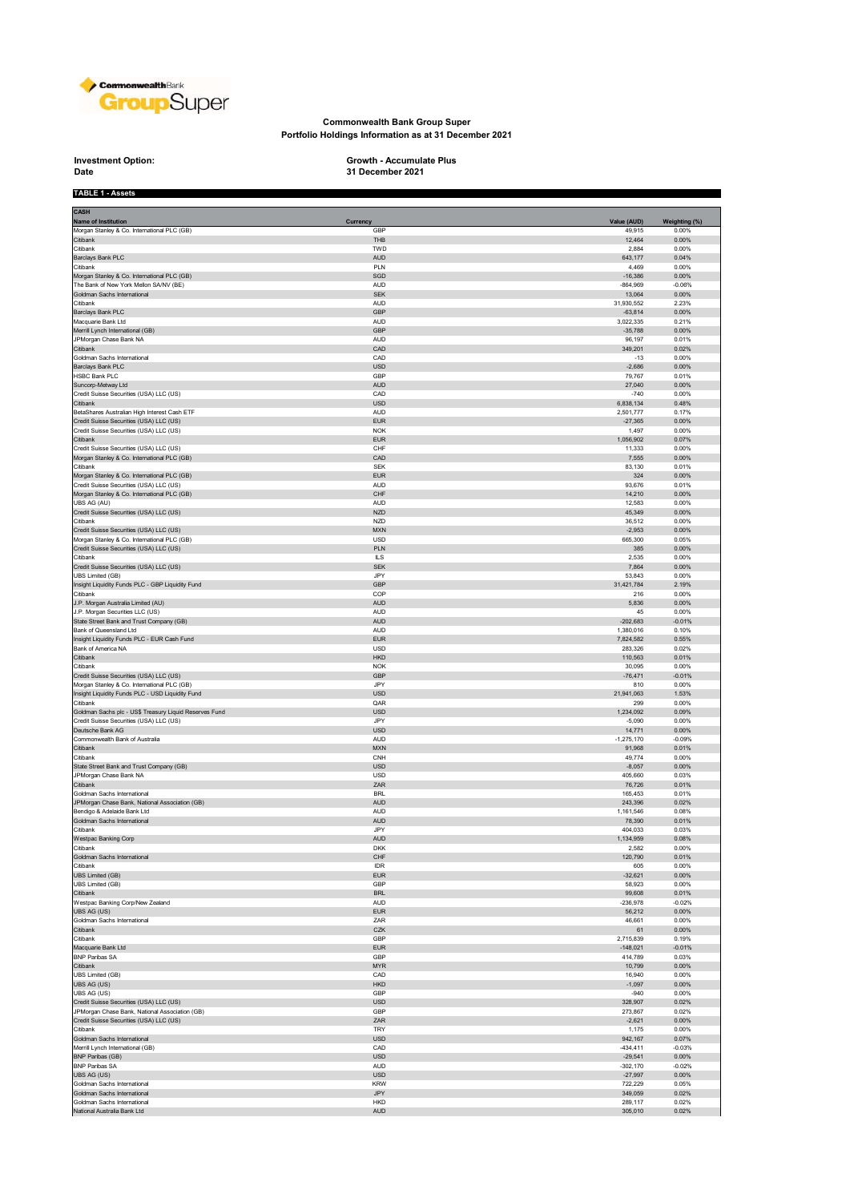# Commonwealth Bank Group Super

## Portfolio Holdings Information as at 31 December 2021

**Investment Option:** Growth - Accumulate Plus

**Date** 31 December 2021

**TABLE 1 - Assets**

| CASH | | | |
|---|---|---|---|
| **Name of Institution** | **Currency** | **Value (AUD)** | **Weighting (%)** |
| Morgan Stanley & Co. International PLC (GB) | GBP | 49,915 | 0.00% |
| Citibank | THB | 12,464 | 0.00% |
| Citibank | TWD | 2,884 | 0.00% |
| Barclays Bank PLC | AUD | 643,177 | 0.04% |
| Citibank | PLN | 4,469 | 0.00% |
| Morgan Stanley & Co. International PLC (GB) | SGD | -16,386 | 0.00% |
| The Bank of New York Mellon SA/NV (BE) | AUD | -864,969 | -0.06% |
| Goldman Sachs International | SEK | 13,064 | 0.00% |
| Citibank | AUD | 31,930,552 | 2.23% |
| Barclays Bank PLC | GBP | -63,814 | 0.00% |
| Macquarie Bank Ltd | AUD | 3,022,335 | 0.21% |
| Merrill Lynch International (GB) | GBP | -35,788 | 0.00% |
| JPMorgan Chase Bank NA | AUD | 96,197 | 0.01% |
| Citibank | CAD | 349,201 | 0.02% |
| Goldman Sachs International | CAD | -13 | 0.00% |
| Barclays Bank PLC | USD | -2,686 | 0.00% |
| HSBC Bank PLC | GBP | 79,767 | 0.01% |
| Suncorp-Metway Ltd | AUD | 27,040 | 0.00% |
| Credit Suisse Securities (USA) LLC (US) | CAD | -740 | 0.00% |
| Citibank | USD | 6,838,134 | 0.48% |
| BetaShares Australian High Interest Cash ETF | AUD | 2,501,777 | 0.17% |
| Credit Suisse Securities (USA) LLC (US) | EUR | -27,365 | 0.00% |
| Credit Suisse Securities (USA) LLC (US) | NOK | 1,497 | 0.00% |
| Citibank | EUR | 1,056,902 | 0.07% |
| Credit Suisse Securities (USA) LLC (US) | CHF | 11,333 | 0.00% |
| Morgan Stanley & Co. International PLC (GB) | CAD | 7,555 | 0.00% |
| Citibank | SEK | 83,130 | 0.01% |
| Morgan Stanley & Co. International PLC (GB) | EUR | 324 | 0.00% |
| Credit Suisse Securities (USA) LLC (US) | AUD | 93,676 | 0.01% |
| Morgan Stanley & Co. International PLC (GB) | CHF | 14,210 | 0.00% |
| UBS AG (AU) | AUD | 12,583 | 0.00% |
| Credit Suisse Securities (USA) LLC (US) | NZD | 45,349 | 0.00% |
| Citibank | NZD | 36,512 | 0.00% |
| Credit Suisse Securities (USA) LLC (US) | MXN | -2,953 | 0.00% |
| Morgan Stanley & Co. International PLC (GB) | USD | 665,300 | 0.05% |
| Credit Suisse Securities (USA) LLC (US) | PLN | 385 | 0.00% |
| Citibank | ILS | 2,535 | 0.00% |
| Credit Suisse Securities (USA) LLC (US) | SEK | 7,864 | 0.00% |
| UBS Limited (GB) | JPY | 53,843 | 0.00% |
| Insight Liquidity Funds PLC - GBP Liquidity Fund | GBP | 31,421,784 | 2.19% |
| Citibank | COP | 216 | 0.00% |
| J.P. Morgan Australia Limited (AU) | AUD | 5,836 | 0.00% |
| J.P. Morgan Securities LLC (US) | AUD | 45 | 0.00% |
| State Street Bank and Trust Company (GB) | AUD | -202,683 | -0.01% |
| Bank of Queensland Ltd | AUD | 1,380,016 | 0.10% |
| Insight Liquidity Funds PLC - EUR Cash Fund | EUR | 7,824,582 | 0.55% |
| Bank of America NA | USD | 283,326 | 0.02% |
| Citibank | HKD | 110,563 | 0.01% |
| Citibank | NOK | 30,095 | 0.00% |
| Credit Suisse Securities (USA) LLC (US) | GBP | -76,471 | -0.01% |
| Morgan Stanley & Co. International PLC (GB) | JPY | 810 | 0.00% |
| Insight Liquidity Funds PLC - USD Liquidity Fund | USD | 21,941,063 | 1.53% |
| Citibank | QAR | 299 | 0.00% |
| Goldman Sachs plc - US$ Treasury Liquid Reserves Fund | USD | 1,234,092 | 0.09% |
| Credit Suisse Securities (USA) LLC (US) | JPY | -5,090 | 0.00% |
| Deutsche Bank AG | USD | 14,771 | 0.00% |
| Commonwealth Bank of Australia | AUD | -1,275,170 | -0.09% |
| Citibank | MXN | 91,968 | 0.01% |
| Citibank | CNH | 49,774 | 0.00% |
| State Street Bank and Trust Company (GB) | USD | -8,057 | 0.00% |
| JPMorgan Chase Bank NA | USD | 405,660 | 0.03% |
| Citibank | ZAR | 76,726 | 0.01% |
| Goldman Sachs International | BRL | 165,453 | 0.01% |
| JPMorgan Chase Bank, National Association (GB) | AUD | 243,396 | 0.02% |
| Bendigo & Adelaide Bank Ltd | AUD | 1,161,546 | 0.08% |
| Goldman Sachs International | AUD | 78,390 | 0.01% |
| Citibank | JPY | 404,033 | 0.03% |
| Westpac Banking Corp | AUD | 1,134,959 | 0.08% |
| Citibank | DKK | 2,582 | 0.00% |
| Goldman Sachs International | CHF | 120,790 | 0.01% |
| Citibank | IDR | 605 | 0.00% |
| UBS Limited (GB) | EUR | -32,621 | 0.00% |
| UBS Limited (GB) | GBP | 58,923 | 0.00% |
| Citibank | BRL | 99,608 | 0.01% |
| Westpac Banking Corp/New Zealand | AUD | -236,978 | -0.02% |
| UBS AG (US) | EUR | 56,212 | 0.00% |
| Goldman Sachs International | ZAR | 46,661 | 0.00% |
| Citibank | CZK | 61 | 0.00% |
| Citibank | GBP | 2,715,839 | 0.19% |
| Macquarie Bank Ltd | EUR | -148,021 | -0.01% |
| BNP Paribas SA | GBP | 414,789 | 0.03% |
| Citibank | MYR | 10,799 | 0.00% |
| UBS Limited (GB) | CAD | 16,940 | 0.00% |
| UBS AG (US) | HKD | -1,097 | 0.00% |
| UBS AG (US) | GBP | -940 | 0.00% |
| Credit Suisse Securities (USA) LLC (US) | USD | 328,907 | 0.02% |
| JPMorgan Chase Bank, National Association (GB) | GBP | 273,867 | 0.02% |
| Credit Suisse Securities (USA) LLC (US) | ZAR | -2,621 | 0.00% |
| Citibank | TRY | 1,175 | 0.00% |
| Goldman Sachs International | USD | 942,167 | 0.07% |
| Merrill Lynch International (GB) | CAD | -434,411 | -0.03% |
| BNP Paribas (GB) | USD | -29,541 | 0.00% |
| BNP Paribas SA | AUD | -302,170 | -0.02% |
| UBS AG (US) | USD | -27,997 | 0.00% |
| Goldman Sachs International | KRW | 722,229 | 0.05% |
| Goldman Sachs International | JPY | 349,059 | 0.02% |
| Goldman Sachs International | HKD | 289,117 | 0.02% |
| National Australia Bank Ltd | AUD | 305,010 | 0.02% |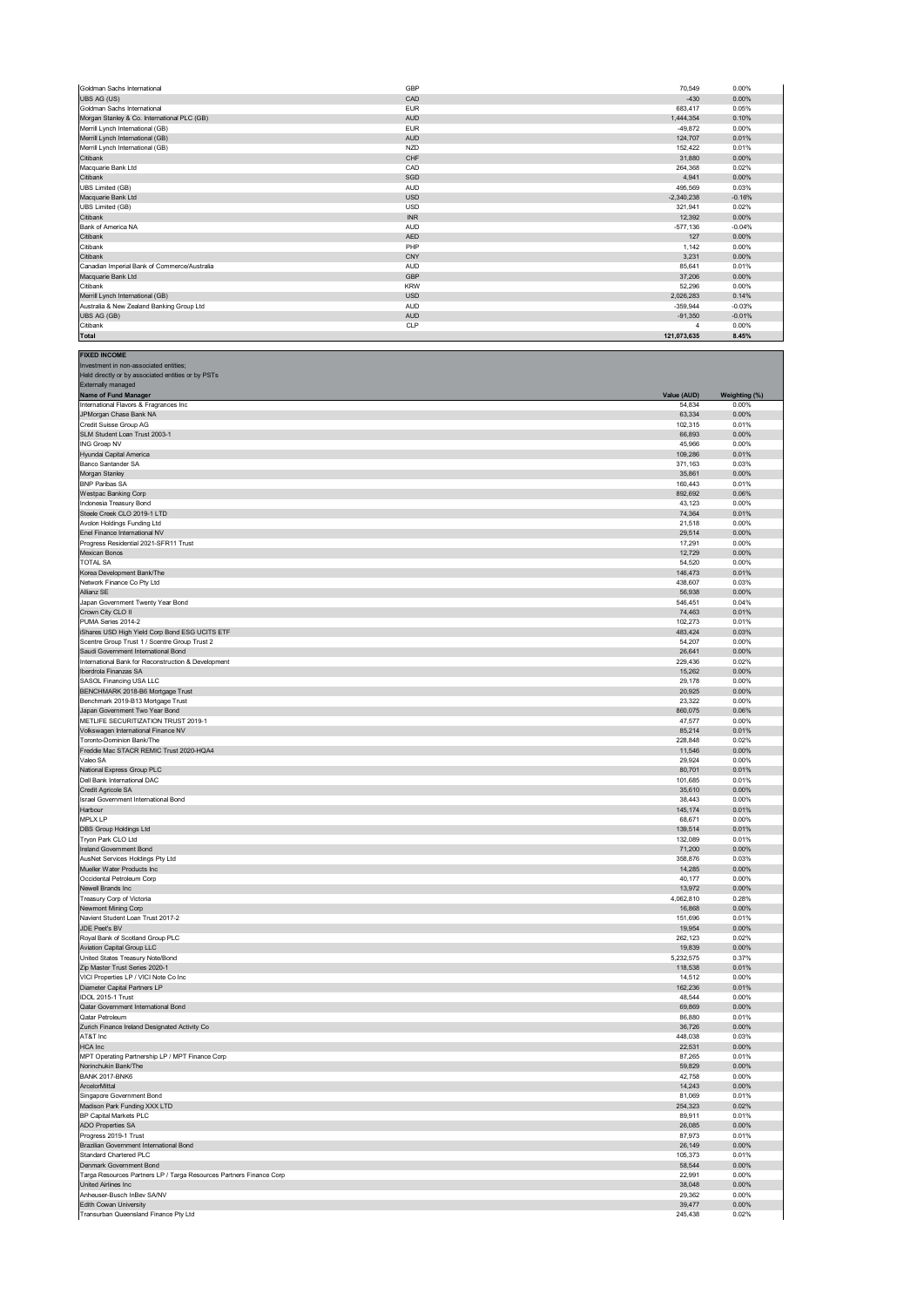| | | | |
|---|---|---|---|
| Goldman Sachs International | GBP | 70,549 | 0.00% |
| UBS AG (US) | CAD | -430 | 0.00% |
| Goldman Sachs International | EUR | 683,417 | 0.05% |
| Morgan Stanley & Co. International PLC (GB) | AUD | 1,444,354 | 0.10% |
| Merrill Lynch International (GB) | EUR | -49,872 | 0.00% |
| Merrill Lynch International (GB) | AUD | 124,707 | 0.01% |
| Merrill Lynch International (GB) | NZD | 152,422 | 0.01% |
| Citibank | CHF | 31,880 | 0.00% |
| Macquarie Bank Ltd | CAD | 264,368 | 0.02% |
| Citibank | SGD | 4,941 | 0.00% |
| UBS Limited (GB) | AUD | 495,569 | 0.03% |
| Macquarie Bank Ltd | USD | -2,340,238 | -0.16% |
| UBS Limited (GB) | USD | 321,941 | 0.02% |
| Citibank | INR | 12,392 | 0.00% |
| Bank of America NA | AUD | -577,136 | -0.04% |
| Citibank | AED | 127 | 0.00% |
| Citibank | PHP | 1,142 | 0.00% |
| Citibank | CNY | 3,231 | 0.00% |
| Canadian Imperial Bank of Commerce/Australia | AUD | 85,641 | 0.01% |
| Macquarie Bank Ltd | GBP | 37,206 | 0.00% |
| Citibank | KRW | 52,296 | 0.00% |
| Merrill Lynch International (GB) | USD | 2,026,283 | 0.14% |
| Australia & New Zealand Banking Group Ltd | AUD | -359,944 | -0.03% |
| UBS AG (GB) | AUD | -91,350 | -0.01% |
| Citibank | CLP | 4 | 0.00% |
| **Total** | | **121,073,635** | **8.45%** |

**FIXED INCOME**
Investment in non-associated entities;
Held directly or by associated entities or by PSTs
Externally managed

| Name of Fund Manager | Value (AUD) | Weighting (%) |
|---|---|---|
| International Flavors & Fragrances Inc | 54,834 | 0.00% |
| JPMorgan Chase Bank NA | 63,334 | 0.00% |
| Credit Suisse Group AG | 102,315 | 0.01% |
| SLM Student Loan Trust 2003-1 | 66,893 | 0.00% |
| ING Groep NV | 45,966 | 0.00% |
| Hyundai Capital America | 109,286 | 0.01% |
| Banco Santander SA | 371,163 | 0.03% |
| Morgan Stanley | 35,861 | 0.00% |
| BNP Paribas SA | 160,443 | 0.01% |
| Westpac Banking Corp | 892,692 | 0.06% |
| Indonesia Treasury Bond | 43,123 | 0.00% |
| Steele Creek CLO 2019-1 LTD | 74,364 | 0.01% |
| Avolon Holdings Funding Ltd | 21,518 | 0.00% |
| Enel Finance International NV | 29,514 | 0.00% |
| Progress Residential 2021-SFR11 Trust | 17,291 | 0.00% |
| Mexican Bonos | 12,729 | 0.00% |
| TOTAL SA | 54,520 | 0.00% |
| Korea Development Bank/The | 146,473 | 0.01% |
| Network Finance Co Pty Ltd | 438,607 | 0.03% |
| Allianz SE | 56,938 | 0.00% |
| Japan Government Twenty Year Bond | 546,451 | 0.04% |
| Crown City CLO II | 74,463 | 0.01% |
| PUMA Series 2014-2 | 102,273 | 0.01% |
| iShares USD High Yield Corp Bond ESG UCITS ETF | 483,424 | 0.03% |
| Scentre Group Trust 1 / Scentre Group Trust 2 | 54,207 | 0.00% |
| Saudi Government International Bond | 26,641 | 0.00% |
| International Bank for Reconstruction & Development | 229,436 | 0.02% |
| Iberdrola Finanzas SA | 15,262 | 0.00% |
| SASOL Financing USA LLC | 29,178 | 0.00% |
| BENCHMARK 2018-B6 Mortgage Trust | 20,925 | 0.00% |
| Benchmark 2019-B13 Mortgage Trust | 23,322 | 0.00% |
| Japan Government Two Year Bond | 860,075 | 0.06% |
| METLIFE SECURITIZATION TRUST 2019-1 | 47,577 | 0.00% |
| Volkswagen International Finance NV | 85,214 | 0.01% |
| Toronto-Dominion Bank/The | 228,848 | 0.02% |
| Freddie Mac STACR REMIC Trust 2020-HQA4 | 11,546 | 0.00% |
| Valeo SA | 29,924 | 0.00% |
| National Express Group PLC | 80,701 | 0.01% |
| Dell Bank International DAC | 101,685 | 0.01% |
| Credit Agricole SA | 35,610 | 0.00% |
| Israel Government International Bond | 38,443 | 0.00% |
| Harbour | 145,174 | 0.01% |
| MPLX LP | 68,671 | 0.00% |
| DBS Group Holdings Ltd | 139,514 | 0.01% |
| Tryon Park CLO Ltd | 132,089 | 0.01% |
| Ireland Government Bond | 71,200 | 0.00% |
| AusNet Services Holdings Pty Ltd | 358,876 | 0.03% |
| Mueller Water Products Inc | 14,285 | 0.00% |
| Occidental Petroleum Corp | 40,177 | 0.00% |
| Newell Brands Inc | 13,972 | 0.00% |
| Treasury Corp of Victoria | 4,062,810 | 0.28% |
| Newmont Mining Corp | 16,868 | 0.00% |
| Navient Student Loan Trust 2017-2 | 151,696 | 0.01% |
| JDE Peet's BV | 19,954 | 0.00% |
| Royal Bank of Scotland Group PLC | 262,123 | 0.02% |
| Aviation Capital Group LLC | 19,839 | 0.00% |
| United States Treasury Note/Bond | 5,232,575 | 0.37% |
| Zip Master Trust Series 2020-1 | 118,538 | 0.01% |
| VICI Properties LP / VICI Note Co Inc | 14,512 | 0.00% |
| Diameter Capital Partners LP | 162,236 | 0.01% |
| IDOL 2015-1 Trust | 48,544 | 0.00% |
| Qatar Government International Bond | 69,869 | 0.00% |
| Qatar Petroleum | 86,880 | 0.01% |
| Zurich Finance Ireland Designated Activity Co | 36,726 | 0.00% |
| AT&T Inc | 448,038 | 0.03% |
| HCA Inc | 22,531 | 0.00% |
| MPT Operating Partnership LP / MPT Finance Corp | 87,265 | 0.01% |
| Norinchukin Bank/The | 59,829 | 0.00% |
| BANK 2017-BNK6 | 42,758 | 0.00% |
| ArcelorMittal | 14,243 | 0.00% |
| Singapore Government Bond | 81,069 | 0.01% |
| Madison Park Funding XXX LTD | 254,323 | 0.02% |
| BP Capital Markets PLC | 89,911 | 0.01% |
| ADO Properties SA | 26,085 | 0.00% |
| Progress 2019-1 Trust | 87,973 | 0.01% |
| Brazilian Government International Bond | 26,149 | 0.00% |
| Standard Chartered PLC | 105,373 | 0.01% |
| Denmark Government Bond | 58,544 | 0.00% |
| Targa Resources Partners LP / Targa Resources Partners Finance Corp | 22,991 | 0.00% |
| United Airlines Inc | 38,048 | 0.00% |
| Anheuser-Busch InBev SA/NV | 29,362 | 0.00% |
| Edith Cowan University | 39,477 | 0.00% |
| Transurban Queensland Finance Pty Ltd | 245,438 | 0.02% |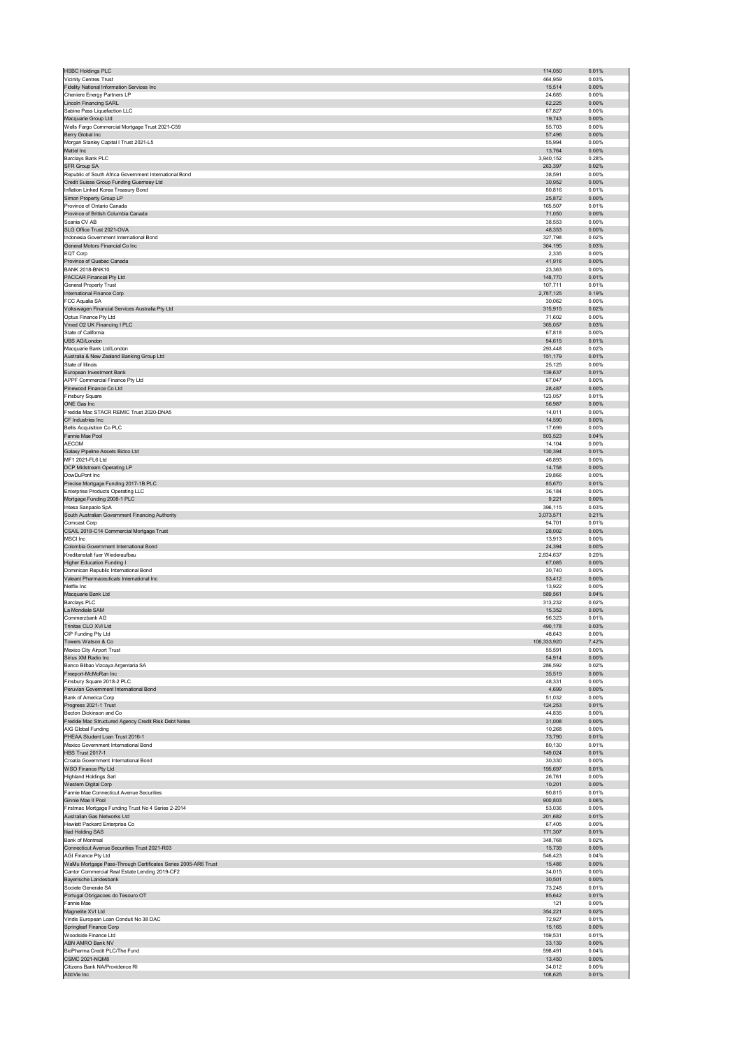| | | |
|---|---|---|
| HSBC Holdings PLC | 114,050 | 0.01% |
| Vicinity Centres Trust | 464,959 | 0.03% |
| Fidelity National Information Services Inc | 15,514 | 0.00% |
| Cheniere Energy Partners LP | 24,685 | 0.00% |
| Lincoln Financing SARL | 62,225 | 0.00% |
| Sabine Pass Liquefaction LLC | 67,827 | 0.00% |
| Macquarie Group Ltd | 19,743 | 0.00% |
| Wells Fargo Commercial Mortgage Trust 2021-C59 | 55,703 | 0.00% |
| Berry Global Inc | 57,496 | 0.00% |
| Morgan Stanley Capital I Trust 2021-L5 | 55,994 | 0.00% |
| Mattel Inc | 13,764 | 0.00% |
| Barclays Bank PLC | 3,940,152 | 0.28% |
| SFR Group SA | 263,397 | 0.02% |
| Republic of South Africa Government International Bond | 38,591 | 0.00% |
| Credit Suisse Group Funding Guernsey Ltd | 30,952 | 0.00% |
| Inflation Linked Korea Treasury Bond | 80,816 | 0.01% |
| Simon Property Group LP | 25,872 | 0.00% |
| Province of Ontario Canada | 165,507 | 0.01% |
| Province of British Columbia Canada | 71,050 | 0.00% |
| Scania CV AB | 38,553 | 0.00% |
| SLG Office Trust 2021-OVA | 48,353 | 0.00% |
| Indonesia Government International Bond | 327,798 | 0.02% |
| General Motors Financial Co Inc | 364,195 | 0.03% |
| EQT Corp | 2,335 | 0.00% |
| Province of Quebec Canada | 41,916 | 0.00% |
| BANK 2018-BNK10 | 23,363 | 0.00% |
| PACCAR Financial Pty Ltd | 148,770 | 0.01% |
| General Property Trust | 107,711 | 0.01% |
| International Finance Corp | 2,787,125 | 0.19% |
| FCC Aqualia SA | 30,062 | 0.00% |
| Volkswagen Financial Services Australia Pty Ltd | 315,915 | 0.02% |
| Optus Finance Pty Ltd | 71,602 | 0.00% |
| Vmed O2 UK Financing I PLC | 365,057 | 0.03% |
| State of California | 67,818 | 0.00% |
| UBS AG/London | 94,615 | 0.01% |
| Macquarie Bank Ltd/London | 293,448 | 0.02% |
| Australia & New Zealand Banking Group Ltd | 151,179 | 0.01% |
| State of Illinois | 25,125 | 0.00% |
| European Investment Bank | 139,637 | 0.01% |
| APPF Commercial Finance Pty Ltd | 67,047 | 0.00% |
| Pinewood Finance Co Ltd | 28,487 | 0.00% |
| Finsbury Square | 123,057 | 0.01% |
| ONE Gas Inc | 56,987 | 0.00% |
| Freddie Mac STACR REMIC Trust 2020-DNA5 | 14,011 | 0.00% |
| CF Industries Inc | 14,590 | 0.00% |
| Bellis Acquisition Co PLC | 17,699 | 0.00% |
| Fannie Mae Pool | 503,523 | 0.04% |
| AECOM | 14,104 | 0.00% |
| Galaxy Pipeline Assets Bidco Ltd | 130,394 | 0.01% |
| MF1 2021-FL6 Ltd | 46,893 | 0.00% |
| DCP Midstream Operating LP | 14,758 | 0.00% |
| DowDuPont Inc | 29,866 | 0.00% |
| Precise Mortgage Funding 2017-1B PLC | 85,670 | 0.01% |
| Enterprise Products Operating LLC | 36,184 | 0.00% |
| Mortgage Funding 2008-1 PLC | 9,221 | 0.00% |
| Intesa Sanpaolo SpA | 396,115 | 0.03% |
| South Australian Government Financing Authority | 3,073,571 | 0.21% |
| Comcast Corp | 94,701 | 0.01% |
| CSAIL 2018-C14 Commercial Mortgage Trust | 28,002 | 0.00% |
| MSCI Inc | 13,913 | 0.00% |
| Colombia Government International Bond | 24,394 | 0.00% |
| Kreditanstalt fuer Wiederaufbau | 2,834,637 | 0.20% |
| Higher Education Funding I | 67,085 | 0.00% |
| Dominican Republic International Bond | 30,740 | 0.00% |
| Valeant Pharmaceuticals International Inc | 53,412 | 0.00% |
| Netflix Inc | 13,922 | 0.00% |
| Macquarie Bank Ltd | 589,561 | 0.04% |
| Barclays PLC | 313,232 | 0.02% |
| La Mondiale SAM | 15,352 | 0.00% |
| Commerzbank AG | 96,323 | 0.01% |
| Trinitas CLO XVI Ltd | 490,178 | 0.03% |
| CIP Funding Pty Ltd | 48,643 | 0.00% |
| Towers Watson & Co | 106,333,920 | 7.42% |
| Mexico City Airport Trust | 55,591 | 0.00% |
| Sirius XM Radio Inc | 54,914 | 0.00% |
| Banco Bilbao Vizcaya Argentaria SA | 286,592 | 0.02% |
| Freeport-McMoRan Inc | 35,519 | 0.00% |
| Finsbury Square 2018-2 PLC | 48,331 | 0.00% |
| Peruvian Government International Bond | 4,699 | 0.00% |
| Bank of America Corp | 51,032 | 0.00% |
| Progress 2021-1 Trust | 124,253 | 0.01% |
| Becton Dickinson and Co | 44,835 | 0.00% |
| Freddie Mac Structured Agency Credit Risk Debt Notes | 31,008 | 0.00% |
| AIG Global Funding | 10,268 | 0.00% |
| PHEAA Student Loan Trust 2016-1 | 73,790 | 0.01% |
| Mexico Government International Bond | 80,130 | 0.01% |
| HBS Trust 2017-1 | 149,024 | 0.01% |
| Croatia Government International Bond | 30,330 | 0.00% |
| WSO Finance Pty Ltd | 195,697 | 0.01% |
| Highland Holdings Sarl | 26,761 | 0.00% |
| Western Digital Corp | 10,201 | 0.00% |
| Fannie Mae Connecticut Avenue Securities | 90,815 | 0.01% |
| Ginnie Mae II Pool | 900,803 | 0.06% |
| Firstmac Mortgage Funding Trust No 4 Series 2-2014 | 53,036 | 0.00% |
| Australian Gas Networks Ltd | 201,682 | 0.01% |
| Hewlett Packard Enterprise Co | 67,405 | 0.00% |
| Iliad Holding SAS | 171,307 | 0.01% |
| Bank of Montreal | 348,768 | 0.02% |
| Connecticut Avenue Securities Trust 2021-R03 | 15,739 | 0.00% |
| AGI Finance Pty Ltd | 546,423 | 0.04% |
| WaMu Mortgage Pass-Through Certificates Series 2005-AR6 Trust | 15,486 | 0.00% |
| Cantor Commercial Real Estate Lending 2019-CF2 | 34,015 | 0.00% |
| Bayerische Landesbank | 30,501 | 0.00% |
| Societe Generale SA | 73,248 | 0.01% |
| Portugal Obrigacoes do Tesouro OT | 85,642 | 0.01% |
| Fannie Mae | 121 | 0.00% |
| Magnetite XVI Ltd | 354,221 | 0.02% |
| Viridis European Loan Conduit No 38 DAC | 72,927 | 0.01% |
| Springleaf Finance Corp | 15,165 | 0.00% |
| Woodside Finance Ltd | 159,531 | 0.01% |
| ABN AMRO Bank NV | 33,139 | 0.00% |
| BioPharma Credit PLC/The Fund | 598,491 | 0.04% |
| CSMC 2021-NQM8 | 13,450 | 0.00% |
| Citizens Bank NA/Providence RI | 34,012 | 0.00% |
| AbbVie Inc | 108,625 | 0.01% |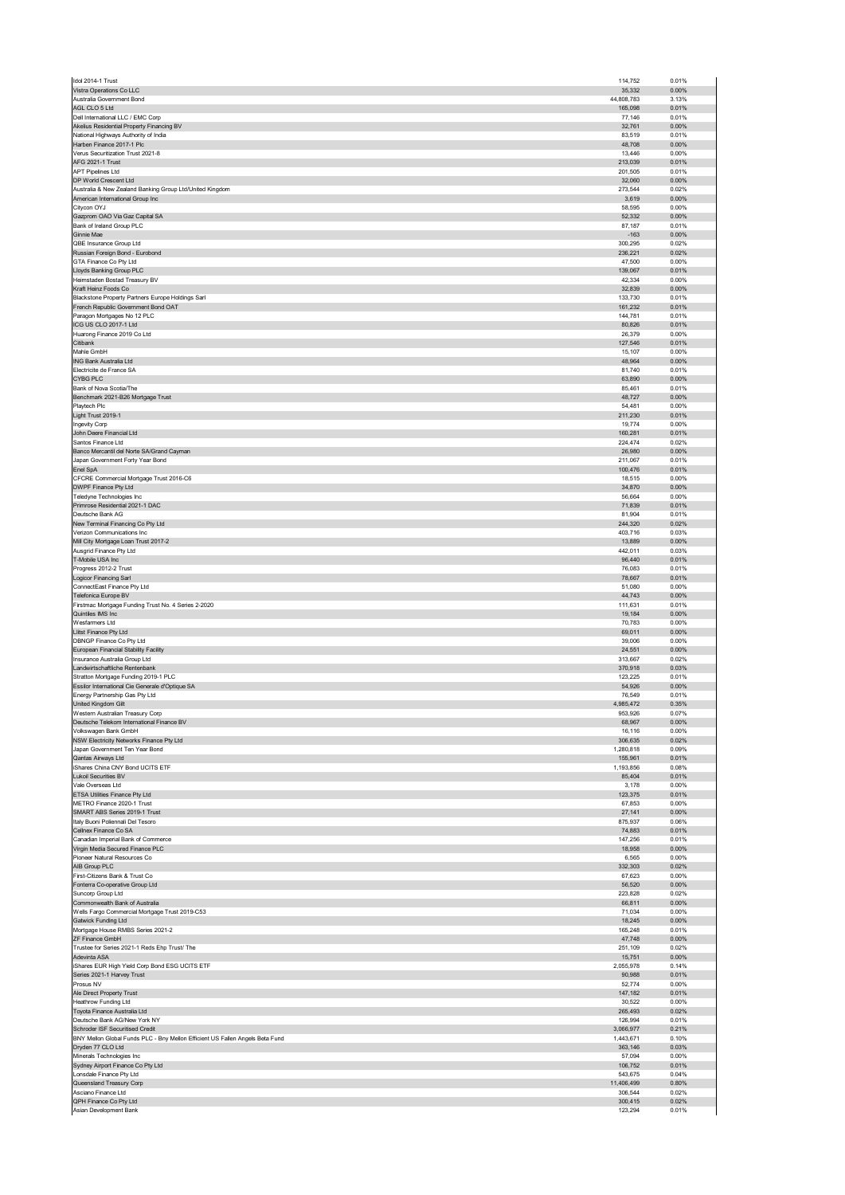| | | |
|---|---|---|
| Idol 2014-1 Trust | 114,752 | 0.01% |
| Vistra Operations Co LLC | 35,332 | 0.00% |
| Australia Government Bond | 44,808,783 | 3.13% |
| AGL CLO 5 Ltd | 165,098 | 0.01% |
| Dell International LLC / EMC Corp | 77,146 | 0.01% |
| Akelius Residential Property Financing BV | 32,761 | 0.00% |
| National Highways Authority of India | 83,519 | 0.01% |
| Harben Finance 2017-1 Plc | 48,708 | 0.00% |
| Verus Securitization Trust 2021-8 | 13,446 | 0.00% |
| AFG 2021-1 Trust | 213,039 | 0.01% |
| APT Pipelines Ltd | 201,505 | 0.01% |
| DP World Crescent Ltd | 32,060 | 0.00% |
| Australia & New Zealand Banking Group Ltd/United Kingdom | 273,544 | 0.02% |
| American International Group Inc | 3,619 | 0.00% |
| Citycon OYJ | 58,595 | 0.00% |
| Gazprom OAO Via Gaz Capital SA | 52,332 | 0.00% |
| Bank of Ireland Group PLC | 87,187 | 0.01% |
| Ginnie Mae | -163 | 0.00% |
| QBE Insurance Group Ltd | 300,295 | 0.02% |
| Russian Foreign Bond - Eurobond | 236,221 | 0.02% |
| GTA Finance Co Pty Ltd | 47,500 | 0.00% |
| Lloyds Banking Group PLC | 139,067 | 0.01% |
| Heimstaden Bostad Treasury BV | 42,334 | 0.00% |
| Kraft Heinz Foods Co | 32,839 | 0.00% |
| Blackstone Property Partners Europe Holdings Sarl | 133,730 | 0.01% |
| French Republic Government Bond OAT | 161,232 | 0.01% |
| Paragon Mortgages No 12 PLC | 144,781 | 0.01% |
| ICG US CLO 2017-1 Ltd | 80,826 | 0.01% |
| Huarong Finance 2019 Co Ltd | 26,379 | 0.00% |
| Citibank | 127,546 | 0.01% |
| Mahle GmbH | 15,107 | 0.00% |
| ING Bank Australia Ltd | 48,964 | 0.00% |
| Electricite de France SA | 81,740 | 0.01% |
| CYBG PLC | 63,890 | 0.00% |
| Bank of Nova Scotia/The | 85,461 | 0.01% |
| Benchmark 2021-B26 Mortgage Trust | 48,727 | 0.00% |
| Playtech Plc | 54,481 | 0.00% |
| Light Trust 2019-1 | 211,230 | 0.01% |
| Ingevity Corp | 19,774 | 0.00% |
| John Deere Financial Ltd | 160,281 | 0.01% |
| Santos Finance Ltd | 224,474 | 0.02% |
| Banco Mercantil del Norte SA/Grand Cayman | 26,980 | 0.00% |
| Japan Government Forty Year Bond | 211,067 | 0.01% |
| Enel SpA | 100,476 | 0.01% |
| CFCRE Commercial Mortgage Trust 2016-C6 | 18,515 | 0.00% |
| DWPF Finance Pty Ltd | 34,870 | 0.00% |
| Teledyne Technologies Inc | 56,664 | 0.00% |
| Primrose Residential 2021-1 DAC | 71,839 | 0.01% |
| Deutsche Bank AG | 81,904 | 0.01% |
| New Terminal Financing Co Pty Ltd | 244,320 | 0.02% |
| Verizon Communications Inc | 403,716 | 0.03% |
| Mill City Mortgage Loan Trust 2017-2 | 13,889 | 0.00% |
| Ausgrid Finance Pty Ltd | 442,011 | 0.03% |
| T-Mobile USA Inc | 96,440 | 0.01% |
| Progress 2012-2 Trust | 76,083 | 0.01% |
| Logicor Financing Sarl | 78,667 | 0.01% |
| ConnectEast Finance Pty Ltd | 51,080 | 0.00% |
| Telefonica Europe BV | 44,743 | 0.00% |
| Firstmac Mortgage Funding Trust No. 4 Series 2-2020 | 111,631 | 0.01% |
| Quintiles IMS Inc | 19,184 | 0.00% |
| Wesfarmers Ltd | 70,783 | 0.00% |
| Lltst Finance Pty Ltd | 69,011 | 0.00% |
| DBNGP Finance Co Pty Ltd | 39,006 | 0.00% |
| European Financial Stability Facility | 24,551 | 0.00% |
| Insurance Australia Group Ltd | 313,667 | 0.02% |
| Landwirtschaftliche Rentenbank | 370,918 | 0.03% |
| Stratton Mortgage Funding 2019-1 PLC | 123,225 | 0.01% |
| Essilor International Cie Generale d'Optique SA | 54,926 | 0.00% |
| Energy Partnership Gas Pty Ltd | 76,549 | 0.01% |
| United Kingdom Gilt | 4,985,472 | 0.35% |
| Western Australian Treasury Corp | 953,926 | 0.07% |
| Deutsche Telekom International Finance BV | 68,967 | 0.00% |
| Volkswagen Bank GmbH | 16,116 | 0.00% |
| NSW Electricity Networks Finance Pty Ltd | 306,635 | 0.02% |
| Japan Government Ten Year Bond | 1,280,818 | 0.09% |
| Qantas Airways Ltd | 155,961 | 0.01% |
| iShares China CNY Bond UCITS ETF | 1,193,856 | 0.08% |
| Lukoil Securities BV | 85,404 | 0.01% |
| Vale Overseas Ltd | 3,178 | 0.00% |
| ETSA Utilities Finance Pty Ltd | 123,375 | 0.01% |
| METRO Finance 2020-1 Trust | 67,853 | 0.00% |
| SMART ABS Series 2019-1 Trust | 27,141 | 0.00% |
| Italy Buoni Poliennali Del Tesoro | 875,937 | 0.06% |
| Cellnex Finance Co SA | 74,883 | 0.01% |
| Canadian Imperial Bank of Commerce | 147,256 | 0.01% |
| Virgin Media Secured Finance PLC | 18,958 | 0.00% |
| Pioneer Natural Resources Co | 6,565 | 0.00% |
| AIB Group PLC | 332,303 | 0.02% |
| First-Citizens Bank & Trust Co | 67,623 | 0.00% |
| Fonterra Co-operative Group Ltd | 56,520 | 0.00% |
| Suncorp Group Ltd | 223,828 | 0.02% |
| Commonwealth Bank of Australia | 66,811 | 0.00% |
| Wells Fargo Commercial Mortgage Trust 2019-C53 | 71,034 | 0.00% |
| Gatwick Funding Ltd | 18,245 | 0.00% |
| Mortgage House RMBS Series 2021-2 | 165,248 | 0.01% |
| ZF Finance GmbH | 47,748 | 0.00% |
| Trustee for Series 2021-1 Reds Ehp Trust/ The | 251,109 | 0.02% |
| Adevinta ASA | 15,751 | 0.00% |
| iShares EUR High Yield Corp Bond ESG UCITS ETF | 2,055,978 | 0.14% |
| Series 2021-1 Harvey Trust | 90,988 | 0.01% |
| Prosus NV | 52,774 | 0.00% |
| Ale Direct Property Trust | 147,182 | 0.01% |
| Heathrow Funding Ltd | 30,522 | 0.00% |
| Toyota Finance Australia Ltd | 265,493 | 0.02% |
| Deutsche Bank AG/New York NY | 126,994 | 0.01% |
| Schroder ISF Securitised Credit | 3,066,977 | 0.21% |
| BNY Mellon Global Funds PLC - Bny Mellon Efficient US Fallen Angels Beta Fund | 1,443,671 | 0.10% |
| Dryden 77 CLO Ltd | 363,146 | 0.03% |
| Minerals Technologies Inc | 57,094 | 0.00% |
| Sydney Airport Finance Co Pty Ltd | 106,752 | 0.01% |
| Lonsdale Finance Pty Ltd | 543,675 | 0.04% |
| Queensland Treasury Corp | 11,406,499 | 0.80% |
| Asciano Finance Ltd | 306,544 | 0.02% |
| QPH Finance Co Pty Ltd | 300,415 | 0.02% |
| Asian Development Bank | 123,294 | 0.01% |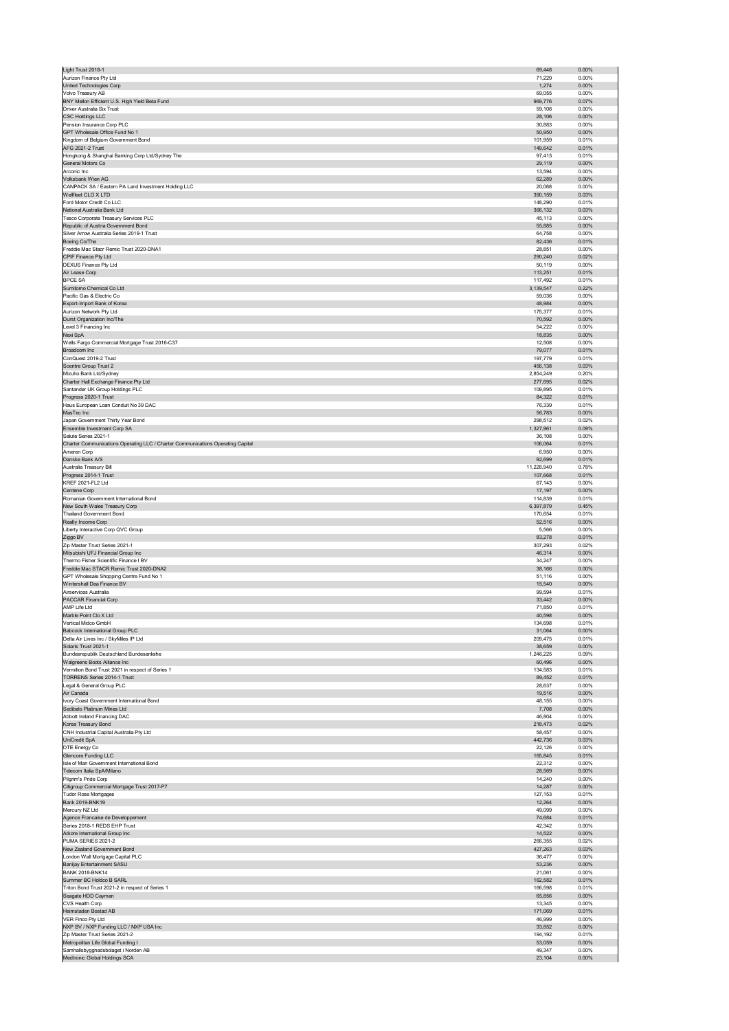| | | |
|---|---|---|
| Light Trust 2018-1 | 69,448 | 0.00% |
| Aurizon Finance Pty Ltd | 71,229 | 0.00% |
| United Technologies Corp | 1,274 | 0.00% |
| Volvo Treasury AB | 69,055 | 0.00% |
| BNY Mellon Efficient U.S. High Yield Beta Fund | 969,776 | 0.07% |
| Driver Australia Six Trust | 59,108 | 0.00% |
| CSC Holdings LLC | 28,106 | 0.00% |
| Pension Insurance Corp PLC | 30,883 | 0.00% |
| GPT Wholesale Office Fund No 1 | 50,950 | 0.00% |
| Kingdom of Belgium Government Bond | 101,959 | 0.01% |
| AFG 2021-2 Trust | 149,642 | 0.01% |
| Hongkong & Shanghai Banking Corp Ltd/Sydney The | 97,413 | 0.01% |
| General Motors Co | 29,119 | 0.00% |
| Arconic Inc | 13,594 | 0.00% |
| Volksbank Wien AG | 62,289 | 0.00% |
| CANPACK SA / Eastern PA Land Investment Holding LLC | 20,068 | 0.00% |
| Wellfleet CLO X LTD | 390,159 | 0.03% |
| Ford Motor Credit Co LLC | 148,290 | 0.01% |
| National Australia Bank Ltd | 366,132 | 0.03% |
| Tesco Corporate Treasury Services PLC | 45,113 | 0.00% |
| Republic of Austria Government Bond | 55,885 | 0.00% |
| Silver Arrow Australia Series 2019-1 Trust | 64,758 | 0.00% |
| Boeing Co/The | 82,436 | 0.01% |
| Freddie Mac Stacr Remic Trust 2020-DNA1 | 28,851 | 0.00% |
| CPIF Finance Pty Ltd | 290,240 | 0.02% |
| DEXUS Finance Pty Ltd | 50,119 | 0.00% |
| Air Lease Corp | 113,251 | 0.01% |
| BPCE SA | 117,492 | 0.01% |
| Sumitomo Chemical Co Ltd | 3,139,547 | 0.22% |
| Pacific Gas & Electric Co | 59,036 | 0.00% |
| Export-Import Bank of Korea | 48,984 | 0.00% |
| Aurizon Network Pty Ltd | 175,377 | 0.01% |
| Durst Organization Inc/The | 70,592 | 0.00% |
| Level 3 Financing Inc | 54,222 | 0.00% |
| Nexi SpA | 18,835 | 0.00% |
| Wells Fargo Commercial Mortgage Trust 2016-C37 | 12,508 | 0.00% |
| Broadcom Inc | 79,077 | 0.01% |
| ConQuest 2019-2 Trust | 197,779 | 0.01% |
| Scentre Group Trust 2 | 456,138 | 0.03% |
| Mizuho Bank Ltd/Sydney | 2,854,249 | 0.20% |
| Charter Hall Exchange Finance Pty Ltd | 277,695 | 0.02% |
| Santander UK Group Holdings PLC | 109,895 | 0.01% |
| Progress 2020-1 Trust | 84,322 | 0.01% |
| Haus European Loan Conduit No 39 DAC | 76,339 | 0.01% |
| MasTec Inc | 56,783 | 0.00% |
| Japan Government Thirty Year Bond | 298,512 | 0.02% |
| Ensemble Investment Corp SA | 1,327,961 | 0.09% |
| Salute Series 2021-1 | 36,108 | 0.00% |
| Charter Communications Operating LLC / Charter Communications Operating Capital | 106,064 | 0.01% |
| Ameren Corp | 6,950 | 0.00% |
| Danske Bank A/S | 92,699 | 0.01% |
| Australia Treasury Bill | 11,228,940 | 0.78% |
| Progress 2014-1 Trust | 107,668 | 0.01% |
| KREF 2021-FL2 Ltd | 67,143 | 0.00% |
| Centene Corp | 17,197 | 0.00% |
| Romanian Government International Bond | 114,839 | 0.01% |
| New South Wales Treasury Corp | 6,397,879 | 0.45% |
| Thailand Government Bond | 170,654 | 0.01% |
| Realty Income Corp | 52,516 | 0.00% |
| Liberty Interactive Corp QVC Group | 5,566 | 0.00% |
| Ziggo BV | 83,278 | 0.01% |
| Zip Master Trust Series 2021-1 | 307,293 | 0.02% |
| Mitsubishi UFJ Financial Group Inc | 46,314 | 0.00% |
| Thermo Fisher Scientific Finance I BV | 34,247 | 0.00% |
| Freddie Mac STACR Remic Trust 2020-DNA2 | 38,166 | 0.00% |
| GPT Wholesale Shopping Centre Fund No 1 | 51,116 | 0.00% |
| Wintershall Dea Finance BV | 15,540 | 0.00% |
| Airservices Australia | 99,594 | 0.01% |
| PACCAR Financial Corp | 33,442 | 0.00% |
| AMP Life Ltd | 71,850 | 0.01% |
| Marble Point Clo X Ltd | 40,598 | 0.00% |
| Vertical Midco GmbH | 134,698 | 0.01% |
| Babcock International Group PLC | 31,064 | 0.00% |
| Delta Air Lines Inc / SkyMiles IP Ltd | 209,475 | 0.01% |
| Solaris Trust 2021-1 | 38,659 | 0.00% |
| Bundesrepublik Deutschland Bundesanleihe | 1,246,225 | 0.09% |
| Walgreens Boots Alliance Inc | 60,496 | 0.00% |
| Vermilion Bond Trust 2021 in respect of Series 1 | 134,583 | 0.01% |
| TORRENS Series 2014-1 Trust | 89,452 | 0.01% |
| Legal & General Group PLC | 28,637 | 0.00% |
| Air Canada | 19,516 | 0.00% |
| Ivory Coast Government International Bond | 48,155 | 0.00% |
| Sedibelo Platinum Mines Ltd | 7,708 | 0.00% |
| Abbott Ireland Financing DAC | 46,804 | 0.00% |
| Korea Treasury Bond | 218,473 | 0.02% |
| CNH Industrial Capital Australia Pty Ltd | 58,457 | 0.00% |
| UniCredit SpA | 442,736 | 0.03% |
| DTE Energy Co | 22,126 | 0.00% |
| Glencore Funding LLC | 165,845 | 0.01% |
| Isle of Man Government International Bond | 22,312 | 0.00% |
| Telecom Italia SpA/Milano | 28,569 | 0.00% |
| Pilgrim's Pride Corp | 14,240 | 0.00% |
| Citigroup Commercial Mortgage Trust 2017-P7 | 14,287 | 0.00% |
| Tudor Rose Mortgages | 127,153 | 0.01% |
| Bank 2019-BNK19 | 12,264 | 0.00% |
| Mercury NZ Ltd | 49,099 | 0.00% |
| Agence Francaise de Developpement | 74,684 | 0.01% |
| Series 2018-1 REDS EHP Trust | 42,342 | 0.00% |
| Atkore International Group Inc | 14,522 | 0.00% |
| PUMA SERIES 2021-2 | 266,355 | 0.02% |
| New Zealand Government Bond | 427,263 | 0.03% |
| London Wall Mortgage Capital PLC | 36,477 | 0.00% |
| Banijay Entertainment SASU | 53,236 | 0.00% |
| BANK 2018-BNK14 | 21,061 | 0.00% |
| Summer BC Holdco B SARL | 162,582 | 0.01% |
| Triton Bond Trust 2021-2 in respect of Series 1 | 166,598 | 0.01% |
| Seagate HDD Cayman | 65,856 | 0.00% |
| CVS Health Corp | 13,345 | 0.00% |
| Heimstaden Bostad AB | 171,069 | 0.01% |
| VER Finco Pty Ltd | 46,999 | 0.00% |
| NXP BV / NXP Funding LLC / NXP USA Inc | 33,852 | 0.00% |
| Zip Master Trust Series 2021-2 | 194,192 | 0.01% |
| Metropolitan Life Global Funding I | 53,059 | 0.00% |
| Samhallsbyggnadsbolaget i Norden AB | 49,347 | 0.00% |
| Medtronic Global Holdings SCA | 23,104 | 0.00% |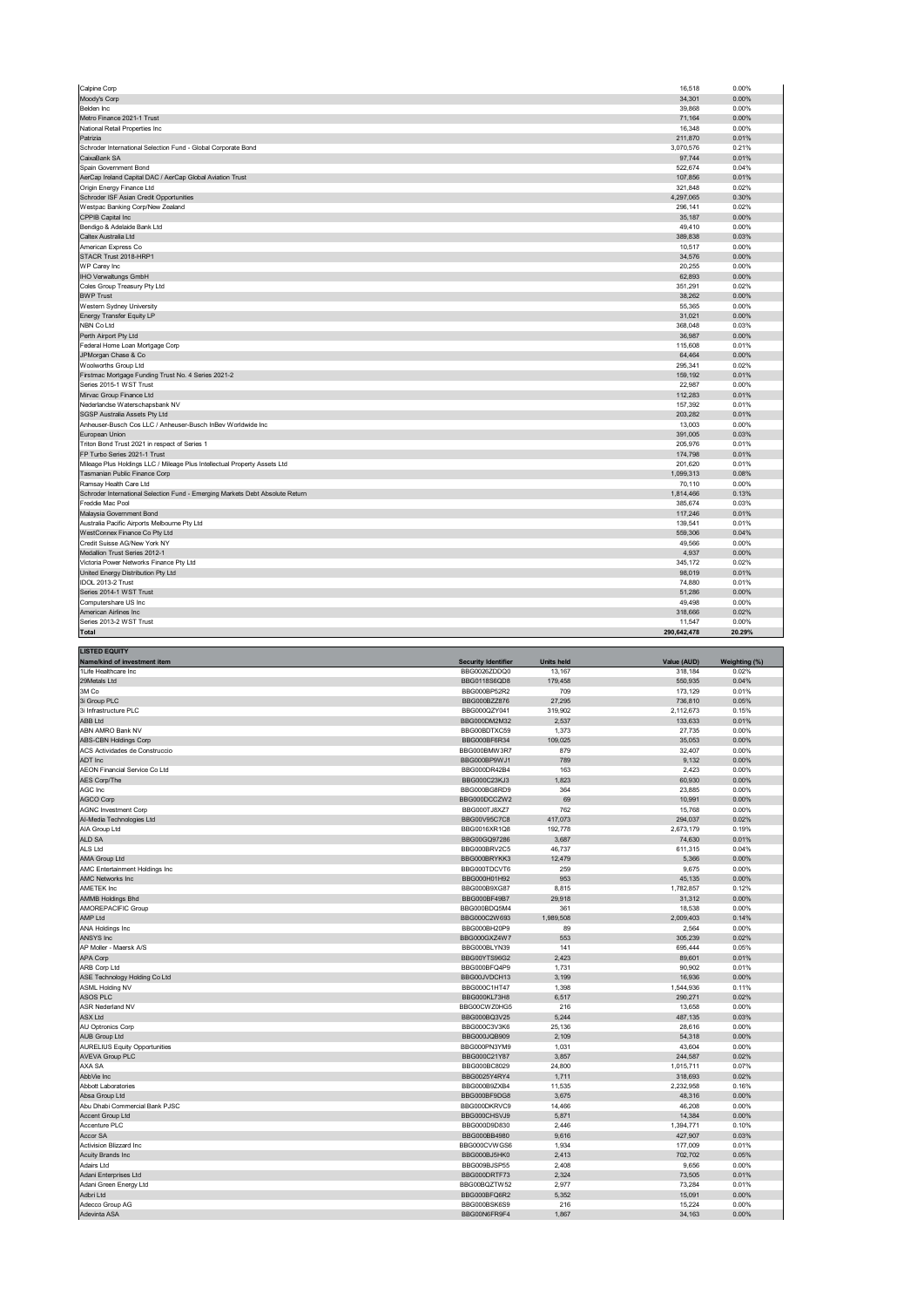| | | |
|---|---|---|
| Calpine Corp | 16,518 | 0.00% |
| Moody's Corp | 34,301 | 0.00% |
| Belden Inc | 39,868 | 0.00% |
| Metro Finance 2021-1 Trust | 71,164 | 0.00% |
| National Retail Properties Inc | 16,348 | 0.00% |
| Patrizia | 211,870 | 0.01% |
| Schroder International Selection Fund - Global Corporate Bond | 3,070,576 | 0.21% |
| CaixaBank SA | 97,744 | 0.01% |
| Spain Government Bond | 522,674 | 0.04% |
| AerCap Ireland Capital DAC / AerCap Global Aviation Trust | 107,856 | 0.01% |
| Origin Energy Finance Ltd | 321,848 | 0.02% |
| Schroder ISF Asian Credit Opportunities | 4,297,065 | 0.30% |
| Westpac Banking Corp/New Zealand | 296,141 | 0.02% |
| CPPIB Capital Inc | 35,187 | 0.00% |
| Bendigo & Adelaide Bank Ltd | 49,410 | 0.00% |
| Caltex Australia Ltd | 389,838 | 0.03% |
| American Express Co | 10,517 | 0.00% |
| STACR Trust 2018-HRP1 | 34,576 | 0.00% |
| WP Carey Inc | 20,255 | 0.00% |
| IHO Verwaltungs GmbH | 62,893 | 0.00% |
| Coles Group Treasury Pty Ltd | 351,291 | 0.02% |
| BWP Trust | 38,262 | 0.00% |
| Western Sydney University | 55,365 | 0.00% |
| Energy Transfer Equity LP | 31,021 | 0.00% |
| NBN Co Ltd | 368,048 | 0.03% |
| Perth Airport Pty Ltd | 36,987 | 0.00% |
| Federal Home Loan Mortgage Corp | 115,608 | 0.01% |
| JPMorgan Chase & Co | 64,464 | 0.00% |
| Woolworths Group Ltd | 295,341 | 0.02% |
| Firstmac Mortgage Funding Trust No. 4 Series 2021-2 | 159,192 | 0.01% |
| Series 2015-1 WST Trust | 22,987 | 0.00% |
| Mirvac Group Finance Ltd | 112,283 | 0.01% |
| Nederlandse Waterschapsbank NV | 157,392 | 0.01% |
| SGSP Australia Assets Pty Ltd | 203,282 | 0.01% |
| Anheuser-Busch Cos LLC / Anheuser-Busch InBev Worldwide Inc | 13,003 | 0.00% |
| European Union | 391,005 | 0.03% |
| Triton Bond Trust 2021 in respect of Series 1 | 205,976 | 0.01% |
| FP Turbo Series 2021-1 Trust | 174,798 | 0.01% |
| Mileage Plus Holdings LLC / Mileage Plus Intellectual Property Assets Ltd | 201,620 | 0.01% |
| Tasmanian Public Finance Corp | 1,099,313 | 0.08% |
| Ramsay Health Care Ltd | 70,110 | 0.00% |
| Schroder International Selection Fund - Emerging Markets Debt Absolute Return | 1,814,466 | 0.13% |
| Freddie Mac Pool | 385,674 | 0.03% |
| Malaysia Government Bond | 117,246 | 0.01% |
| Australia Pacific Airports Melbourne Pty Ltd | 139,541 | 0.01% |
| WestConnex Finance Co Pty Ltd | 559,306 | 0.04% |
| Credit Suisse AG/New York NY | 49,566 | 0.00% |
| Medallion Trust Series 2012-1 | 4,937 | 0.00% |
| Victoria Power Networks Finance Pty Ltd | 345,172 | 0.02% |
| United Energy Distribution Pty Ltd | 98,019 | 0.01% |
| IDOL 2013-2 Trust | 74,880 | 0.01% |
| Series 2014-1 WST Trust | 51,286 | 0.00% |
| Computershare US Inc | 49,498 | 0.00% |
| American Airlines Inc | 318,666 | 0.02% |
| Series 2013-2 WST Trust | 11,547 | 0.00% |
| **Total** | **290,642,478** | **20.29%** |

**LISTED EQUITY**

| Name/kind of investment item | Security Identifier | Units held | Value (AUD) | Weighting (%) |
|---|---|---|---|---|
| 1Life Healthcare Inc | BBG0026ZDDQ0 | 13,167 | 318,184 | 0.02% |
| 29Metals Ltd | BBG0118S6QD8 | 179,458 | 550,935 | 0.04% |
| 3M Co | BBG000BP52R2 | 709 | 173,129 | 0.01% |
| 3i Group PLC | BBG000BZZ876 | 27,295 | 736,810 | 0.05% |
| 3i Infrastructure PLC | BBG000QZY041 | 319,902 | 2,112,673 | 0.15% |
| ABB Ltd | BBG000DM2M32 | 2,537 | 133,633 | 0.01% |
| ABN AMRO Bank NV | BBG00BDTXC59 | 1,373 | 27,735 | 0.00% |
| ABS-CBN Holdings Corp | BBG000BF6R34 | 109,025 | 35,053 | 0.00% |
| ACS Actividades de Construccio | BBG000BMW3R7 | 879 | 32,407 | 0.00% |
| ADT Inc | BBG000BP9WJ1 | 789 | 9,132 | 0.00% |
| AEON Financial Service Co Ltd | BBG000DR42B4 | 163 | 2,423 | 0.00% |
| AES Corp/The | BBG000C23KJ3 | 1,823 | 60,930 | 0.00% |
| AGC Inc | BBG000BG8RD9 | 364 | 23,885 | 0.00% |
| AGCO Corp | BBG000DCCZW2 | 69 | 10,991 | 0.00% |
| AGNC Investment Corp | BBG000TJ8XZ7 | 762 | 15,768 | 0.00% |
| AI-Media Technologies Ltd | BBG00V95C7C8 | 417,073 | 294,037 | 0.02% |
| AIA Group Ltd | BBG0016XR1Q8 | 192,778 | 2,673,179 | 0.19% |
| ALD SA | BBG00GQ97286 | 3,687 | 74,630 | 0.01% |
| ALS Ltd | BBG000BRV2C5 | 46,737 | 611,315 | 0.04% |
| AMA Group Ltd | BBG000BRYKK3 | 12,479 | 5,366 | 0.00% |
| AMC Entertainment Holdings Inc | BBG000TDCVT6 | 259 | 9,675 | 0.00% |
| AMC Networks Inc | BBG000H01H92 | 953 | 45,135 | 0.00% |
| AMETEK Inc | BBG000B9XG87 | 8,815 | 1,782,857 | 0.12% |
| AMMB Holdings Bhd | BBG000BF49B7 | 29,918 | 31,312 | 0.00% |
| AMOREPACIFIC Group | BBG000BDQ5M4 | 361 | 18,538 | 0.00% |
| AMP Ltd | BBG000C2W693 | 1,989,508 | 2,009,403 | 0.14% |
| ANA Holdings Inc | BBG000BH20P9 | 89 | 2,564 | 0.00% |
| ANSYS Inc | BBG000GXZ4W7 | 553 | 305,239 | 0.02% |
| AP Moller - Maersk A/S | BBG000BLYN39 | 141 | 695,444 | 0.05% |
| APA Corp | BBG00YTS96G2 | 2,423 | 89,601 | 0.01% |
| ARB Corp Ltd | BBG000BFQ4P9 | 1,731 | 90,902 | 0.01% |
| ASE Technology Holding Co Ltd | BBG00JVDCH13 | 3,199 | 16,936 | 0.00% |
| ASML Holding NV | BBG000C1HT47 | 1,398 | 1,544,936 | 0.11% |
| ASOS PLC | BBG000KL73H8 | 6,517 | 290,271 | 0.02% |
| ASR Nederland NV | BBG00CWZ0HG5 | 216 | 13,658 | 0.00% |
| ASX Ltd | BBG000BQ3V25 | 5,244 | 487,135 | 0.03% |
| AU Optronics Corp | BBG000C3V3K6 | 25,136 | 28,616 | 0.00% |
| AUB Group Ltd | BBG000JQB909 | 2,109 | 54,318 | 0.00% |
| AURELIUS Equity Opportunities | BBG000PN3YM9 | 1,031 | 43,604 | 0.00% |
| AVEVA Group PLC | BBG000C21Y87 | 3,857 | 244,587 | 0.02% |
| AXA SA | BBG000BC8029 | 24,800 | 1,015,711 | 0.07% |
| AbbVie Inc | BBG0025Y4RY4 | 1,711 | 318,693 | 0.02% |
| Abbott Laboratories | BBG000B9ZXB4 | 11,535 | 2,232,958 | 0.16% |
| Absa Group Ltd | BBG000BF9DG8 | 3,675 | 48,316 | 0.00% |
| Abu Dhabi Commercial Bank PJSC | BBG000DKRVC9 | 14,466 | 46,208 | 0.00% |
| Accent Group Ltd | BBG000CHSVJ9 | 5,871 | 14,384 | 0.00% |
| Accenture PLC | BBG000D9D830 | 2,446 | 1,394,771 | 0.10% |
| Accor SA | BBG000BB4980 | 9,616 | 427,907 | 0.03% |
| Activision Blizzard Inc | BBG000CVWGS6 | 1,934 | 177,009 | 0.01% |
| Acuity Brands Inc | BBG000BJ5HK0 | 2,413 | 702,702 | 0.05% |
| Adairs Ltd | BBG009BJSP55 | 2,408 | 9,656 | 0.00% |
| Adani Enterprises Ltd | BBG000DRTF73 | 2,324 | 73,505 | 0.01% |
| Adani Green Energy Ltd | BBG00BQZTW52 | 2,977 | 73,284 | 0.01% |
| Adbri Ltd | BBG000BFQ6R2 | 5,352 | 15,091 | 0.00% |
| Adecco Group AG | BBG000BSK6S9 | 216 | 15,224 | 0.00% |
| Adevinta ASA | BBG00N6FR9F4 | 1,867 | 34,163 | 0.00% |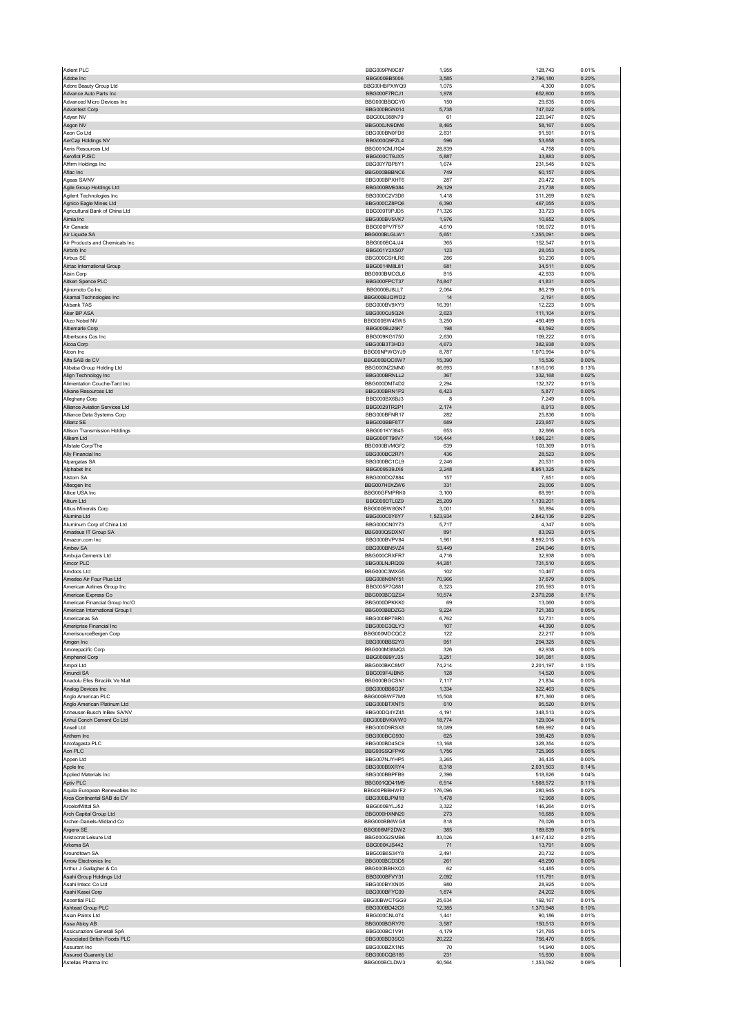| | | | | |
|---|---|---|---|---|
| Adient PLC | BBG009PN0C87 | 1,955 | 128,743 | 0.01% |
| Adobe Inc | BBG000BB5006 | 3,585 | 2,796,180 | 0.20% |
| Adore Beauty Group Ltd | BBG00HBPXWQ9 | 1,075 | 4,300 | 0.00% |
| Advance Auto Parts Inc | BBG000F7RCJ1 | 1,978 | 652,600 | 0.05% |
| Advanced Micro Devices Inc | BBG000BBQCY0 | 150 | 29,635 | 0.00% |
| Advantest Corp | BBG000BGN014 | 5,738 | 747,022 | 0.05% |
| Adyen NV | BBG00L088N79 | 61 | 220,947 | 0.02% |
| Aegon NV | BBG000JN9DM6 | 8,465 | 58,167 | 0.00% |
| Aeon Co Ltd | BBG000BN0FD8 | 2,831 | 91,591 | 0.01% |
| AerCap Holdings NV | BBG000Q9FZL4 | 596 | 53,658 | 0.00% |
| Aeris Resources Ltd | BBG001CMJ1Q4 | 28,839 | 4,758 | 0.00% |
| Aeroflot PJSC | BBG000CT9JX5 | 5,887 | 33,883 | 0.00% |
| Affirm Holdings Inc | BBG00Y7BP8Y1 | 1,674 | 231,545 | 0.02% |
| Aflac Inc | BBG000BBBNC6 | 749 | 60,157 | 0.00% |
| Ageas SA/NV | BBG000BPXHT6 | 287 | 20,472 | 0.00% |
| Agile Group Holdings Ltd | BBG000BM9384 | 29,129 | 21,738 | 0.00% |
| Agilent Technologies Inc | BBG000C2V3D6 | 1,418 | 311,269 | 0.02% |
| Agnico Eagle Mines Ltd | BBG000CZ8PQ6 | 6,390 | 467,055 | 0.03% |
| Agricultural Bank of China Ltd | BBG000T9PJD5 | 71,326 | 33,723 | 0.00% |
| Aimia Inc | BBG000BVSVK7 | 1,976 | 10,652 | 0.00% |
| Air Canada | BBG000PV7F57 | 4,610 | 106,072 | 0.01% |
| Air Liquide SA | BBG000BLGLW1 | 5,651 | 1,355,091 | 0.09% |
| Air Products and Chemicals Inc | BBG000BC4JJ4 | 365 | 152,547 | 0.01% |
| Airbnb Inc | BBG001Y2XS07 | 123 | 28,053 | 0.00% |
| Airbus SE | BBG000CSHLR0 | 286 | 50,236 | 0.00% |
| Airtac International Group | BBG0014M8L81 | 681 | 34,511 | 0.00% |
| Aisin Corp | BBG000BMCGL6 | 815 | 42,933 | 0.00% |
| Aitken Spence PLC | BBG000FPCT37 | 74,847 | 41,831 | 0.00% |
| Ajinomoto Co Inc | BBG000BJ8LL7 | 2,064 | 86,219 | 0.01% |
| Akamai Technologies Inc | BBG000BJQWD2 | 14 | 2,191 | 0.00% |
| Akbank TAS | BBG000BV9XY9 | 16,391 | 12,223 | 0.00% |
| Aker BP ASA | BBG000QJ5Q24 | 2,623 | 111,104 | 0.01% |
| Akzo Nobel NV | BBG000BW45W5 | 3,250 | 490,499 | 0.03% |
| Albemarle Corp | BBG000BJ26K7 | 198 | 63,592 | 0.00% |
| Albertsons Cos Inc | BBG009KG1750 | 2,630 | 109,222 | 0.01% |
| Alcoa Corp | BBG00B3T3HD3 | 4,673 | 382,938 | 0.03% |
| Alcon Inc | BBG00NPWGYJ9 | 8,787 | 1,070,994 | 0.07% |
| Alfa SAB de CV | BBG000BQC6W7 | 15,390 | 15,536 | 0.00% |
| Alibaba Group Holding Ltd | BBG000NZ2MN0 | 66,693 | 1,816,016 | 0.13% |
| Align Technology Inc | BBG000BRNLL2 | 367 | 332,168 | 0.02% |
| Alimentation Couche-Tard Inc | BBG000DMT4D2 | 2,294 | 132,372 | 0.01% |
| Alkane Resources Ltd | BBG000BRN1P2 | 6,423 | 5,877 | 0.00% |
| Alleghany Corp | BBG000BX6BJ3 | 8 | 7,249 | 0.00% |
| Alliance Aviation Services Ltd | BBG0029TR2P1 | 2,174 | 8,913 | 0.00% |
| Alliance Data Systems Corp | BBG000BFNR17 | 282 | 25,836 | 0.00% |
| Allianz SE | BBG000BBF8T7 | 689 | 223,657 | 0.02% |
| Allison Transmission Holdings | BBG001KY3845 | 653 | 32,666 | 0.00% |
| Allkem Ltd | BBG000TT96V7 | 104,444 | 1,086,221 | 0.08% |
| Allstate Corp/The | BBG000BVMGF2 | 639 | 103,369 | 0.01% |
| Ally Financial Inc | BBG000BC2R71 | 436 | 28,523 | 0.00% |
| Alpargatas SA | BBG000BC1CL9 | 2,246 | 20,531 | 0.00% |
| Alphabet Inc | BBG009S39JX6 | 2,248 | 8,951,325 | 0.62% |
| Alstom SA | BBG000DQ7884 | 157 | 7,651 | 0.00% |
| Alteogen Inc | BBG007H0XZW6 | 331 | 29,006 | 0.00% |
| Altice USA Inc | BBG00GFMPRK0 | 3,100 | 68,991 | 0.00% |
| Altium Ltd | BBG000DTL0Z9 | 25,209 | 1,139,201 | 0.08% |
| Altius Minerals Corp | BBG000BW8GN7 | 3,001 | 56,894 | 0.00% |
| Alumina Ltd | BBG000C0Y6Y7 | 1,523,934 | 2,842,136 | 0.20% |
| Aluminum Corp of China Ltd | BBG000CN0Y73 | 5,717 | 4,347 | 0.00% |
| Amadeus IT Group SA | BBG000QSDXN7 | 891 | 83,093 | 0.01% |
| Amazon.com Inc | BBG000BVPV84 | 1,961 | 8,992,015 | 0.63% |
| Ambev SA | BBG000BN5VZ4 | 53,449 | 204,046 | 0.01% |
| Ambuja Cements Ltd | BBG000CRXFR7 | 4,716 | 32,938 | 0.00% |
| Amcor PLC | BBG00LNJRQ09 | 44,281 | 731,510 | 0.05% |
| Amdocs Ltd | BBG000C3MXG5 | 102 | 10,467 | 0.00% |
| Amedeo Air Four Plus Ltd | BBG008N0NYS1 | 70,966 | 37,679 | 0.00% |
| American Airlines Group Inc | BBG005P7Q881 | 8,323 | 205,593 | 0.01% |
| American Express Co | BBG000BCQZS4 | 10,574 | 2,379,298 | 0.17% |
| American Financial Group Inc/O | BBG000DPKKK0 | 69 | 13,060 | 0.00% |
| American International Group I | BBG000BBDZG3 | 9,224 | 721,383 | 0.05% |
| Americanas SA | BBG000BP7BR0 | 6,762 | 52,731 | 0.00% |
| Ameriprise Financial Inc | BBG000G3QLY3 | 107 | 44,390 | 0.00% |
| AmerisourceBergen Corp | BBG000MDCQC2 | 122 | 22,217 | 0.00% |
| Amgen Inc | BBG000BBS2Y0 | 951 | 294,325 | 0.02% |
| Amorepacific Corp | BBG000M38MQ3 | 326 | 62,938 | 0.00% |
| Amphenol Corp | BBG000B9YJ35 | 3,251 | 391,081 | 0.03% |
| Ampol Ltd | BBG000BKC8M7 | 74,214 | 2,201,197 | 0.15% |
| Amundi SA | BBG009F4JBN5 | 128 | 14,520 | 0.00% |
| Anadolu Efes Biracilik Ve Malt | BBG000BGCSN1 | 7,117 | 21,834 | 0.00% |
| Analog Devices Inc | BBG000BB6G37 | 1,334 | 322,463 | 0.02% |
| Anglo American PLC | BBG000BWF7M0 | 15,508 | 871,360 | 0.06% |
| Anglo American Platinum Ltd | BBG000BTXNT5 | 610 | 95,520 | 0.01% |
| Anheuser-Busch InBev SA/NV | BBG00DQ4YZ45 | 4,191 | 348,513 | 0.02% |
| Anhui Conch Cement Co Ltd | BBG000BVKWW0 | 18,774 | 129,004 | 0.01% |
| Ansell Ltd | BBG000D9RSX8 | 18,089 | 569,992 | 0.04% |
| Anthem Inc | BBG000BCG930 | 625 | 398,425 | 0.03% |
| Antofagasta PLC | BBG000BD4SC9 | 13,168 | 328,354 | 0.02% |
| Aon PLC | BBG00SSQFPK6 | 1,756 | 725,965 | 0.05% |
| Appen Ltd | BBG007NJYHP5 | 3,265 | 36,435 | 0.00% |
| Apple Inc | BBG000B9XRY4 | 8,318 | 2,031,503 | 0.14% |
| Applied Materials Inc | BBG000BBPFB9 | 2,396 | 518,626 | 0.04% |
| Aptiv PLC | BBG001QD41M9 | 6,914 | 1,568,572 | 0.11% |
| Aquila European Renewables Inc | BBG00PBBHWF2 | 176,096 | 280,945 | 0.02% |
| Arca Continental SAB de CV | BBG000BJPM18 | 1,478 | 12,968 | 0.00% |
| ArcelorMittal SA | BBG000BYLJ52 | 3,322 | 146,264 | 0.01% |
| Arch Capital Group Ltd | BBG000HXNN20 | 273 | 16,685 | 0.00% |
| Archer-Daniels-Midland Co | BBG000BB6WG8 | 818 | 76,026 | 0.01% |
| Argenx SE | BBG006MF2DW2 | 385 | 189,639 | 0.01% |
| Aristocrat Leisure Ltd | BBG000G2SMB6 | 83,026 | 3,617,432 | 0.25% |
| Arkema SA | BBG000KJS442 | 71 | 13,791 | 0.00% |
| Aroundtown SA | BBG00B6S34Y8 | 2,491 | 20,732 | 0.00% |
| Arrow Electronics Inc | BBG000BCD3D5 | 261 | 48,290 | 0.00% |
| Arthur J Gallagher & Co | BBG000BBHXQ3 | 62 | 14,485 | 0.00% |
| Asahi Group Holdings Ltd | BBG000BFVY31 | 2,092 | 111,791 | 0.01% |
| Asahi Intecc Co Ltd | BBG000BYXN05 | 980 | 28,925 | 0.00% |
| Asahi Kasei Corp | BBG000BFYC09 | 1,874 | 24,202 | 0.00% |
| Ascential PLC | BBG00BWCTGG9 | 25,634 | 192,167 | 0.01% |
| Ashtead Group PLC | BBG000BD42C6 | 12,385 | 1,370,948 | 0.10% |
| Asian Paints Ltd | BBG000CNL074 | 1,441 | 90,186 | 0.01% |
| Assa Abloy AB | BBG000BGRY70 | 3,587 | 150,513 | 0.01% |
| Assicurazioni Generali SpA | BBG000BC1V91 | 4,179 | 121,765 | 0.01% |
| Associated British Foods PLC | BBG000BD3SC0 | 20,222 | 756,470 | 0.05% |
| Assurant Inc | BBG000BZX1N5 | 70 | 14,940 | 0.00% |
| Assured Guaranty Ltd | BBG000CQB185 | 231 | 15,930 | 0.00% |
| Astellas Pharma Inc | BBG000BCLDW3 | 60,564 | 1,353,092 | 0.09% |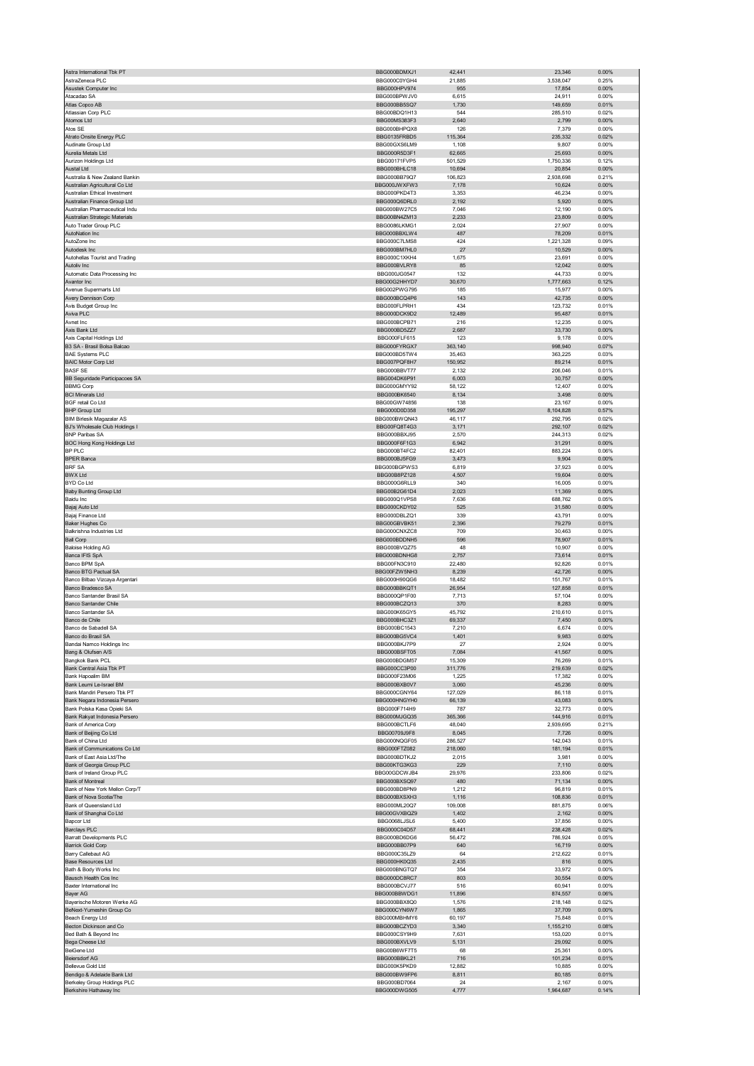| | | | | |
|---|---|---|---|---|
| Astra International Tbk PT | BBG000BDMXJ1 | 42,441 | 23,346 | 0.00% |
| AstraZeneca PLC | BBG000C0YGH4 | 21,885 | 3,538,047 | 0.25% |
| Asustek Computer Inc | BBG000HPV974 | 955 | 17,854 | 0.00% |
| Atacadao SA | BBG000BPWJV0 | 6,615 | 24,911 | 0.00% |
| Atlas Copco AB | BBG000BB5SQ7 | 1,730 | 149,659 | 0.01% |
| Atlassian Corp PLC | BBG00BDQ1H13 | 544 | 285,510 | 0.02% |
| Atomos Ltd | BBG00MS383F3 | 2,640 | 2,799 | 0.00% |
| Atos SE | BBG000BHPQX8 | 126 | 7,379 | 0.00% |
| Atrato Onsite Energy PLC | BBG0135FRBD5 | 115,364 | 235,332 | 0.02% |
| Audinate Group Ltd | BBG00GXS6LM9 | 1,108 | 9,807 | 0.00% |
| Aurelia Metals Ltd | BBG000R5D3F1 | 62,665 | 25,693 | 0.00% |
| Aurizon Holdings Ltd | BBG00171FVP5 | 501,529 | 1,750,336 | 0.12% |
| Austal Ltd | BBG000BHLC18 | 10,694 | 20,854 | 0.00% |
| Australia & New Zealand Bankin | BBG000BB79Q7 | 106,823 | 2,938,698 | 0.21% |
| Australian Agricultural Co Ltd | BBG000JWXFW3 | 7,178 | 10,624 | 0.00% |
| Australian Ethical Investment | BBG000PKD4T3 | 3,353 | 46,234 | 0.00% |
| Australian Finance Group Ltd | BBG000Q6DRL0 | 2,192 | 5,920 | 0.00% |
| Australian Pharmaceutical Indu | BBG000BW27C5 | 7,046 | 12,190 | 0.00% |
| Australian Strategic Materials | BBG00BN4ZM13 | 2,233 | 23,809 | 0.00% |
| Auto Trader Group PLC | BBG0086LKMG1 | 2,024 | 27,907 | 0.00% |
| AutoNation Inc | BBG000BBXLW4 | 487 | 78,209 | 0.01% |
| AutoZone Inc | BBG000C7LMS8 | 424 | 1,221,328 | 0.09% |
| Autodesk Inc | BBG000BM7HL0 | 27 | 10,529 | 0.00% |
| Autohellas Tourist and Trading | BBG000C1XKH4 | 1,675 | 23,691 | 0.00% |
| Autoliv Inc | BBG000BVLRY8 | 85 | 12,042 | 0.00% |
| Automatic Data Processing Inc | BBG000JG0547 | 132 | 44,733 | 0.00% |
| Avantor Inc | BBG00G2HHYD7 | 30,670 | 1,777,663 | 0.12% |
| Avenue Supermarts Ltd | BBG002PWG795 | 185 | 15,977 | 0.00% |
| Avery Dennison Corp | BBG000BCQ4P6 | 143 | 42,735 | 0.00% |
| Avis Budget Group Inc | BBG000FLPRH1 | 434 | 123,732 | 0.01% |
| Aviva PLC | BBG000DCK9D2 | 12,489 | 95,487 | 0.01% |
| Avnet Inc | BBG000BCPB71 | 216 | 12,235 | 0.00% |
| Axis Bank Ltd | BBG000BD5ZZ7 | 2,687 | 33,730 | 0.00% |
| Axis Capital Holdings Ltd | BBG000FLF615 | 123 | 9,178 | 0.00% |
| B3 SA - Brasil Bolsa Balcao | BBG000FYRGX7 | 363,140 | 998,940 | 0.07% |
| BAE Systems PLC | BBG000BD5TW4 | 35,463 | 363,225 | 0.03% |
| BAIC Motor Corp Ltd | BBG007PQF8H7 | 150,952 | 89,214 | 0.01% |
| BASF SE | BBG000BBVT77 | 2,132 | 206,046 | 0.01% |
| BB Seguridade Participacoes SA | BBG004DK6P91 | 6,003 | 30,757 | 0.00% |
| BBMG Corp | BBG000GMYY92 | 58,122 | 12,407 | 0.00% |
| BCI Minerals Ltd | BBG000BK6540 | 8,134 | 3,498 | 0.00% |
| BGF retail Co Ltd | BBG00GW74856 | 138 | 23,167 | 0.00% |
| BHP Group Ltd | BBG000D0D358 | 195,297 | 8,104,828 | 0.57% |
| BIM Birlesik Magazalar AS | BBG000BWQN43 | 46,117 | 292,795 | 0.02% |
| BJ's Wholesale Club Holdings I | BBG00FQ8T4G3 | 3,171 | 292,107 | 0.02% |
| BNP Paribas SA | BBG000BBXJ95 | 2,570 | 244,313 | 0.02% |
| BOC Hong Kong Holdings Ltd | BBG000F6F1G3 | 6,942 | 31,291 | 0.00% |
| BP PLC | BBG000BT4FC2 | 82,401 | 883,224 | 0.06% |
| BPER Banca | BBG000BJ5FG9 | 3,473 | 9,904 | 0.00% |
| BRF SA | BBG000BGPWS3 | 6,819 | 37,923 | 0.00% |
| BWX Ltd | BBG00B8PZ128 | 4,507 | 19,604 | 0.00% |
| BYD Co Ltd | BBG000G6RLL9 | 340 | 16,005 | 0.00% |
| Baby Bunting Group Ltd | BBG00B2G61D4 | 2,023 | 11,369 | 0.00% |
| Baidu Inc | BBG000Q1VPS8 | 7,636 | 688,762 | 0.05% |
| Bajaj Auto Ltd | BBG000CKDY02 | 525 | 31,580 | 0.00% |
| Bajaj Finance Ltd | BBG000DBLZQ1 | 339 | 43,791 | 0.00% |
| Baker Hughes Co | BBG00GBVBK51 | 2,396 | 79,279 | 0.01% |
| Balkrishna Industries Ltd | BBG000CNXZC8 | 709 | 30,463 | 0.00% |
| Ball Corp | BBG000BDDNH5 | 596 | 78,907 | 0.01% |
| Baloise Holding AG | BBG000BVQZ75 | 48 | 10,907 | 0.00% |
| Banca IFIS SpA | BBG000BDNHG8 | 2,757 | 73,614 | 0.01% |
| Banco BPM SpA | BBG00FN3C910 | 22,480 | 92,826 | 0.01% |
| Banco BTG Pactual SA | BBG00FZW5NH3 | 8,239 | 42,726 | 0.00% |
| Banco Bilbao Vizcaya Argentari | BBG000H90QG6 | 18,482 | 151,767 | 0.01% |
| Banco Bradesco SA | BBG000BBKQT1 | 26,954 | 127,858 | 0.01% |
| Banco Santander Brasil SA | BBG000QP1F00 | 7,713 | 57,104 | 0.00% |
| Banco Santander Chile | BBG000BCZQ13 | 370 | 8,283 | 0.00% |
| Banco Santander SA | BBG000K65GY5 | 45,792 | 210,610 | 0.01% |
| Banco de Chile | BBG000BHC3Z1 | 69,337 | 7,450 | 0.00% |
| Banco de Sabadell SA | BBG000BC1543 | 7,210 | 6,674 | 0.00% |
| Banco do Brasil SA | BBG000BG5VC4 | 1,401 | 9,983 | 0.00% |
| Bandai Namco Holdings Inc | BBG000BKJ7P9 | 27 | 2,924 | 0.00% |
| Bang & Olufsen A/S | BBG000BSFT05 | 7,084 | 41,567 | 0.00% |
| Bangkok Bank PCL | BBG000BDGM57 | 15,309 | 76,269 | 0.01% |
| Bank Central Asia Tbk PT | BBG000CC3P00 | 311,776 | 219,639 | 0.02% |
| Bank Hapoalim BM | BBG000F23M06 | 1,225 | 17,382 | 0.00% |
| Bank Leumi Le-Israel BM | BBG000BXB0V7 | 3,060 | 45,236 | 0.00% |
| Bank Mandiri Persero Tbk PT | BBG000CGNY64 | 127,029 | 86,118 | 0.01% |
| Bank Negara Indonesia Persero | BBG000HNGYH0 | 66,139 | 43,083 | 0.00% |
| Bank Polska Kasa Opieki SA | BBG000F714H9 | 787 | 32,773 | 0.00% |
| Bank Rakyat Indonesia Persero | BBG000MJGQ35 | 365,366 | 144,916 | 0.01% |
| Bank of America Corp | BBG000BCTLF6 | 48,040 | 2,939,695 | 0.21% |
| Bank of Beijing Co Ltd | BBG00709J9F8 | 8,045 | 7,726 | 0.00% |
| Bank of China Ltd | BBG000NQGF05 | 286,527 | 142,043 | 0.01% |
| Bank of Communications Co Ltd | BBG000FTZ082 | 218,060 | 181,194 | 0.01% |
| Bank of East Asia Ltd/The | BBG000BDTKJ2 | 2,015 | 3,981 | 0.00% |
| Bank of Georgia Group PLC | BBG00KTG3KG3 | 229 | 7,110 | 0.00% |
| Bank of Ireland Group PLC | BBG00GDCWJB4 | 29,976 | 233,806 | 0.02% |
| Bank of Montreal | BBG000BXSQ97 | 480 | 71,134 | 0.00% |
| Bank of New York Mellon Corp/T | BBG000BD8PN9 | 1,212 | 96,819 | 0.01% |
| Bank of Nova Scotia/The | BBG000BXSXH3 | 1,116 | 108,836 | 0.01% |
| Bank of Queensland Ltd | BBG000ML20Q7 | 109,008 | 881,875 | 0.06% |
| Bank of Shanghai Co Ltd | BBG00GVXBQZ9 | 1,402 | 2,162 | 0.00% |
| Bapcor Ltd | BBG0068LJSL6 | 5,400 | 37,856 | 0.00% |
| Barclays PLC | BBG000C04D57 | 68,441 | 238,428 | 0.02% |
| Barratt Developments PLC | BBG000BD6DG6 | 56,472 | 786,924 | 0.05% |
| Barrick Gold Corp | BBG000BB07P9 | 640 | 16,719 | 0.00% |
| Barry Callebaut AG | BBG000C35LZ9 | 64 | 212,622 | 0.01% |
| Base Resources Ltd | BBG000HK0Q35 | 2,435 | 816 | 0.00% |
| Bath & Body Works Inc | BBG000BNGTQ7 | 354 | 33,972 | 0.00% |
| Bausch Health Cos Inc | BBG000DC8RC7 | 803 | 30,554 | 0.00% |
| Baxter International Inc | BBG000BCVJ77 | 516 | 60,941 | 0.00% |
| Bayer AG | BBG000BBWDG1 | 11,896 | 874,557 | 0.06% |
| Bayerische Motoren Werke AG | BBG000BBX8Q0 | 1,576 | 218,148 | 0.02% |
| BeNext-Yumeshin Group Co | BBG000CYN6W7 | 1,865 | 37,709 | 0.00% |
| Beach Energy Ltd | BBG000MBHMY6 | 60,197 | 75,848 | 0.01% |
| Becton Dickinson and Co | BBG000BCZYD3 | 3,340 | 1,155,210 | 0.08% |
| Bed Bath & Beyond Inc | BBG000CSY9H9 | 7,631 | 153,020 | 0.01% |
| Bega Cheese Ltd | BBG000BXVLV9 | 5,131 | 29,092 | 0.00% |
| BeiGene Ltd | BBG00B6WF7T5 | 68 | 25,361 | 0.00% |
| Beiersdorf AG | BBG000BBKL21 | 716 | 101,234 | 0.01% |
| Bellevue Gold Ltd | BBG000K5PKD9 | 12,882 | 10,885 | 0.00% |
| Bendigo & Adelaide Bank Ltd | BBG000BW9FP6 | 8,811 | 80,185 | 0.01% |
| Berkeley Group Holdings PLC | BBG000BD7064 | 24 | 2,167 | 0.00% |
| Berkshire Hathaway Inc | BBG000DWG505 | 4,777 | 1,964,687 | 0.14% |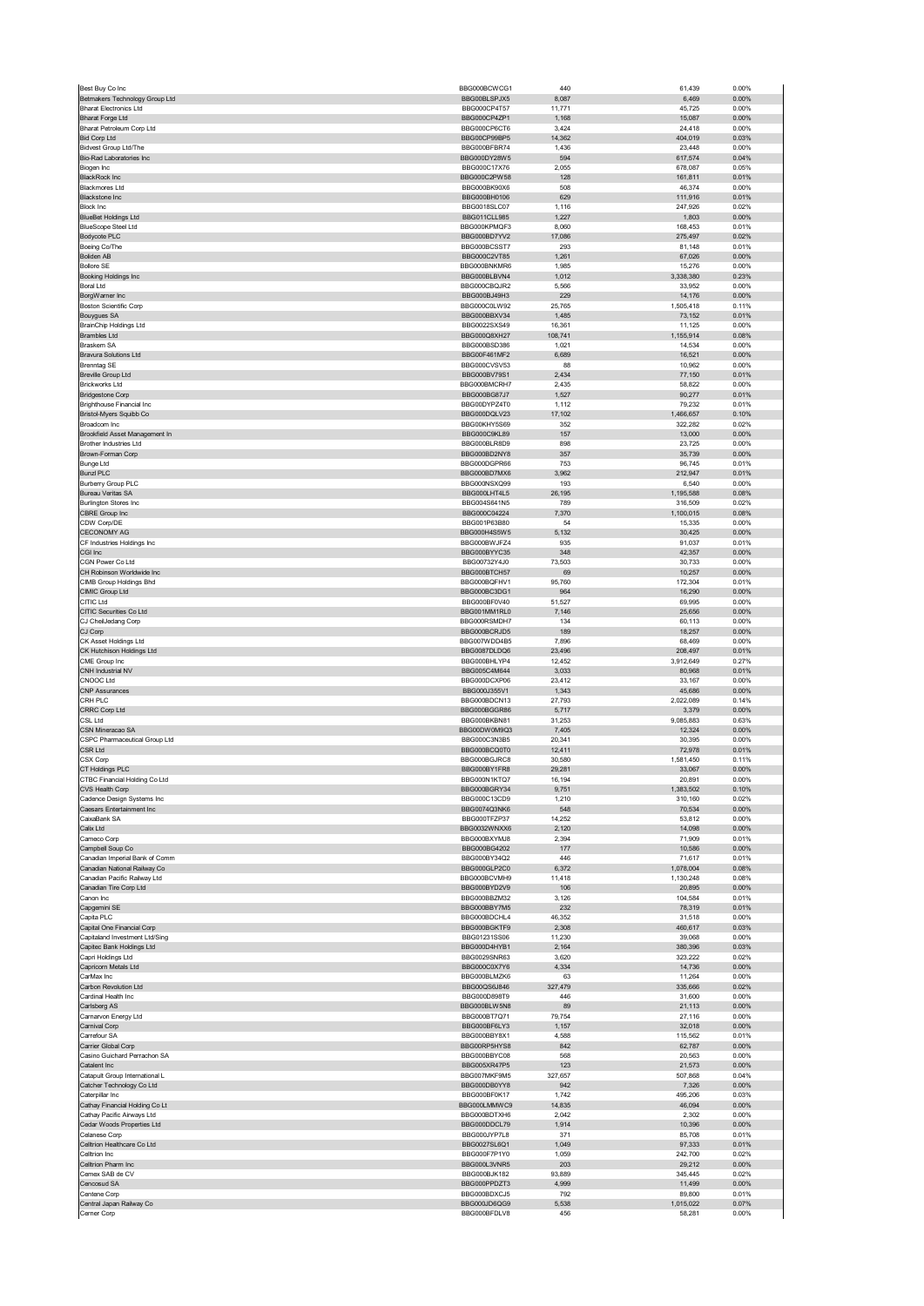| | | | | |
|---|---|---|---|---|
| Best Buy Co Inc | BBG000BCWCG1 | 440 | 61,439 | 0.00% |
| Betmakers Technology Group Ltd | BBG00BLSPJX5 | 8,087 | 6,469 | 0.00% |
| Bharat Electronics Ltd | BBG000CP4T57 | 11,771 | 45,725 | 0.00% |
| Bharat Forge Ltd | BBG000CP4ZP1 | 1,168 | 15,087 | 0.00% |
| Bharat Petroleum Corp Ltd | BBG000CP6CT6 | 3,424 | 24,418 | 0.00% |
| Bid Corp Ltd | BBG00CP99BP5 | 14,362 | 404,019 | 0.03% |
| Bidvest Group Ltd/The | BBG000BFBR74 | 1,436 | 23,448 | 0.00% |
| Bio-Rad Laboratories Inc | BBG000DY28W5 | 594 | 617,574 | 0.04% |
| Biogen Inc | BBG000C17X76 | 2,055 | 678,087 | 0.05% |
| BlackRock Inc | BBG000C2PW58 | 128 | 161,811 | 0.01% |
| Blackmores Ltd | BBG000BK90X6 | 508 | 46,374 | 0.00% |
| Blackstone Inc | BBG000BH0106 | 629 | 111,916 | 0.01% |
| Block Inc | BBG0018SLC07 | 1,116 | 247,926 | 0.02% |
| BlueBet Holdings Ltd | BBG011CLL985 | 1,227 | 1,803 | 0.00% |
| BlueScope Steel Ltd | BBG000KPMQF3 | 8,060 | 168,453 | 0.01% |
| Bodycote PLC | BBG000BD7YV2 | 17,086 | 275,497 | 0.02% |
| Boeing Co/The | BBG000BCSST7 | 293 | 81,148 | 0.01% |
| Boliden AB | BBG000C2VT85 | 1,261 | 67,026 | 0.00% |
| Bollore SE | BBG000BNKMR6 | 1,985 | 15,276 | 0.00% |
| Booking Holdings Inc | BBG000BLBVN4 | 1,012 | 3,338,380 | 0.23% |
| Boral Ltd | BBG000CBQJR2 | 5,566 | 33,952 | 0.00% |
| BorgWarner Inc | BBG000BJ49H3 | 229 | 14,176 | 0.00% |
| Boston Scientific Corp | BBG000C0LW92 | 25,765 | 1,505,418 | 0.11% |
| Bouygues SA | BBG000BBXV34 | 1,485 | 73,152 | 0.01% |
| BrainChip Holdings Ltd | BBG0022SXS49 | 16,361 | 11,125 | 0.00% |
| Brambles Ltd | BBG000Q8XH27 | 108,741 | 1,155,914 | 0.08% |
| Braskem SA | BBG000BSD386 | 1,021 | 14,534 | 0.00% |
| Bravura Solutions Ltd | BBG00F461MF2 | 6,689 | 16,521 | 0.00% |
| Brenntag SE | BBG000CVSV53 | 88 | 10,962 | 0.00% |
| Breville Group Ltd | BBG000BV79S1 | 2,434 | 77,150 | 0.01% |
| Brickworks Ltd | BBG000BMCRH7 | 2,435 | 58,822 | 0.00% |
| Bridgestone Corp | BBG000BG87J7 | 1,527 | 90,277 | 0.01% |
| Brighthouse Financial Inc | BBG00DYPZ4T0 | 1,112 | 79,232 | 0.01% |
| Bristol-Myers Squibb Co | BBG000DQLV23 | 17,102 | 1,466,657 | 0.10% |
| Broadcom Inc | BBG00KHY5S69 | 352 | 322,282 | 0.02% |
| Brookfield Asset Management In | BBG000C9KL89 | 157 | 13,000 | 0.00% |
| Brother Industries Ltd | BBG000BLR8D9 | 898 | 23,725 | 0.00% |
| Brown-Forman Corp | BBG000BD2NY8 | 357 | 35,739 | 0.00% |
| Bunge Ltd | BBG000DGPR66 | 753 | 96,745 | 0.01% |
| Bunzl PLC | BBG000BD7MX6 | 3,962 | 212,947 | 0.01% |
| Burberry Group PLC | BBG000NSXQ99 | 193 | 6,540 | 0.00% |
| Bureau Veritas SA | BBG000LHT4L5 | 26,195 | 1,195,588 | 0.08% |
| Burlington Stores Inc | BBG004S641N5 | 789 | 316,509 | 0.02% |
| CBRE Group Inc | BBG000C04224 | 7,370 | 1,100,015 | 0.08% |
| CDW Corp/DE | BBG001P63B80 | 54 | 15,335 | 0.00% |
| CECONOMY AG | BBG000H4S5W5 | 5,132 | 30,425 | 0.00% |
| CF Industries Holdings Inc | BBG000BWJFZ4 | 935 | 91,037 | 0.01% |
| CGI Inc | BBG000BYYC35 | 348 | 42,357 | 0.00% |
| CGN Power Co Ltd | BBG00732Y4J0 | 73,503 | 30,733 | 0.00% |
| CH Robinson Worldwide Inc | BBG000BTCH57 | 69 | 10,257 | 0.00% |
| CIMB Group Holdings Bhd | BBG000BQFHV1 | 95,760 | 172,304 | 0.01% |
| CIMIC Group Ltd | BBG000BC3DG1 | 964 | 16,290 | 0.00% |
| CITIC Ltd | BBG000BF0V40 | 51,527 | 69,995 | 0.00% |
| CITIC Securities Co Ltd | BBG001MM1RL0 | 7,146 | 25,656 | 0.00% |
| CJ CheilJedang Corp | BBG000RSMDH7 | 134 | 60,113 | 0.00% |
| CJ Corp | BBG000BCRJD5 | 189 | 18,257 | 0.00% |
| CK Asset Holdings Ltd | BBG007WDD4B5 | 7,896 | 68,469 | 0.00% |
| CK Hutchison Holdings Ltd | BBG0087DLDQ6 | 23,496 | 208,497 | 0.01% |
| CME Group Inc | BBG000BHLYP4 | 12,452 | 3,912,649 | 0.27% |
| CNH Industrial NV | BBG005C4M644 | 3,033 | 80,968 | 0.01% |
| CNOOC Ltd | BBG000DCXP06 | 23,412 | 33,167 | 0.00% |
| CNP Assurances | BBG000J355V1 | 1,343 | 45,686 | 0.00% |
| CRH PLC | BBG000BDCN13 | 27,793 | 2,022,089 | 0.14% |
| CRRC Corp Ltd | BBG000BGGR86 | 5,717 | 3,379 | 0.00% |
| CSL Ltd | BBG000BKBN81 | 31,253 | 9,085,883 | 0.63% |
| CSN Mineracao SA | BBG00DW0M9Q3 | 7,405 | 12,324 | 0.00% |
| CSPC Pharmaceutical Group Ltd | BBG000C3N3B5 | 20,341 | 30,395 | 0.00% |
| CSR Ltd | BBG000BCQ0T0 | 12,411 | 72,978 | 0.01% |
| CSX Corp | BBG000BGJRC8 | 30,580 | 1,581,450 | 0.11% |
| CT Holdings PLC | BBG000BY1FR8 | 29,281 | 33,067 | 0.00% |
| CTBC Financial Holding Co Ltd | BBG000N1KTQ7 | 16,194 | 20,891 | 0.00% |
| CVS Health Corp | BBG000BGRY34 | 9,751 | 1,383,502 | 0.10% |
| Cadence Design Systems Inc | BBG000C13CD9 | 1,210 | 310,160 | 0.02% |
| Caesars Entertainment Inc | BBG0074Q3NK6 | 548 | 70,534 | 0.00% |
| CaixaBank SA | BBG000TFZP37 | 14,252 | 53,812 | 0.00% |
| Calix Ltd | BBG0032WNXX6 | 2,120 | 14,098 | 0.00% |
| Cameco Corp | BBG000BXYMJ8 | 2,394 | 71,909 | 0.01% |
| Campbell Soup Co | BBG000BG4202 | 177 | 10,586 | 0.00% |
| Canadian Imperial Bank of Comm | BBG000BY34Q2 | 446 | 71,617 | 0.01% |
| Canadian National Railway Co | BBG000GLP2C0 | 6,372 | 1,078,004 | 0.08% |
| Canadian Pacific Railway Ltd | BBG000BCVMH9 | 11,418 | 1,130,248 | 0.08% |
| Canadian Tire Corp Ltd | BBG000BYD2V9 | 106 | 20,895 | 0.00% |
| Canon Inc | BBG000BBZM32 | 3,126 | 104,584 | 0.01% |
| Capgemini SE | BBG000BBY7M5 | 232 | 78,319 | 0.01% |
| Capita PLC | BBG000BDCHL4 | 46,352 | 31,518 | 0.00% |
| Capital One Financial Corp | BBG000BGKTF9 | 2,308 | 460,617 | 0.03% |
| Capitaland Investment Ltd/Sing | BBG01231SS06 | 11,230 | 39,068 | 0.00% |
| Capitec Bank Holdings Ltd | BBG000D4HYB1 | 2,164 | 380,396 | 0.03% |
| Capri Holdings Ltd | BBG0029SNR63 | 3,620 | 323,222 | 0.02% |
| Capricorn Metals Ltd | BBG000C0X7Y6 | 4,334 | 14,736 | 0.00% |
| CarMax Inc | BBG000BLMZK6 | 63 | 11,264 | 0.00% |
| Carbon Revolution Ltd | BBG00QS6J846 | 327,479 | 335,666 | 0.02% |
| Cardinal Health Inc | BBG000D898T9 | 446 | 31,600 | 0.00% |
| Carlsberg AS | BBG000BLW5N8 | 89 | 21,113 | 0.00% |
| Carnarvon Energy Ltd | BBG000BT7Q71 | 79,754 | 27,116 | 0.00% |
| Carnival Corp | BBG000BF6LY3 | 1,157 | 32,018 | 0.00% |
| Carrefour SA | BBG000BBY8X1 | 4,588 | 115,562 | 0.01% |
| Carrier Global Corp | BBG00RP5HYS8 | 842 | 62,787 | 0.00% |
| Casino Guichard Perrachon SA | BBG000BBYC08 | 568 | 20,563 | 0.00% |
| Catalent Inc | BBG005XR47P5 | 123 | 21,573 | 0.00% |
| Catapult Group International L | BBG007MKF9M5 | 327,657 | 507,868 | 0.04% |
| Catcher Technology Co Ltd | BBG000DB0YY8 | 942 | 7,326 | 0.00% |
| Caterpillar Inc | BBG000BF0K17 | 1,742 | 495,206 | 0.03% |
| Cathay Financial Holding Co Lt | BBG000LMMWC9 | 14,835 | 46,094 | 0.00% |
| Cathay Pacific Airways Ltd | BBG000BDTXH6 | 2,042 | 2,302 | 0.00% |
| Cedar Woods Properties Ltd | BBG000DDCL79 | 1,914 | 10,396 | 0.00% |
| Celanese Corp | BBG000JYP7L8 | 371 | 85,708 | 0.01% |
| Celltrion Healthcare Co Ltd | BBG0027SL6Q1 | 1,049 | 97,333 | 0.01% |
| Celltrion Inc | BBG000F7P1Y0 | 1,059 | 242,700 | 0.02% |
| Celltrion Pharm Inc | BBG000L3VNR5 | 203 | 29,212 | 0.00% |
| Cemex SAB de CV | BBG000BJK182 | 93,889 | 345,445 | 0.02% |
| Cencosud SA | BBG000PPDZT3 | 4,999 | 11,499 | 0.00% |
| Centene Corp | BBG000BDXCJ5 | 792 | 89,800 | 0.01% |
| Central Japan Railway Co | BBG000JD6QG9 | 5,538 | 1,015,022 | 0.07% |
| Cerner Corp | BBG000BFDLV8 | 456 | 58,281 | 0.00% |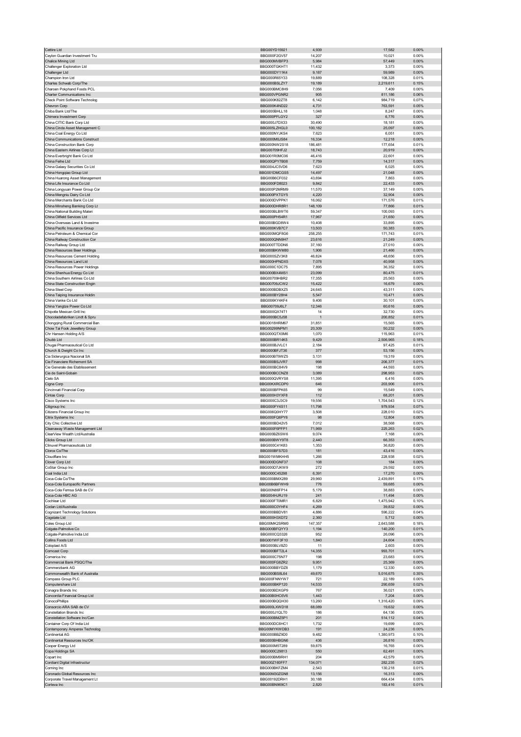| | | | | |
|---|---|---|---|---|
| Cettire Ltd | BBG00YD15921 | 4,939 | 17,582 | 0.00% |
| Ceylon Guardian Investment Tru | BBG000F2GV57 | 14,207 | 10,021 | 0.00% |
| Chalice Mining Ltd | BBG000MVBFP3 | 5,984 | 57,449 | 0.00% |
| Challenger Exploration Ltd | BBG000TGKHT1 | 11,432 | 3,373 | 0.00% |
| Challenger Ltd | BBG000DY11K4 | 9,187 | 59,989 | 0.00% |
| Champion Iron Ltd | BBG000R65Y33 | 19,889 | 108,328 | 0.01% |
| Charles Schwab Corp/The | BBG000BSLZY7 | 19,189 | 2,219,611 | 0.15% |
| Charoen Pokphand Foods PCL | BBG000BMC8H9 | 7,056 | 7,409 | 0.00% |
| Charter Communications Inc | BBG000VPGNR2 | 905 | 811,186 | 0.06% |
| Check Point Software Technolog | BBG000K82ZT8 | 6,142 | 984,719 | 0.07% |
| Chevron Corp | BBG000K4ND22 | 4,731 | 763,591 | 0.05% |
| Chiba Bank Ltd/The | BBG000BHLL18 | 1,048 | 8,247 | 0.00% |
| Chimera Investment Corp | BBG000PFLGY2 | 327 | 6,776 | 0.00% |
| China CITIC Bank Corp Ltd | BBG000J7DX33 | 30,490 | 18,181 | 0.00% |
| China Cinda Asset Management C | BBG005LZHGL0 | 100,182 | 25,097 | 0.00% |
| China Coal Energy Co Ltd | BBG000NYJKS4 | 7,623 | 6,051 | 0.00% |
| China Communications Construct | BBG000M0JS84 | 16,334 | 12,218 | 0.00% |
| China Construction Bank Corp | BBG000NW2S18 | 186,481 | 177,654 | 0.01% |
| China Eastern Airlines Corp Lt | BBG00709HFJ2 | 18,743 | 20,919 | 0.00% |
| China Everbright Bank Co Ltd | BBG001R0MC06 | 46,416 | 22,601 | 0.00% |
| China Feihe Ltd | BBG00QPY7B08 | 7,759 | 14,317 | 0.00% |
| China Galaxy Securities Co Ltd | BBG004JC5VD6 | 7,623 | 6,025 | 0.00% |
| China Hongqiao Group Ltd | BBG001DMCGS5 | 14,497 | 21,048 | 0.00% |
| China Huarong Asset Management | BBG00B6CF032 | 43,694 | 7,863 | 0.00% |
| China Life Insurance Co Ltd | BBG000FD8023 | 9,842 | 22,433 | 0.00% |
| China Longyuan Power Group Cor | BBG000P2MRM9 | 11,570 | 37,149 | 0.00% |
| China Mengniu Dairy Co Ltd | BBG000PXTGY5 | 4,220 | 32,904 | 0.00% |
| China Merchants Bank Co Ltd | BBG000DVPPK1 | 16,062 | 171,576 | 0.01% |
| China Minsheng Banking Corp Lt | BBG000DHR8R1 | 148,109 | 77,866 | 0.01% |
| China National Building Materi | BBG000BLBVT6 | 59,347 | 100,093 | 0.01% |
| China Oilfield Services Ltd | BBG000PH54R1 | 17,967 | 21,650 | 0.00% |
| China Overseas Land & Investme | BBG000BGD8W4 | 10,408 | 33,895 | 0.00% |
| China Pacific Insurance Group | BBG000KVB7C7 | 13,503 | 50,383 | 0.00% |
| China Petroleum & Chemical Cor | BBG000MQF8G6 | 258,255 | 171,743 | 0.01% |
| China Railway Construction Cor | BBG000QNN9H7 | 23,616 | 21,249 | 0.00% |
| China Railway Group Ltd | BBG000TTDDN6 | 37,160 | 27,010 | 0.00% |
| China Resources Beer Holdings | BBG000BKWM80 | 1,906 | 21,466 | 0.00% |
| China Resources Cement Holding | BBG000SZV3K8 | 46,824 | 48,656 | 0.00% |
| China Resources Land Ltd | BBG000HPNDX5 | 7,078 | 40,958 | 0.00% |
| China Resources Power Holdings | BBG000C1DC75 | 7,895 | 36,352 | 0.00% |
| China Shenhua Energy Co Ltd | BBG000BX4MS1 | 23,099 | 80,475 | 0.01% |
| China Southern Airlines Co Ltd | BBG00709HBR2 | 17,355 | 25,563 | 0.00% |
| China State Construction Engin | BBG00709JCW2 | 15,422 | 16,679 | 0.00% |
| China Steel Corp | BBG000BDBXZ5 | 24,645 | 43,311 | 0.00% |
| China Taiping Insurance Holdin | BBG000BY28H4 | 5,547 | 10,471 | 0.00% |
| China Vanke Co Ltd | BBG006KY4KF4 | 9,406 | 30,101 | 0.00% |
| China Yangtze Power Co Ltd | BBG00709J6L7 | 12,346 | 60,616 | 0.00% |
| Chipotle Mexican Grill Inc | BBG000QX74T1 | 14 | 32,730 | 0.00% |
| Chocoladefabriken Lindt & Spru | BBG000BC5J58 | 1 | 200,852 | 0.01% |
| Chongqing Rural Commercial Ban | BBG0018HRM67 | 31,851 | 15,565 | 0.00% |
| Chow Tai Fook Jewellery Group | BBG00299NPM1 | 20,309 | 50,232 | 0.00% |
| Chr Hansen Holding A/S | BBG000QTX0M6 | 1,070 | 115,963 | 0.01% |
| Chubb Ltd | BBG000BR14K5 | 9,429 | 2,506,965 | 0.18% |
| Chugai Pharmaceutical Co Ltd | BBG000BJVLC1 | 2,184 | 97,425 | 0.01% |
| Church & Dwight Co Inc | BBG000BFJT36 | 377 | 53,156 | 0.00% |
| Cia Siderurgica Nacional SA | BBG000BT9WZ5 | 3,131 | 19,319 | 0.00% |
| Cie Financiere Richemont SA | BBG000BSJVR7 | 998 | 206,377 | 0.01% |
| Cie Generale des Etablissement | BBG000BC84V9 | 198 | 44,593 | 0.00% |
| Cie de Saint-Gobain | BBG000BCCNZ8 | 3,089 | 298,953 | 0.02% |
| Cielo SA | BBG000QVRYS8 | 11,395 | 6,416 | 0.00% |
| Cigna Corp | BBG00KXRCDP0 | 646 | 203,906 | 0.01% |
| Cincinnati Financial Corp | BBG000BFPK65 | 99 | 15,549 | 0.00% |
| Cintas Corp | BBG000H3YXF8 | 112 | 68,201 | 0.00% |
| Cisco Systems Inc | BBG000C3J3C9 | 19,556 | 1,704,543 | 0.12% |
| Citigroup Inc | BBG000FY4S11 | 11,798 | 979,934 | 0.07% |
| Citizens Financial Group Inc | BBG006Q0HY77 | 3,508 | 228,010 | 0.02% |
| Citrix Systems Inc | BBG000FQ6PY6 | 98 | 12,804 | 0.00% |
| City Chic Collective Ltd | BBG000BD42V5 | 7,012 | 38,568 | 0.00% |
| Cleanaway Waste Management Ltd | BBG000F6PFP1 | 71,969 | 225,263 | 0.02% |
| ClearView Wealth Ltd/Australia | BBG000BZ6SW6 | 9,074 | 7,168 | 0.00% |
| Clicks Group Ltd | BBG000BWY9T8 | 2,440 | 66,353 | 0.00% |
| Clinuvel Pharmaceuticals Ltd | BBG000C41K83 | 1,353 | 36,820 | 0.00% |
| Clorox Co/The | BBG000BFS7D3 | 181 | 43,416 | 0.00% |
| Cloudflare Inc | BBG001WMKHH5 | 1,266 | 228,938 | 0.02% |
| Clover Corp Ltd | BBG000DGNF37 | 108 | 184 | 0.00% |
| CoStar Group Inc | BBG000D7JKW9 | 272 | 29,592 | 0.00% |
| Coal India Ltd | BBG000C45298 | 6,391 | 17,270 | 0.00% |
| Coca-Cola Co/The | BBG000BMX289 | 29,960 | 2,439,891 | 0.17% |
| Coca-Cola Europacific Partners | BBG00B6BFWH9 | 776 | 59,685 | 0.00% |
| Coca-Cola Femsa SAB de CV | BBG00N86FP14 | 5,179 | 38,883 | 0.00% |
| Coca-Cola HBC AG | BBG004HJRJ19 | 241 | 11,494 | 0.00% |
| Cochlear Ltd | BBG000FT0MR1 | 6,829 | 1,475,942 | 0.10% |
| Codan Ltd/Australia | BBG000C0YHF4 | 4,269 | 39,832 | 0.00% |
| Cognizant Technology Solutions | BBG000BBDV81 | 4,886 | 596,222 | 0.04% |
| Cogstate Ltd | BBG000H3XD72 | 2,360 | 5,712 | 0.00% |
| Coles Group Ltd | BBG00MK2SRM0 | 147,357 | 2,643,588 | 0.18% |
| Colgate-Palmolive Co | BBG000BFQYY3 | 1,194 | 140,200 | 0.01% |
| Colgate-Palmolive India Ltd | BBG000CQ3326 | 952 | 26,096 | 0.00% |
| Collins Foods Ltd | BBG001WF3F10 | 1,840 | 24,604 | 0.00% |
| Coloplast A/S | BBG000BLV8Z0 | 11 | 2,603 | 0.00% |
| Comcast Corp | BBG000BFT2L4 | 14,355 | 993,701 | 0.07% |
| Comerica Inc | BBG000C75N77 | 198 | 23,683 | 0.00% |
| Commercial Bank PSQC/The | BBG000FG8ZR2 | 9,951 | 25,369 | 0.00% |
| Commerzbank AG | BBG000BBYDZ8 | 1,179 | 12,330 | 0.00% |
| Commonwealth Bank of Australia | BBG000BS8L64 | 49,670 | 5,016,675 | 0.35% |
| Compass Group PLC | BBG000FNNYW7 | 721 | 22,189 | 0.00% |
| Computershare Ltd | BBG000BKP120 | 14,533 | 290,659 | 0.02% |
| Conagra Brands Inc | BBG000BDXGP9 | 767 | 36,021 | 0.00% |
| Concordia Financial Group Ltd | BBG00B0HC6V6 | 1,443 | 7,204 | 0.00% |
| ConocoPhillips | BBG000BQQH30 | 13,260 | 1,316,420 | 0.09% |
| Consorcio ARA SAB de CV | BBG000LXWD18 | 68,089 | 19,632 | 0.00% |
| Constellation Brands Inc | BBG000J1QLT0 | 186 | 64,136 | 0.00% |
| Constellation Software Inc/Can | BBG000BMZ5P1 | 201 | 514,112 | 0.04% |
| Container Corp Of India Ltd | BBG000DC8HC1 | 1,732 | 19,699 | 0.00% |
| Contemporary Amperex Technolog | BBG00MYKWDB3 | 191 | 24,236 | 0.00% |
| Continental AG | BBG000BBZ9D0 | 9,482 | 1,380,973 | 0.10% |
| Continental Resources Inc/OK | BBG000BHBGN6 | 436 | 26,816 | 0.00% |
| Cooper Energy Ltd | BBG000M5T289 | 59,875 | 16,765 | 0.00% |
| Copa Holdings SA | BBG000C29813 | 550 | 62,491 | 0.00% |
| Copart Inc | BBG000BM9RH1 | 204 | 42,579 | 0.00% |
| Cordiant Digital Infrastructur | BBG00Z160FF7 | 134,071 | 282,235 | 0.02% |
| Corning Inc | BBG000BKFZM4 | 2,543 | 130,218 | 0.01% |
| Coronado Global Resources Inc | BBG00M3DZGN8 | 13,156 | 16,313 | 0.00% |
| Corporate Travel Management Lt | BBG00192DRH1 | 30,188 | 664,434 | 0.05% |
| Corteva Inc | BBG00BN969C1 | 2,820 | 183,416 | 0.01% |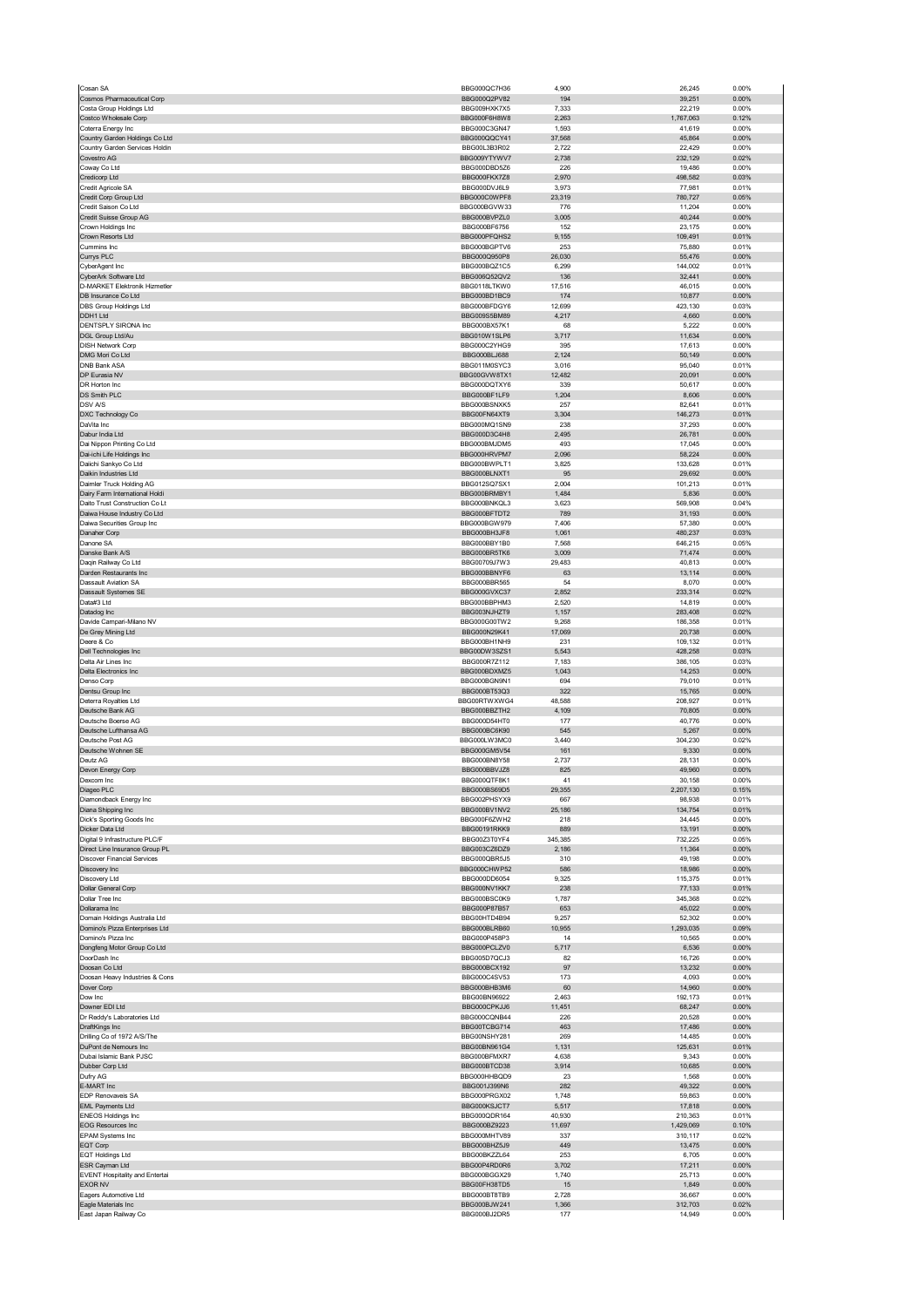| | | | | |
|---|---|---|---|---|
| Cosan SA | BBG000QC7H36 | 4,900 | 26,245 | 0.00% |
| Cosmos Pharmaceutical Corp | BBG000Q2PV82 | 194 | 39,251 | 0.00% |
| Costa Group Holdings Ltd | BBG009HXK7X5 | 7,333 | 22,219 | 0.00% |
| Costco Wholesale Corp | BBG000F6H8W8 | 2,263 | 1,767,063 | 0.12% |
| Coterra Energy Inc | BBG000C3GN47 | 1,593 | 41,619 | 0.00% |
| Country Garden Holdings Co Ltd | BBG000QQCY41 | 37,568 | 45,864 | 0.00% |
| Country Garden Services Holdin | BBG00L3B3R02 | 2,722 | 22,429 | 0.00% |
| Covestro AG | BBG009YTYWV7 | 2,738 | 232,129 | 0.02% |
| Coway Co Ltd | BBG000DBD5Z6 | 226 | 19,486 | 0.00% |
| Credicorp Ltd | BBG000FKX7Z8 | 2,970 | 498,582 | 0.03% |
| Credit Agricole SA | BBG000DVJ6L9 | 3,973 | 77,981 | 0.01% |
| Credit Corp Group Ltd | BBG000C0WPF8 | 23,319 | 780,727 | 0.05% |
| Credit Saison Co Ltd | BBG000BGVW33 | 776 | 11,204 | 0.00% |
| Credit Suisse Group AG | BBG000BVPZL0 | 3,005 | 40,244 | 0.00% |
| Crown Holdings Inc | BBG000BF6756 | 152 | 23,175 | 0.00% |
| Crown Resorts Ltd | BBG000PFQHS2 | 9,155 | 109,491 | 0.01% |
| Cummins Inc | BBG000BGPTV6 | 253 | 75,880 | 0.01% |
| Currys PLC | BBG000Q950P8 | 26,030 | 55,476 | 0.00% |
| CyberAgent Inc | BBG000BQZ1C5 | 6,299 | 144,002 | 0.01% |
| CyberArk Software Ltd | BBG006Q52QV2 | 136 | 32,441 | 0.00% |
| D-MARKET Elektronik Hizmetler | BBG0118LTKW0 | 17,516 | 46,015 | 0.00% |
| DB Insurance Co Ltd | BBG000BD1BC9 | 174 | 10,877 | 0.00% |
| DBS Group Holdings Ltd | BBG000BFDGY6 | 12,699 | 423,130 | 0.03% |
| DDH1 Ltd | BBG009S5BM89 | 4,217 | 4,660 | 0.00% |
| DENTSPLY SIRONA Inc | BBG000BX57K1 | 68 | 5,222 | 0.00% |
| DGL Group Ltd/Au | BBG010W1SLP6 | 3,717 | 11,634 | 0.00% |
| DISH Network Corp | BBG000C2YHG9 | 395 | 17,613 | 0.00% |
| DMG Mori Co Ltd | BBG000BLJ688 | 2,124 | 50,149 | 0.00% |
| DNB Bank ASA | BBG011M0SYC3 | 3,016 | 95,040 | 0.01% |
| DP Eurasia NV | BBG00GVW8TX1 | 12,482 | 20,091 | 0.00% |
| DR Horton Inc | BBG000DQTXY6 | 339 | 50,617 | 0.00% |
| DS Smith PLC | BBG000BF1LF9 | 1,204 | 8,606 | 0.00% |
| DSV A/S | BBG000BSNXK5 | 257 | 82,641 | 0.01% |
| DXC Technology Co | BBG00FN64XT9 | 3,304 | 146,273 | 0.01% |
| DaVita Inc | BBG000MQ1SN9 | 238 | 37,293 | 0.00% |
| Dabur India Ltd | BBG000D3C4H8 | 2,495 | 26,781 | 0.00% |
| Dai Nippon Printing Co Ltd | BBG000BMJDM5 | 493 | 17,045 | 0.00% |
| Dai-ichi Life Holdings Inc | BBG000HRVPM7 | 2,096 | 58,224 | 0.00% |
| Daiichi Sankyo Co Ltd | BBG000BWPLT1 | 3,825 | 133,628 | 0.01% |
| Daikin Industries Ltd | BBG000BLNXT1 | 95 | 29,692 | 0.00% |
| Daimler Truck Holding AG | BBG012SQ7SX1 | 2,004 | 101,213 | 0.01% |
| Dairy Farm International Holdi | BBG000BRMBY1 | 1,484 | 5,836 | 0.00% |
| Daito Trust Construction Co Lt | BBG000BNKQL3 | 3,623 | 569,908 | 0.04% |
| Daiwa House Industry Co Ltd | BBG000BFTDT2 | 789 | 31,193 | 0.00% |
| Daiwa Securities Group Inc | BBG000BGW979 | 7,406 | 57,380 | 0.00% |
| Danaher Corp | BBG000BH3JF8 | 1,061 | 480,237 | 0.03% |
| Danone SA | BBG000BBY1B0 | 7,568 | 646,215 | 0.05% |
| Danske Bank A/S | BBG000BR5TK6 | 3,009 | 71,474 | 0.00% |
| Daqin Railway Co Ltd | BBG00709J7W3 | 29,483 | 40,813 | 0.00% |
| Darden Restaurants Inc | BBG000BBNYF6 | 63 | 13,114 | 0.00% |
| Dassault Aviation SA | BBG000BBR565 | 54 | 8,070 | 0.00% |
| Dassault Systemes SE | BBG000GVXC37 | 2,852 | 233,314 | 0.02% |
| Data#3 Ltd | BBG000BBPHM3 | 2,520 | 14,819 | 0.00% |
| Datadog Inc | BBG003NJHZT9 | 1,157 | 283,408 | 0.02% |
| Davide Campari-Milano NV | BBG000G00TW2 | 9,268 | 186,358 | 0.01% |
| De Grey Mining Ltd | BBG000N29K41 | 17,069 | 20,738 | 0.00% |
| Deere & Co | BBG000BH1NH9 | 231 | 109,132 | 0.01% |
| Dell Technologies Inc | BBG00DW3SZS1 | 5,543 | 428,258 | 0.03% |
| Delta Air Lines Inc | BBG000R7Z112 | 7,183 | 386,105 | 0.03% |
| Delta Electronics Inc | BBG000BDXMZ5 | 1,043 | 14,253 | 0.00% |
| Denso Corp | BBG000BGN9N1 | 694 | 79,010 | 0.01% |
| Dentsu Group Inc | BBG000BT53Q3 | 322 | 15,765 | 0.00% |
| Deterra Royalties Ltd | BBG00RTWXWG4 | 48,588 | 208,927 | 0.01% |
| Deutsche Bank AG | BBG000BZTH2 | 4,109 | 70,805 | 0.00% |
| Deutsche Boerse AG | BBG000D54HT0 | 177 | 40,776 | 0.00% |
| Deutsche Lufthansa AG | BBG000BC6K90 | 545 | 5,267 | 0.00% |
| Deutsche Post AG | BBG000LW3MC0 | 3,440 | 304,230 | 0.02% |
| Deutsche Wohnen SE | BBG000GM5V54 | 161 | 9,330 | 0.00% |
| Deutz AG | BBG000BN8Y58 | 2,737 | 28,131 | 0.00% |
| Devon Energy Corp | BBG000BBVJZ8 | 825 | 49,960 | 0.00% |
| Dexcom Inc | BBG000QTF8K1 | 41 | 30,158 | 0.00% |
| Diageo PLC | BBG000BS69D5 | 29,355 | 2,207,130 | 0.15% |
| Diamondback Energy Inc | BBG002PHSYX9 | 667 | 98,938 | 0.01% |
| Diana Shipping Inc | BBG000BV1NV2 | 25,186 | 134,754 | 0.01% |
| Dick's Sporting Goods Inc | BBG000F6ZWH2 | 218 | 34,445 | 0.00% |
| Dicker Data Ltd | BBG00191RKK9 | 889 | 13,191 | 0.00% |
| Digital 9 Infrastructure PLC/F | BBG00Z3T0YF4 | 345,385 | 732,225 | 0.05% |
| Direct Line Insurance Group PL | BBG003CZ6DZ9 | 2,186 | 11,364 | 0.00% |
| Discover Financial Services | BBG000QBR5J5 | 310 | 49,198 | 0.00% |
| Discovery Inc | BBG000CHWP52 | 586 | 18,986 | 0.00% |
| Discovery Ltd | BBG000DD6054 | 9,325 | 115,375 | 0.01% |
| Dollar General Corp | BBG000NV1KK7 | 238 | 77,133 | 0.01% |
| Dollar Tree Inc | BBG000BSC0K9 | 1,787 | 345,368 | 0.02% |
| Dollarama Inc | BBG000P87B57 | 653 | 45,022 | 0.00% |
| Domain Holdings Australia Ltd | BBG00HTD4B94 | 9,257 | 52,302 | 0.00% |
| Domino's Pizza Enterprises Ltd | BBG000BLRB60 | 10,955 | 1,293,035 | 0.09% |
| Domino's Pizza Inc | BBG000P458P3 | 14 | 10,565 | 0.00% |
| Dongfeng Motor Group Co Ltd | BBG000PCLZV0 | 5,717 | 6,536 | 0.00% |
| DoorDash Inc | BBG005D7QCJ3 | 82 | 16,726 | 0.00% |
| Doosan Co Ltd | BBG000BCX192 | 97 | 13,232 | 0.00% |
| Doosan Heavy Industries & Cons | BBG000C4SV53 | 173 | 4,093 | 0.00% |
| Dover Corp | BBG000BHB3M6 | 60 | 14,960 | 0.00% |
| Dow Inc | BBG00BN96922 | 2,463 | 192,173 | 0.01% |
| Downer EDI Ltd | BBG000CPKJJ6 | 11,451 | 68,247 | 0.00% |
| Dr Reddy's Laboratories Ltd | BBG000CQNB44 | 226 | 20,528 | 0.00% |
| DraftKings Inc | BBG00TCBG714 | 463 | 17,486 | 0.00% |
| Drilling Co of 1972 A/S/The | BBG00NSHY281 | 269 | 14,485 | 0.00% |
| DuPont de Nemours Inc | BBG00BN961G4 | 1,131 | 125,631 | 0.01% |
| Dubai Islamic Bank PJSC | BBG000BFMXR7 | 4,638 | 9,343 | 0.00% |
| Dubber Corp Ltd | BBG000BTCD38 | 3,914 | 10,685 | 0.00% |
| Dufry AG | BBG000HHBQD9 | 23 | 1,568 | 0.00% |
| E-MART Inc | BBG001J399N6 | 282 | 49,322 | 0.00% |
| EDP Renovaveis SA | BBG000PRGX02 | 1,748 | 59,863 | 0.00% |
| EML Payments Ltd | BBG000K5JCT7 | 5,517 | 17,818 | 0.00% |
| ENEOS Holdings Inc | BBG000QDR164 | 40,930 | 210,363 | 0.01% |
| EOG Resources Inc | BBG000BZ9223 | 11,697 | 1,429,069 | 0.10% |
| EPAM Systems Inc | BBG000MHTV89 | 337 | 310,117 | 0.02% |
| EQT Corp | BBG000BHZ5J9 | 449 | 13,475 | 0.00% |
| EQT Holdings Ltd | BBG00BKZZL64 | 253 | 6,705 | 0.00% |
| ESR Cayman Ltd | BBG00P4RD0R6 | 3,702 | 17,211 | 0.00% |
| EVENT Hospitality and Entertai | BBG000BGGX29 | 1,740 | 25,713 | 0.00% |
| EXOR NV | BBG00FH38TD5 | 15 | 1,849 | 0.00% |
| Eagers Automotive Ltd | BBG000BT6TB9 | 2,728 | 36,667 | 0.00% |
| Eagle Materials Inc | BBG000BJW241 | 1,366 | 312,703 | 0.02% |
| East Japan Railway Co | BBG000BJ2DR5 | 177 | 14,949 | 0.00% |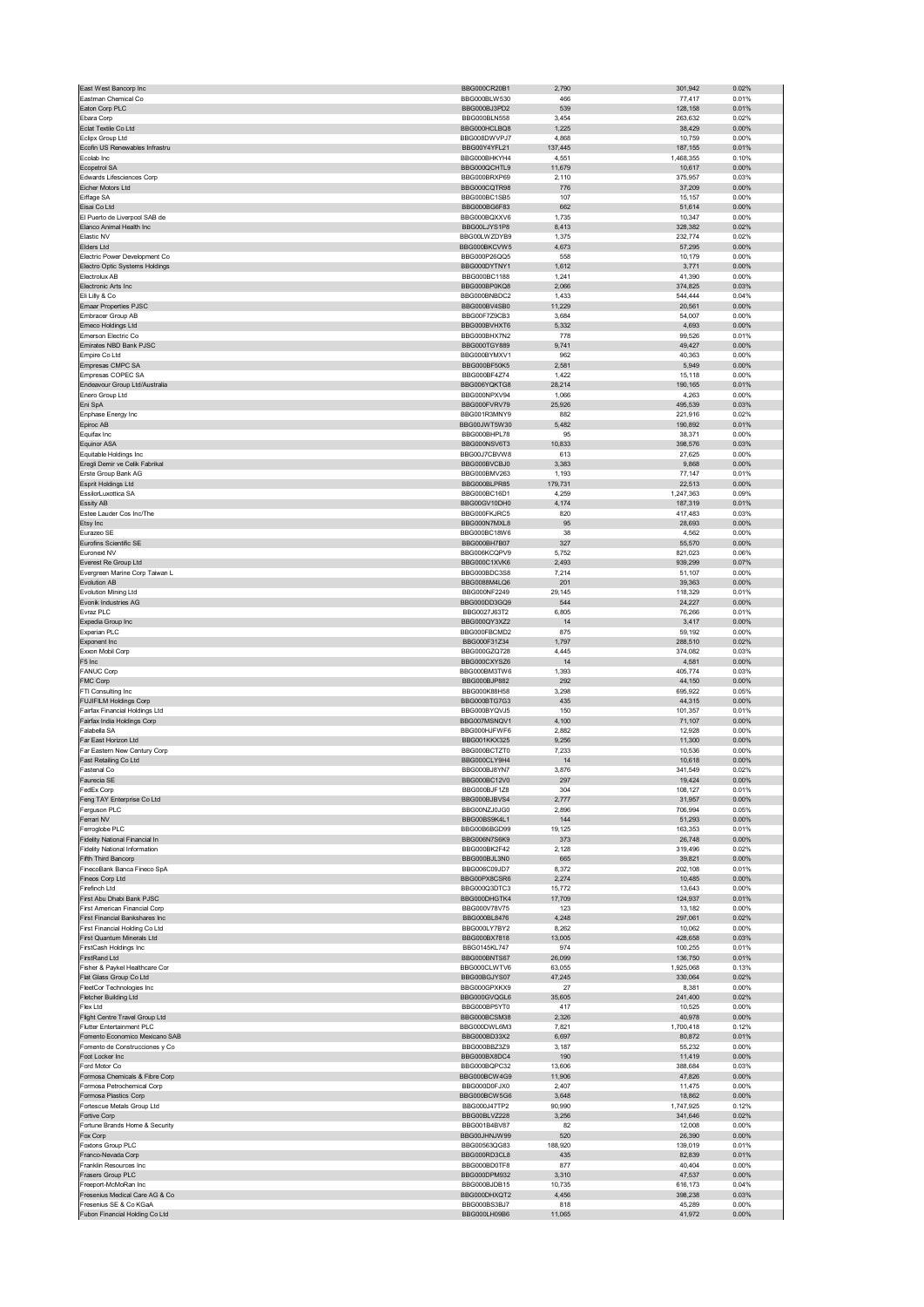| | | | | |
|---|---|---|---|---|
| East West Bancorp Inc | BBG000CR20B1 | 2,790 | 301,942 | 0.02% |
| Eastman Chemical Co | BBG000BLW530 | 466 | 77,417 | 0.01% |
| Eaton Corp PLC | BBG000BJ3PD2 | 539 | 128,158 | 0.01% |
| Ebara Corp | BBG000BLN558 | 3,454 | 263,632 | 0.02% |
| Eclat Textile Co Ltd | BBG000HCLBQ8 | 1,225 | 38,429 | 0.00% |
| Eclipx Group Ltd | BBG008DWVPJ7 | 4,868 | 10,759 | 0.00% |
| Ecofin US Renewables Infrastru | BBG00Y4YFL21 | 137,445 | 187,155 | 0.01% |
| Ecolab Inc | BBG000BHKYH4 | 4,551 | 1,468,355 | 0.10% |
| Ecopetrol SA | BBG000QCHTL9 | 11,679 | 10,617 | 0.00% |
| Edwards Lifesciences Corp | BBG000BRXP69 | 2,110 | 375,957 | 0.03% |
| Eicher Motors Ltd | BBG000CQTR98 | 776 | 37,209 | 0.00% |
| Eiffage SA | BBG000BC1SB5 | 107 | 15,157 | 0.00% |
| Eisai Co Ltd | BBG000BG6F83 | 662 | 51,614 | 0.00% |
| El Puerto de Liverpool SAB de | BBG000BQXXV6 | 1,735 | 10,347 | 0.00% |
| Elanco Animal Health Inc | BBG00LJYS1P8 | 8,413 | 328,382 | 0.02% |
| Elastic NV | BBG00LWZDYB9 | 1,375 | 232,774 | 0.02% |
| Elders Ltd | BBG000BKCVW5 | 4,673 | 57,295 | 0.00% |
| Electric Power Development Co | BBG000P26QQ5 | 558 | 10,179 | 0.00% |
| Electro Optic Systems Holdings | BBG000DYTNY1 | 1,612 | 3,771 | 0.00% |
| Electrolux AB | BBG000BC1188 | 1,241 | 41,390 | 0.00% |
| Electronic Arts Inc | BBG000BP0KQ8 | 2,066 | 374,825 | 0.03% |
| Eli Lilly & Co | BBG000BNBDC2 | 1,433 | 544,444 | 0.04% |
| Emaar Properties PJSC | BBG000BV4SB0 | 11,229 | 20,561 | 0.00% |
| Embracer Group AB | BBG00F7Z9CB3 | 3,684 | 54,007 | 0.00% |
| Emeco Holdings Ltd | BBG000BVHXT6 | 5,332 | 4,693 | 0.00% |
| Emerson Electric Co | BBG000BHX7N2 | 778 | 99,526 | 0.01% |
| Emirates NBD Bank PJSC | BBG000TGY889 | 9,741 | 49,427 | 0.00% |
| Empire Co Ltd | BBG000BYMXV1 | 962 | 40,363 | 0.00% |
| Empresas CMPC SA | BBG000BF50K5 | 2,581 | 5,949 | 0.00% |
| Empresas COPEC SA | BBG000BF4Z74 | 1,422 | 15,118 | 0.00% |
| Endeavour Group Ltd/Australia | BBG006YQKTG8 | 28,214 | 190,165 | 0.01% |
| Enero Group Ltd | BBG000NPXV94 | 1,066 | 4,263 | 0.00% |
| Eni SpA | BBG000FVRV79 | 25,926 | 495,539 | 0.03% |
| Enphase Energy Inc | BBG001R3MNY9 | 882 | 221,916 | 0.02% |
| Epiroc AB | BBG00JWT5W30 | 5,482 | 190,892 | 0.01% |
| Equifax Inc | BBG000BHPL78 | 95 | 38,371 | 0.00% |
| Equinor ASA | BBG000NSV6T3 | 10,833 | 398,576 | 0.03% |
| Equitable Holdings Inc | BBG00J7CBVW8 | 613 | 27,625 | 0.00% |
| Eregli Demir ve Celik Fabrikal | BBG000BVCBJ0 | 3,383 | 9,868 | 0.00% |
| Erste Group Bank AG | BBG000BMV263 | 1,193 | 77,147 | 0.01% |
| Esprit Holdings Ltd | BBG000BLPR85 | 179,731 | 22,513 | 0.00% |
| EssilorLuxottica SA | BBG000BC16D1 | 4,259 | 1,247,363 | 0.09% |
| Essity AB | BBG00GV10DH0 | 4,174 | 187,319 | 0.01% |
| Estee Lauder Cos Inc/The | BBG000FKJRC5 | 820 | 417,483 | 0.03% |
| Etsy Inc | BBG000N7MXL8 | 95 | 28,693 | 0.00% |
| Eurazeo SE | BBG000BC18W6 | 38 | 4,562 | 0.00% |
| Eurofins Scientific SE | BBG000BH7B07 | 327 | 55,570 | 0.00% |
| Euronext NV | BBG006KCQPV9 | 5,752 | 821,023 | 0.06% |
| Everest Re Group Ltd | BBG000C1XVK6 | 2,493 | 939,299 | 0.07% |
| Evergreen Marine Corp Taiwan L | BBG000BDC3S8 | 7,214 | 51,107 | 0.00% |
| Evolution AB | BBG0088M4LQ6 | 201 | 39,363 | 0.00% |
| Evolution Mining Ltd | BBG000NF2249 | 29,145 | 118,329 | 0.01% |
| Evonik Industries AG | BBG000DD3GQ9 | 544 | 24,227 | 0.00% |
| Evraz PLC | BBG0027J63T2 | 6,805 | 76,266 | 0.01% |
| Expedia Group Inc | BBG000QY3XZ2 | 14 | 3,417 | 0.00% |
| Experian PLC | BBG000FBCMD2 | 875 | 59,192 | 0.00% |
| Exponent Inc | BBG000F31Z34 | 1,797 | 288,510 | 0.02% |
| Exxon Mobil Corp | BBG000GZQ728 | 4,445 | 374,082 | 0.03% |
| F5 Inc | BBG000CXYSZ6 | 14 | 4,581 | 0.00% |
| FANUC Corp | BBG000BM3TW6 | 1,393 | 405,774 | 0.03% |
| FMC Corp | BBG000BJP882 | 292 | 44,150 | 0.00% |
| FTI Consulting Inc | BBG000K88H58 | 3,298 | 695,922 | 0.05% |
| FUJIFILM Holdings Corp | BBG000BTG7G3 | 435 | 44,315 | 0.00% |
| Fairfax Financial Holdings Ltd | BBG000BYQVJ5 | 150 | 101,357 | 0.01% |
| Fairfax India Holdings Corp | BBG007MSNQV1 | 4,100 | 71,107 | 0.00% |
| Falabella SA | BBG000HJFWF6 | 2,882 | 12,928 | 0.00% |
| Far East Horizon Ltd | BBG001KKX325 | 9,256 | 11,300 | 0.00% |
| Far Eastern New Century Corp | BBG000BCTZT0 | 7,233 | 10,536 | 0.00% |
| Fast Retailing Co Ltd | BBG000CLY9H4 | 14 | 10,618 | 0.00% |
| Fastenal Co | BBG000BJ8YN7 | 3,876 | 341,549 | 0.02% |
| Faurecia SE | BBG000BC12V0 | 297 | 19,424 | 0.00% |
| FedEx Corp | BBG000BJF1Z8 | 304 | 108,127 | 0.01% |
| Feng TAY Enterprise Co Ltd | BBG000BJBVS4 | 2,777 | 31,957 | 0.00% |
| Ferguson PLC | BBG00NZJ0JG0 | 2,896 | 706,994 | 0.05% |
| Ferrari NV | BBG00BS9K4L1 | 144 | 51,293 | 0.00% |
| Ferroglobe PLC | BBG00B6BGD99 | 19,125 | 163,353 | 0.01% |
| Fidelity National Financial In | BBG006N7S6K9 | 373 | 26,748 | 0.00% |
| Fidelity National Information | BBG000BK2F42 | 2,128 | 319,496 | 0.02% |
| Fifth Third Bancorp | BBG000BJL3N0 | 665 | 39,821 | 0.00% |
| FinecoBank Banca Fineco SpA | BBG006C09JD7 | 8,372 | 202,108 | 0.01% |
| Fineos Corp Ltd | BBG00PX8CSR6 | 2,274 | 10,485 | 0.00% |
| Firefinch Ltd | BBG000Q3DTC3 | 15,772 | 13,643 | 0.00% |
| First Abu Dhabi Bank PJSC | BBG000DHGTK4 | 17,709 | 124,937 | 0.01% |
| First American Financial Corp | BBG000V78V75 | 123 | 13,182 | 0.00% |
| First Financial Bankshares Inc | BBG000BL8476 | 4,248 | 297,061 | 0.02% |
| First Financial Holding Co Ltd | BBG000LY7BY2 | 8,262 | 10,062 | 0.00% |
| First Quantum Minerals Ltd | BBG000BX7818 | 13,005 | 428,658 | 0.03% |
| FirstCash Holdings Inc | BBG0145KL747 | 974 | 100,255 | 0.01% |
| FirstRand Ltd | BBG000BNTS67 | 26,099 | 136,750 | 0.01% |
| Fisher & Paykel Healthcare Cor | BBG000CLWTV6 | 63,055 | 1,925,068 | 0.13% |
| Flat Glass Group Co Ltd | BBG00BGJYS07 | 47,245 | 330,064 | 0.02% |
| FleetCor Technologies Inc | BBG000GPXKX9 | 27 | 8,381 | 0.00% |
| Fletcher Building Ltd | BBG000GVQGL6 | 35,605 | 241,400 | 0.02% |
| Flex Ltd | BBG000BP5YT0 | 417 | 10,525 | 0.00% |
| Flight Centre Travel Group Ltd | BBG000BCSM38 | 2,326 | 40,978 | 0.00% |
| Flutter Entertainment PLC | BBG000DWL6M3 | 7,821 | 1,700,418 | 0.12% |
| Fomento Economico Mexicano SAB | BBG000BD33X2 | 6,697 | 80,872 | 0.01% |
| Fomento de Construcciones y Co | BBG000BBZ3Z9 | 3,187 | 55,232 | 0.00% |
| Foot Locker Inc | BBG000BX8DC4 | 190 | 11,419 | 0.00% |
| Ford Motor Co | BBG000BQPC32 | 13,606 | 388,684 | 0.03% |
| Formosa Chemicals & Fibre Corp | BBG000BCW4G9 | 11,906 | 47,826 | 0.00% |
| Formosa Petrochemical Corp | BBG000D0FJX0 | 2,407 | 11,475 | 0.00% |
| Formosa Plastics Corp | BBG000BCW5G6 | 3,648 | 18,862 | 0.00% |
| Fortescue Metals Group Ltd | BBG000J47TP2 | 90,990 | 1,747,925 | 0.12% |
| Fortive Corp | BBG00BLVZ228 | 3,256 | 341,646 | 0.02% |
| Fortune Brands Home & Security | BBG001B4BV87 | 82 | 12,008 | 0.00% |
| Fox Corp | BBG00JHNJW99 | 520 | 26,390 | 0.00% |
| Foxtons Group PLC | BBG00563QG83 | 188,920 | 139,019 | 0.01% |
| Franco-Nevada Corp | BBG000RD3CL8 | 435 | 82,839 | 0.01% |
| Franklin Resources Inc | BBG000BD0TF8 | 877 | 40,404 | 0.00% |
| Frasers Group PLC | BBG000DPM932 | 3,310 | 47,537 | 0.00% |
| Freeport-McMoRan Inc | BBG000BJDB15 | 10,735 | 616,173 | 0.04% |
| Fresenius Medical Care AG & Co | BBG000DHXQT2 | 4,456 | 398,238 | 0.03% |
| Fresenius SE & Co KGaA | BBG000BS3BJ7 | 818 | 45,289 | 0.00% |
| Fubon Financial Holding Co Ltd | BBG000LH09B6 | 11,065 | 41,972 | 0.00% |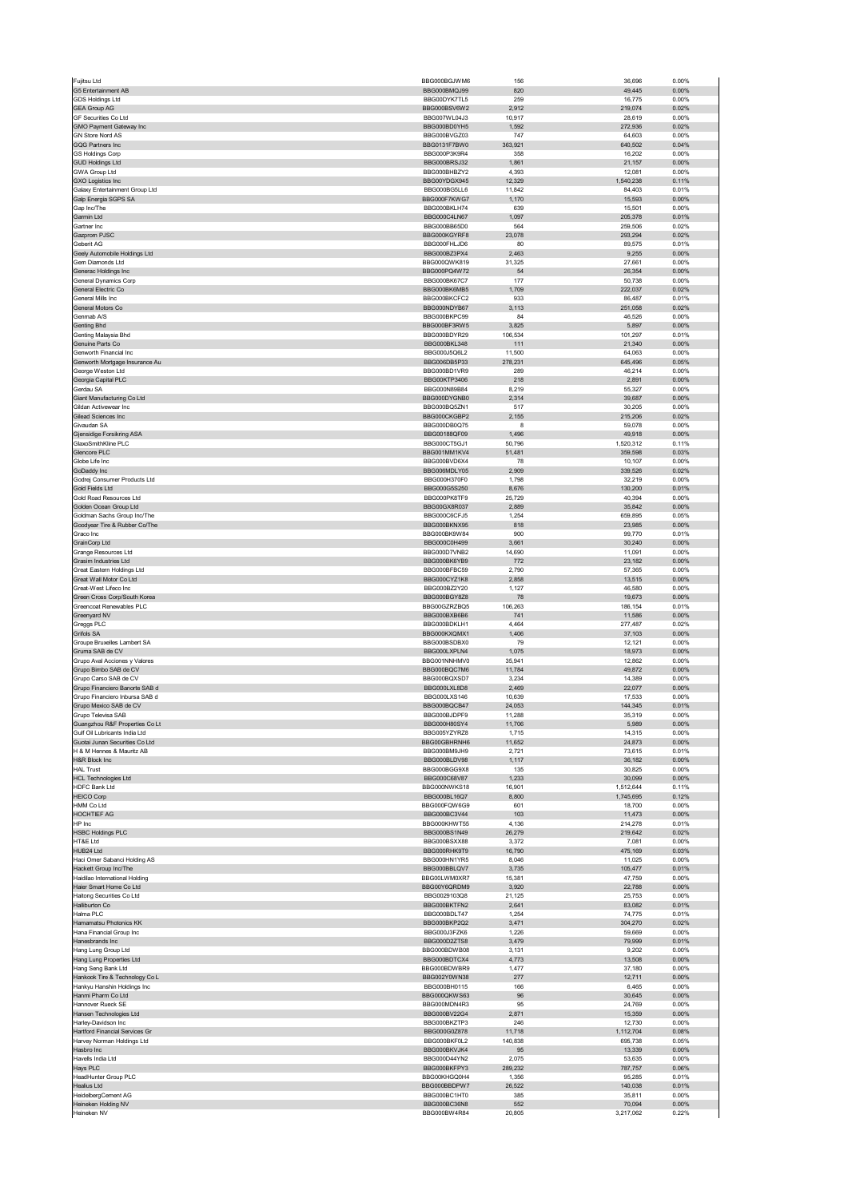| | | | | |
|---|---|---|---|---|
| Fujitsu Ltd | BBG000BGJWM6 | 156 | 36,696 | 0.00% |
| G5 Entertainment AB | BBG000BMQJ99 | 820 | 49,445 | 0.00% |
| GDS Holdings Ltd | BBG00DYK7TL5 | 259 | 16,775 | 0.00% |
| GEA Group AG | BBG000BSV6W2 | 2,912 | 219,074 | 0.02% |
| GF Securities Co Ltd | BBG007WL04J3 | 10,917 | 28,619 | 0.00% |
| GMO Payment Gateway Inc | BBG000BD0YH5 | 1,592 | 272,936 | 0.02% |
| GN Store Nord AS | BBG000BVGZ03 | 747 | 64,603 | 0.00% |
| GQG Partners Inc | BBG0131F7BW0 | 363,921 | 640,502 | 0.04% |
| GS Holdings Corp | BBG000P3K9R4 | 358 | 16,202 | 0.00% |
| GUD Holdings Ltd | BBG000BRSJ32 | 1,861 | 21,157 | 0.00% |
| GWA Group Ltd | BBG000BHBZY2 | 4,393 | 12,081 | 0.00% |
| GXO Logistics Inc | BBG00YDGX945 | 12,329 | 1,540,238 | 0.11% |
| Galaxy Entertainment Group Ltd | BBG000BG5LL6 | 11,842 | 84,403 | 0.01% |
| Galp Energia SGPS SA | BBG000F7KWG7 | 1,170 | 15,593 | 0.00% |
| Gap Inc/The | BBG000BKLH74 | 639 | 15,501 | 0.00% |
| Garmin Ltd | BBG000C4LN67 | 1,097 | 205,378 | 0.01% |
| Gartner Inc | BBG000BB65D0 | 564 | 259,506 | 0.02% |
| Gazprom PJSC | BBG000KGYRF8 | 23,078 | 293,294 | 0.02% |
| Geberit AG | BBG000FHLJD6 | 80 | 89,575 | 0.01% |
| Geely Automobile Holdings Ltd | BBG000BZ3PX4 | 2,463 | 9,255 | 0.00% |
| Gem Diamonds Ltd | BBG000QWK819 | 31,325 | 27,661 | 0.00% |
| Generac Holdings Inc | BBG000PQ4W72 | 54 | 26,354 | 0.00% |
| General Dynamics Corp | BBG000BK67C7 | 177 | 50,738 | 0.00% |
| General Electric Co | BBG000BK6MB5 | 1,709 | 222,037 | 0.02% |
| General Mills Inc | BBG000BKCFC2 | 933 | 86,487 | 0.01% |
| General Motors Co | BBG000NDYB67 | 3,113 | 251,058 | 0.02% |
| Genmab A/S | BBG000BKPC99 | 84 | 46,526 | 0.00% |
| Genting Bhd | BBG000BF3RW5 | 3,825 | 5,897 | 0.00% |
| Genting Malaysia Bhd | BBG000BDYR29 | 106,534 | 101,297 | 0.01% |
| Genuine Parts Co | BBG000BKL348 | 111 | 21,340 | 0.00% |
| Genworth Financial Inc | BBG000J5Q6L2 | 11,500 | 64,063 | 0.00% |
| Genworth Mortgage Insurance Au | BBG006DB5P33 | 278,231 | 645,496 | 0.05% |
| George Weston Ltd | BBG000BD1VR9 | 289 | 46,214 | 0.00% |
| Georgia Capital PLC | BBG00KTP3406 | 218 | 2,891 | 0.00% |
| Gerdau SA | BBG000N89B84 | 8,219 | 55,327 | 0.00% |
| Giant Manufacturing Co Ltd | BBG000DYGNB0 | 2,314 | 39,687 | 0.00% |
| Gildan Activewear Inc | BBG000BQ5ZN1 | 517 | 30,205 | 0.00% |
| Gilead Sciences Inc | BBG000CKGBP2 | 2,155 | 215,206 | 0.02% |
| Givaudan SA | BBG000DBDQ75 | 8 | 59,078 | 0.00% |
| Gjensidige Forsikring ASA | BBG00188QF09 | 1,496 | 49,918 | 0.00% |
| GlaxoSmithKline PLC | BBG000CT5GJ1 | 50,796 | 1,520,312 | 0.11% |
| Glencore PLC | BBG001MM1KV4 | 51,481 | 359,598 | 0.03% |
| Globe Life Inc | BBG000BVD6X4 | 78 | 10,107 | 0.00% |
| GoDaddy Inc | BBG006MDLY05 | 2,909 | 339,526 | 0.02% |
| Godrej Consumer Products Ltd | BBG000H370F0 | 1,798 | 32,219 | 0.00% |
| Gold Fields Ltd | BBG000G5S250 | 8,676 | 130,200 | 0.01% |
| Gold Road Resources Ltd | BBG000PK8TF9 | 25,729 | 40,394 | 0.00% |
| Golden Ocean Group Ltd | BBG00GX8R037 | 2,889 | 35,842 | 0.00% |
| Goldman Sachs Group Inc/The | BBG000C6CFJ5 | 1,254 | 659,895 | 0.05% |
| Goodyear Tire & Rubber Co/The | BBG000BKNX95 | 818 | 23,985 | 0.00% |
| Graco Inc | BBG000BK9W84 | 900 | 99,770 | 0.01% |
| GrainCorp Ltd | BBG000C0H499 | 3,661 | 30,240 | 0.00% |
| Grange Resources Ltd | BBG000D7VNB2 | 14,690 | 11,091 | 0.00% |
| Grasim Industries Ltd | BBG000BK6YB9 | 772 | 23,182 | 0.00% |
| Great Eastern Holdings Ltd | BBG000BFBC59 | 2,790 | 57,365 | 0.00% |
| Great Wall Motor Co Ltd | BBG000CYZ1K8 | 2,858 | 13,515 | 0.00% |
| Great-West Lifeco Inc | BBG000BZ2Y20 | 1,127 | 46,580 | 0.00% |
| Green Cross Corp/South Korea | BBG000BGY8Z8 | 78 | 19,673 | 0.00% |
| Greencoat Renewables PLC | BBG00GZRZBQ5 | 106,263 | 186,154 | 0.01% |
| Greenyard NV | BBG000BXB6B6 | 741 | 11,586 | 0.00% |
| Greggs PLC | BBG000BDKLH1 | 4,464 | 277,487 | 0.02% |
| Grifols SA | BBG000KXQMX1 | 1,406 | 37,103 | 0.00% |
| Groupe Bruxelles Lambert SA | BBG000BSDBX0 | 79 | 12,121 | 0.00% |
| Gruma SAB de CV | BBG000LXPLN4 | 1,075 | 18,973 | 0.00% |
| Grupo Aval Acciones y Valores | BBG001NNHMV0 | 35,941 | 12,862 | 0.00% |
| Grupo Bimbo SAB de CV | BBG000BQC7M6 | 11,784 | 49,872 | 0.00% |
| Grupo Carso SAB de CV | BBG000BQXSD7 | 3,234 | 14,389 | 0.00% |
| Grupo Financiero Banorte SAB d | BBG000LXL8D8 | 2,469 | 22,077 | 0.00% |
| Grupo Financiero Inbursa SAB d | BBG000LXS146 | 10,639 | 17,533 | 0.00% |
| Grupo Mexico SAB de CV | BBG000BQCB47 | 24,053 | 144,345 | 0.01% |
| Grupo Televisa SAB | BBG000BJDPF9 | 11,288 | 35,319 | 0.00% |
| Guangzhou R&F Properties Co Lt | BBG000H80SY4 | 11,706 | 5,989 | 0.00% |
| Gulf Oil Lubricants India Ltd | BBG005YZYRZ8 | 1,715 | 14,315 | 0.00% |
| Guotai Junan Securities Co Ltd | BBG00GBHRNH6 | 11,652 | 24,873 | 0.00% |
| H & M Hennes & Mauritz AB | BBG000BM9JH9 | 2,721 | 73,615 | 0.01% |
| H&R Block Inc | BBG000BLDV98 | 1,117 | 36,182 | 0.00% |
| HAL Trust | BBG000BGG9X8 | 135 | 30,825 | 0.00% |
| HCL Technologies Ltd | BBG000C68V87 | 1,233 | 30,099 | 0.00% |
| HDFC Bank Ltd | BBG000NWKS18 | 16,901 | 1,512,644 | 0.11% |
| HEICO Corp | BBG000BL16Q7 | 8,800 | 1,745,695 | 0.12% |
| HMM Co Ltd | BBG000FQW6G9 | 601 | 18,700 | 0.00% |
| HOCHTIEF AG | BBG000BC3V44 | 103 | 11,473 | 0.00% |
| HP Inc | BBG000KHWT55 | 4,136 | 214,278 | 0.01% |
| HSBC Holdings PLC | BBG000BS1N49 | 26,279 | 219,642 | 0.02% |
| HT&E Ltd | BBG000BSXX88 | 3,372 | 7,081 | 0.00% |
| HUB24 Ltd | BBG000RHK9T9 | 16,790 | 475,169 | 0.03% |
| Haci Omer Sabanci Holding AS | BBG000HN1YR5 | 8,046 | 11,025 | 0.00% |
| Hackett Group Inc/The | BBG000BBLQV7 | 3,735 | 105,477 | 0.01% |
| Haidilao International Holding | BBG00LWM0XR7 | 15,381 | 47,759 | 0.00% |
| Haier Smart Home Co Ltd | BBG00Y6QRDM9 | 3,920 | 22,788 | 0.00% |
| Haitong Securities Co Ltd | BBG0029103Q8 | 21,125 | 25,753 | 0.00% |
| Halliburton Co | BBG000BKTFN2 | 2,641 | 83,082 | 0.01% |
| Halma PLC | BBG000BDLT47 | 1,254 | 74,775 | 0.01% |
| Hamamatsu Photonics KK | BBG000BKP2Q2 | 3,471 | 304,270 | 0.02% |
| Hana Financial Group Inc | BBG000J3FZK6 | 1,226 | 59,669 | 0.00% |
| Hanesbrands Inc | BBG000D2ZTS8 | 3,479 | 79,999 | 0.01% |
| Hang Lung Group Ltd | BBG000BDWB08 | 3,131 | 9,202 | 0.00% |
| Hang Lung Properties Ltd | BBG000BDTCX4 | 4,773 | 13,508 | 0.00% |
| Hang Seng Bank Ltd | BBG000BDWBR9 | 1,477 | 37,180 | 0.00% |
| Hankook Tire & Technology Co L | BBG002Y0WN38 | 277 | 12,711 | 0.00% |
| Hankyu Hanshin Holdings Inc | BBG000BH0115 | 166 | 6,465 | 0.00% |
| Hanmi Pharm Co Ltd | BBG000QKWS63 | 96 | 30,645 | 0.00% |
| Hannover Rueck SE | BBG000MDN4R3 | 95 | 24,769 | 0.00% |
| Hansen Technologies Ltd | BBG000BV22G4 | 2,871 | 15,359 | 0.00% |
| Harley-Davidson Inc | BBG000BKZTP3 | 246 | 12,730 | 0.00% |
| Hartford Financial Services Gr | BBG000G0Z878 | 11,718 | 1,112,704 | 0.08% |
| Harvey Norman Holdings Ltd | BBG000BKF0L2 | 140,838 | 695,738 | 0.05% |
| Hasbro Inc | BBG000BKVJK4 | 95 | 13,339 | 0.00% |
| Havells India Ltd | BBG000D44YN2 | 2,075 | 53,635 | 0.00% |
| Hays PLC | BBG000BKFPY3 | 289,232 | 787,757 | 0.06% |
| HeadHunter Group PLC | BBG00KHGQ0H4 | 1,356 | 95,285 | 0.01% |
| Healius Ltd | BBG000BBDPW7 | 26,522 | 140,038 | 0.01% |
| HeidelbergCement AG | BBG000BC1HT0 | 385 | 35,811 | 0.00% |
| Heineken Holding NV | BBG000BC36N8 | 552 | 70,094 | 0.00% |
| Heineken NV | BBG000BW4R84 | 20,805 | 3,217,062 | 0.22% |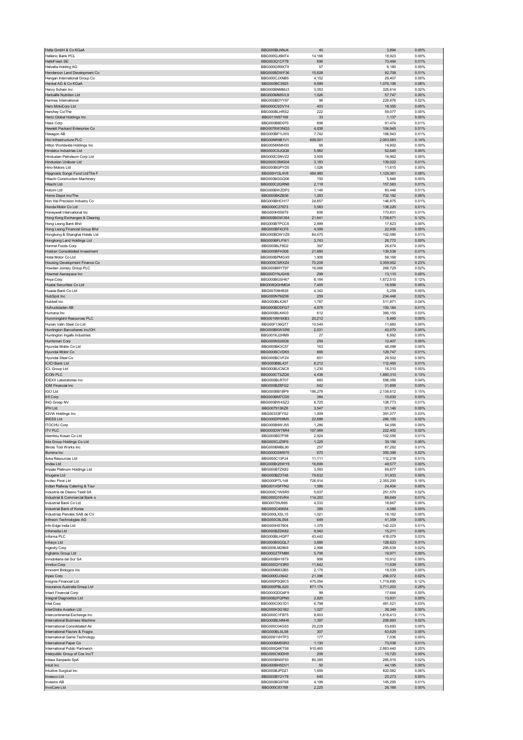| | | | | |
|---|---|---|---|---|
| Hella GmbH & Co KGaA | BBG000BLNNJ4 | 40 | 3,894 | 0.00% |
| Hellenic Bank PCL | BBG000GJ6MT4 | 14,166 | 18,923 | 0.00% |
| HelloFresh SE | BBG003Q1CF78 | 696 | 73,494 | 0.01% |
| Helvetia Holding AG | BBG000GR9XT9 | 57 | 9,180 | 0.00% |
| Henderson Land Development Co | BBG000BDWF36 | 15,828 | 92,708 | 0.01% |
| Hengan International Group Co | BBG000CJXNB5 | 4,152 | 29,407 | 0.00% |
| Henkel AG & Co KGaA | BBG000BC3925 | 9,699 | 1,076,106 | 0.08% |
| Henry Schein Inc | BBG000BNMMJ3 | 3,053 | 325,614 | 0.02% |
| Herbalife Nutrition Ltd | BBG000MM5VL9 | 1,026 | 57,747 | 0.00% |
| Hermes International | BBG000BDYY97 | 96 | 229,876 | 0.02% |
| Hero MotoCorp Ltd | BBG000CSDVY4 | 403 | 18,355 | 0.00% |
| Hershey Co/The | BBG000BLHRS2 | 222 | 59,077 | 0.00% |
| Hertz Global Holdings Inc | BBG011N57109 | 33 | 1,137 | 0.00% |
| Hess Corp | BBG000BBD070 | 898 | 91,474 | 0.01% |
| Hewlett Packard Enterprise Co | BBG0078W3NQ3 | 4,838 | 104,945 | 0.01% |
| Hexagon AB | BBG000BF1LW0 | 7,742 | 168,943 | 0.01% |
| Hicl Infrastructure PLC | BBG00NR9B1V1 | 609,001 | 2,003,583 | 0.14% |
| Hilton Worldwide Holdings Inc | BBG0058KMH30 | 68 | 14,602 | 0.00% |
| Hindalco Industries Ltd | BBG000CSJQQ8 | 5,982 | 52,640 | 0.00% |
| Hindustan Petroleum Corp Ltd | BBG000CSNVZ2 | 3,505 | 18,962 | 0.00% |
| Hindustan Unilever Ltd | BBG000CSMG04 | 3,183 | 139,022 | 0.01% |
| Hino Motors Ltd | BBG000BGPYD5 | 1,026 | 11,615 | 0.00% |
| Hipgnosis Songs Fund Ltd/The F | BBG00H13L4V8 | 484,980 | 1,129,361 | 0.08% |
| Hitachi Construction Machinery | BBG000BGGQ06 | 150 | 5,946 | 0.00% |
| Hitachi Ltd | BBG000C2QRN8 | 2,118 | 157,583 | 0.01% |
| Holcim Ltd | BBG000BWZDP2 | 1,146 | 80,448 | 0.01% |
| Home Depot Inc/The | BBG000BKZB36 | 1,283 | 732,192 | 0.05% |
| Hon Hai Precision Industry Co | BBG000BHCH17 | 24,857 | 146,875 | 0.01% |
| Honda Motor Co Ltd | BBG000C27673 | 3,583 | 138,220 | 0.01% |
| Honeywell International Inc | BBG000H556T9 | 606 | 173,831 | 0.01% |
| Hong Kong Exchanges & Clearing | BBG000BGW354 | 21,641 | 1,738,671 | 0.12% |
| Hong Leong Bank Bhd | BBG000BTPCC6 | 2,899 | 17,823 | 0.00% |
| Hong Leong Financial Group Bhd | BBG000BF4CF6 | 4,006 | 22,935 | 0.00% |
| Hongkong & Shanghai Hotels Ltd | BBG000BDWVZ6 | 84,475 | 102,086 | 0.01% |
| Hongkong Land Holdings Ltd | BBG000BFLFW1 | 3,743 | 26,772 | 0.00% |
| Hormel Foods Corp | BBG000BLF8D2 | 397 | 26,674 | 0.00% |
| Hosken Consolidated Investment | BBG000BFH308 | 21,880 | 139,538 | 0.01% |
| Hotai Motor Co Ltd | BBG000BPMGX5 | 1,906 | 58,168 | 0.00% |
| Housing Development Finance Co | BBG000CSRXZ4 | 70,209 | 3,359,952 | 0.23% |
| Howden Joinery Group PLC | BBG000BRYT97 | 16,066 | 269,729 | 0.02% |
| Howmet Aerospace Inc | BBG00DYNJGH9 | 299 | 13,110 | 0.00% |
| Hoya Corp | BBG000BGSH67 | 8,184 | 1,672,510 | 0.12% |
| Huatai Securities Co Ltd | BBG008QGHMG4 | 7,405 | 16,956 | 0.00% |
| Huaxia Bank Co Ltd | BBG00709HB38 | 4,342 | 5,259 | 0.00% |
| HubSpot Inc | BBG000N7MZ06 | 259 | 234,446 | 0.02% |
| Hubbell Inc | BBG000BLK267 | 1,787 | 511,871 | 0.04% |
| Hufvudstaden AB | BBG000BDSFG7 | 4,878 | 100,184 | 0.01% |
| Humana Inc | BBG000BLKK03 | 612 | 390,155 | 0.03% |
| Hummingbird Resources PLC | BBG0019W9XB3 | 20,212 | 5,460 | 0.00% |
| Hunan Valin Steel Co Ltd | BBG00F136Q77 | 10,549 | 11,660 | 0.00% |
| Huntington Bancshares Inc/OH | BBG000BKWSR6 | 2,031 | 43,070 | 0.00% |
| Huntington Ingalls Industries | BBG001KJ2HM9 | 27 | 6,992 | 0.00% |
| Huntsman Corp | BBG000NS26Q8 | 259 | 12,407 | 0.00% |
| Hyundai Mobis Co Ltd | BBG000BK3C57 | 163 | 48,098 | 0.00% |
| Hyundai Motor Co | BBG000BCVDK5 | 666 | 129,747 | 0.01% |
| Hyundai Steel Co | BBG000BCVFZ4 | 601 | 28,502 | 0.00% |
| ICICI Bank Ltd | BBG000BBL437 | 8,212 | 112,465 | 0.01% |
| ICL Group Ltd | BBG000BJCNC8 | 1,230 | 16,310 | 0.00% |
| ICON PLC | BBG000CTSZQ6 | 4,438 | 1,890,310 | 0.13% |
| IDEXX Laboratories Inc | BBG000BLRT07 | 660 | 598,056 | 0.04% |
| IGM Financial Inc | BBG000BZ6FG2 | 642 | 31,895 | 0.00% |
| IGO Ltd | BBG000BB1BP9 | 186,278 | 2,136,612 | 0.15% |
| IHI Corp | BBG000BM7CD0 | 384 | 10,630 | 0.00% |
| ING Groep NV | BBG000BW4SZ2 | 6,725 | 128,773 | 0.01% |
| IPH Ltd | BBG007913KZ6 | 3,547 | 31,146 | 0.00% |
| IQVIA Holdings Inc | BBG00333FYS2 | 1,009 | 391,377 | 0.03% |
| IRESS Ltd | BBG000DP09M5 | 22,888 | 286,105 | 0.02% |
| ITOCHU Corp | BBG000B9WJ55 | 1,286 | 54,056 | 0.00% |
| ITV PLC | BBG000DW76R4 | 107,989 | 222,402 | 0.02% |
| Idemitsu Kosan Co Ltd | BBG000BD7F98 | 2,924 | 102,556 | 0.01% |
| Iida Group Holdings Co Ltd | BBG005CJZ9F9 | 1,225 | 39,156 | 0.00% |
| Illinois Tool Works Inc | BBG000BMBL90 | 257 | 87,282 | 0.01% |
| Illumina Inc | BBG000DSMS70 | 670 | 350,398 | 0.02% |
| Iluka Resources Ltd | BBG000C13PJ4 | 11,111 | 112,218 | 0.01% |
| Imdex Ltd | BBG000BQ5WY6 | 16,806 | 49,577 | 0.00% |
| Impala Platinum Holdings Ltd | BBG000BTZK82 | 3,593 | 69,677 | 0.00% |
| Imugene Ltd | BBG000BZ3T48 | 79,832 | 31,933 | 0.00% |
| Incitec Pivot Ltd | BBG000PTL148 | 726,914 | 2,355,200 | 0.16% |
| Indian Railway Catering & Tour | BBG001HSFFN2 | 1,586 | 24,404 | 0.00% |
| Industria de Diseno Textil SA | BBG000C1W6R5 | 5,637 | 251,570 | 0.02% |
| Industrial & Commercial Bank o | BBG000Q16VR4 | 114,203 | 88,649 | 0.01% |
| Industrial Bank Co Ltd | BBG00709J995 | 4,533 | 18,667 | 0.00% |
| Industrial Bank of Korea | BBG000C40K84 | 385 | 4,586 | 0.00% |
| Industrias Penoles SAB de CV | BBG000LXSL15 | 1,021 | 16,162 | 0.00% |
| Infineon Technologies AG | BBG000C8L0S4 | 649 | 41,359 | 0.00% |
| Info Edge India Ltd | BBG000HS7804 | 1,378 | 142,223 | 0.01% |
| Infomedia Ltd | BBG000BZDK82 | 9,942 | 15,211 | 0.00% |
| Informa PLC | BBG000BLHQP7 | 43,442 | 418,079 | 0.03% |
| Infosys Ltd | BBG000BSGQL7 | 3,686 | 128,623 | 0.01% |
| Ingevity Corp | BBG009LM28K6 | 2,998 | 295,639 | 0.02% |
| Inghams Group Ltd | BBG00DZTFM86 | 5,706 | 19,971 | 0.00% |
| Inmobiliaria del Sur SA | BBG000BH18T9 | 906 | 10,912 | 0.00% |
| Innolux Corp | BBG000QY03R0 | 11,842 | 11,539 | 0.00% |
| Innovent Biologics Inc | BBG00M8832B5 | 2,178 | 18,539 | 0.00% |
| Inpex Corp | BBG000DJ3642 | 21,396 | 256,072 | 0.02% |
| Insignia Financial Ltd | BBG000P5Q6C5 | 475,054 | 1,719,695 | 0.12% |
| Insurance Australia Group Ltd | BBG000PBLS20 | 871,174 | 3,711,203 | 0.26% |
| Intact Financial Corp | BBG000QDQ4F9 | 99 | 17,644 | 0.00% |
| Integral Diagnostics Ltd | BBG00B2FQPN0 | 2,820 | 13,931 | 0.00% |
| Intel Corp | BBG000C0G1D1 | 6,798 | 481,521 | 0.03% |
| InterGlobe Aviation Ltd | BBG000H3G1B2 | 1,027 | 38,349 | 0.00% |
| Intercontinental Exchange Inc | BBG000C1FB75 | 8,603 | 1,618,413 | 0.11% |
| International Business Machine | BBG000BLNNH6 | 1,397 | 256,893 | 0.02% |
| International Consolidated Air | BBG000C04GS5 | 20,229 | 53,693 | 0.00% |
| International Flavors & Fragra | BBG000BLSL58 | 307 | 63,629 | 0.00% |
| International Game Technology | BBG0081VHTP3 | 177 | 7,036 | 0.00% |
| International Paper Co | BBG000BM5SR2 | 1,130 | 73,038 | 0.01% |
| International Public Partnersh | BBG000Q4KTS6 | 910,465 | 2,883,440 | 0.20% |
| Interpublic Group of Cos Inc/T | BBG000C90DH9 | 208 | 10,720 | 0.00% |
| Intesa Sanpaolo SpA | BBG000BNSF93 | 80,385 | 285,916 | 0.02% |
| Intuit Inc | BBG000BH5DV1 | 50 | 44,195 | 0.00% |
| Intuitive Surgical Inc | BBG000BJPDZ1 | 1,659 | 820,082 | 0.06% |
| Invesco Ltd | BBG000BY2Y78 | 640 | 20,273 | 0.00% |
| Investor AB | BBG000BG97S6 | 4,199 | 145,295 | 0.01% |
| InvoCare Ltd | BBG000C63188 | 2,225 | 26,168 | 0.00% |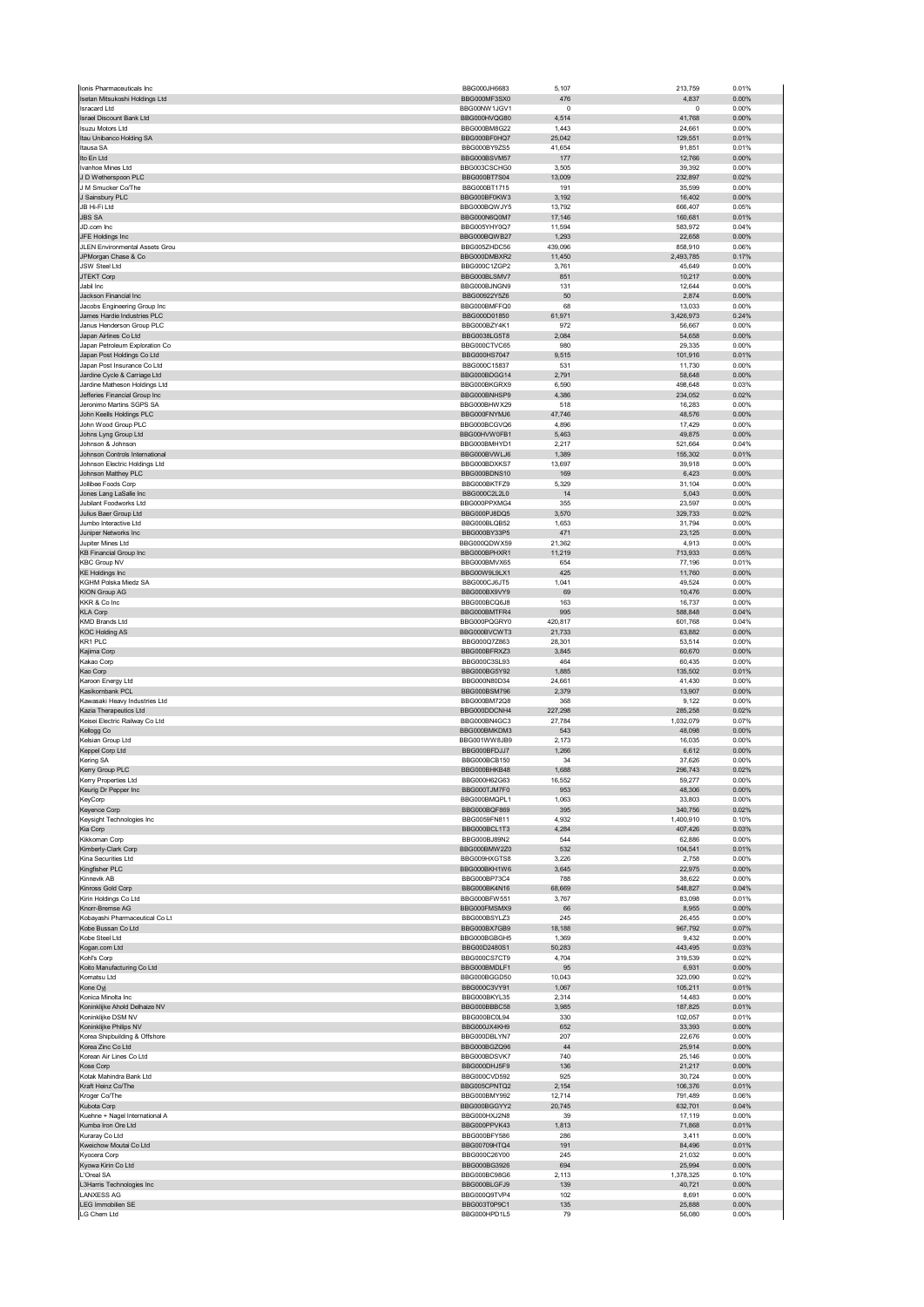| | | | | |
|---|---|---|---|---|
| Ionis Pharmaceuticals Inc | BBG000JH6683 | 5,107 | 213,759 | 0.01% |
| Isetan Mitsukoshi Holdings Ltd | BBG000MF3SX0 | 476 | 4,837 | 0.00% |
| Isracard Ltd | BBG00NW1JGV1 | 0 | 0 | 0.00% |
| Israel Discount Bank Ltd | BBG000HVQG80 | 4,514 | 41,768 | 0.00% |
| Isuzu Motors Ltd | BBG000BM8G22 | 1,443 | 24,661 | 0.00% |
| Itau Unibanco Holding SA | BBG000BF0HQ7 | 25,042 | 129,551 | 0.01% |
| Itausa SA | BBG000BY9ZS5 | 41,654 | 91,851 | 0.01% |
| Ito En Ltd | BBG000BSVM57 | 177 | 12,766 | 0.00% |
| Ivanhoe Mines Ltd | BBG003CSCHG0 | 3,505 | 39,392 | 0.00% |
| J D Wetherspoon PLC | BBG000BT7S04 | 13,009 | 232,897 | 0.02% |
| J M Smucker Co/The | BBG000BT1715 | 191 | 35,599 | 0.00% |
| J Sainsbury PLC | BBG000BF0KW3 | 3,192 | 16,402 | 0.00% |
| JB Hi-Fi Ltd | BBG000BQWJY5 | 13,792 | 666,407 | 0.05% |
| JBS SA | BBG000N6Q0M7 | 17,146 | 160,681 | 0.01% |
| JD.com Inc | BBG005YHY0Q7 | 11,594 | 583,972 | 0.04% |
| JFE Holdings Inc | BBG000BQWB27 | 1,293 | 22,658 | 0.00% |
| JLEN Environmental Assets Grou | BBG005ZHDC56 | 439,096 | 858,910 | 0.06% |
| JPMorgan Chase & Co | BBG000DMBXR2 | 11,450 | 2,493,785 | 0.17% |
| JSW Steel Ltd | BBG000C1ZGP2 | 3,761 | 45,649 | 0.00% |
| JTEKT Corp | BBG000BLSMV7 | 851 | 10,217 | 0.00% |
| Jabil Inc | BBG000BJNGN9 | 131 | 12,644 | 0.00% |
| Jackson Financial Inc | BBG00922Y5Z6 | 50 | 2,874 | 0.00% |
| Jacobs Engineering Group Inc | BBG000BMFFQ0 | 68 | 13,033 | 0.00% |
| James Hardie Industries PLC | BBG000D01850 | 61,971 | 3,426,973 | 0.24% |
| Janus Henderson Group PLC | BBG000BZY4K1 | 972 | 56,667 | 0.00% |
| Japan Airlines Co Ltd | BBG0038LG5T8 | 2,084 | 54,658 | 0.00% |
| Japan Petroleum Exploration Co | BBG000CTVC65 | 980 | 29,335 | 0.00% |
| Japan Post Holdings Co Ltd | BBG000HS7047 | 9,515 | 101,916 | 0.01% |
| Japan Post Insurance Co Ltd | BBG000C15837 | 531 | 11,730 | 0.00% |
| Jardine Cycle & Carriage Ltd | BBG000BDGG14 | 2,791 | 58,648 | 0.00% |
| Jardine Matheson Holdings Ltd | BBG000BKGRX9 | 6,590 | 498,648 | 0.03% |
| Jefferies Financial Group Inc | BBG000BNHSP9 | 4,386 | 234,052 | 0.02% |
| Jeronimo Martins SGPS SA | BBG000BHWX29 | 518 | 16,283 | 0.00% |
| John Keells Holdings PLC | BBG000FNYMJ6 | 47,746 | 48,576 | 0.00% |
| John Wood Group PLC | BBG000BCDVQ6 | 4,896 | 17,429 | 0.00% |
| Johns Lyng Group Ltd | BBG00HVW0FB1 | 5,463 | 49,875 | 0.00% |
| Johnson & Johnson | BBG000BMHYD1 | 2,217 | 521,664 | 0.04% |
| Johnson Controls International | BBG000BVWLJ6 | 1,389 | 155,302 | 0.01% |
| Johnson Electric Holdings Ltd | BBG000BDXKS7 | 13,697 | 39,918 | 0.00% |
| Johnson Matthey PLC | BBG000BDNS10 | 169 | 6,423 | 0.00% |
| Jollibee Foods Corp | BBG000BKTFZ9 | 5,329 | 31,104 | 0.00% |
| Jones Lang LaSalle Inc | BBG000C2L2L0 | 14 | 5,043 | 0.00% |
| Jubilant Foodworks Ltd | BBG000PPXMG4 | 355 | 23,597 | 0.00% |
| Julius Baer Group Ltd | BBG000PJ8DQ5 | 3,570 | 329,733 | 0.02% |
| Jumbo Interactive Ltd | BBG000BLQB52 | 1,653 | 31,794 | 0.00% |
| Juniper Networks Inc | BBG000BY33P5 | 471 | 23,125 | 0.00% |
| Jupiter Mines Ltd | BBG000QDWX59 | 21,362 | 4,913 | 0.00% |
| KB Financial Group Inc | BBG000BPHXR1 | 11,219 | 713,933 | 0.05% |
| KBC Group NV | BBG000BMVX65 | 654 | 77,196 | 0.01% |
| KE Holdings Inc | BBG00W9L9LX1 | 425 | 11,760 | 0.00% |
| KGHM Polska Miedz SA | BBG000CJ6JT5 | 1,041 | 49,524 | 0.00% |
| KION Group AG | BBG000BX9VY9 | 69 | 10,476 | 0.00% |
| KKR & Co Inc | BBG000BCQ6J8 | 163 | 16,737 | 0.00% |
| KLA Corp | BBG000BMTFR4 | 995 | 588,848 | 0.04% |
| KMD Brands Ltd | BBG000PQGRY0 | 420,817 | 601,768 | 0.04% |
| KOC Holding AS | BBG000BVCWT3 | 21,733 | 63,882 | 0.00% |
| KR1 PLC | BBG000Q7Z863 | 28,301 | 53,514 | 0.00% |
| Kajima Corp | BBG000BFRXZ3 | 3,845 | 60,670 | 0.00% |
| Kakao Corp | BBG000C3SL93 | 464 | 60,435 | 0.00% |
| Kao Corp | BBG000BG5Y92 | 1,885 | 135,502 | 0.01% |
| Karoon Energy Ltd | BBG000N80D34 | 24,661 | 41,430 | 0.00% |
| Kasikornbank PCL | BBG000BSM796 | 2,379 | 13,907 | 0.00% |
| Kawasaki Heavy Industries Ltd | BBG000BM72Q8 | 368 | 9,122 | 0.00% |
| Kazia Therapeutics Ltd | BBG000DDCNH4 | 227,298 | 285,258 | 0.02% |
| Keisei Electric Railway Co Ltd | BBG000BN4GC3 | 27,784 | 1,032,079 | 0.07% |
| Kellogg Co | BBG000BMKDM3 | 543 | 48,098 | 0.00% |
| Kelsian Group Ltd | BBG001WW8JB9 | 2,173 | 16,035 | 0.00% |
| Keppel Corp Ltd | BBG000BFDJJ7 | 1,266 | 6,612 | 0.00% |
| Kering SA | BBG000BCB150 | 34 | 37,626 | 0.00% |
| Kerry Group PLC | BBG000BHKB48 | 1,688 | 298,743 | 0.02% |
| Kerry Properties Ltd | BBG000H62G63 | 16,552 | 59,277 | 0.00% |
| Keurig Dr Pepper Inc | BBG000TJM7F0 | 953 | 48,306 | 0.00% |
| KeyCorp | BBG000BMQPL1 | 1,063 | 33,803 | 0.00% |
| Keyence Corp | BBG000BQF869 | 395 | 340,756 | 0.02% |
| Keysight Technologies Inc | BBG0059FN811 | 4,932 | 1,400,910 | 0.10% |
| Kia Corp | BBG000BCL1T3 | 4,284 | 407,426 | 0.03% |
| Kikkoman Corp | BBG000BJ89N2 | 544 | 62,886 | 0.00% |
| Kimberly-Clark Corp | BBG000BMW2Z0 | 532 | 104,541 | 0.01% |
| Kina Securities Ltd | BBG009HXGTS8 | 3,226 | 2,758 | 0.00% |
| Kingfisher PLC | BBG000BKH1W6 | 3,645 | 22,975 | 0.00% |
| Kinnevik AB | BBG000BP73C4 | 788 | 38,622 | 0.00% |
| Kinross Gold Corp | BBG000BK4N16 | 68,669 | 548,827 | 0.04% |
| Kirin Holdings Co Ltd | BBG000BFW551 | 3,767 | 83,098 | 0.01% |
| Knorr-Bremse AG | BBG000FMSMX9 | 66 | 8,955 | 0.00% |
| Kobayashi Pharmaceutical Co Lt | BBG000BSYLZ3 | 245 | 26,455 | 0.00% |
| Kobe Bussan Co Ltd | BBG000BX7GB9 | 18,188 | 967,792 | 0.07% |
| Kobe Steel Ltd | BBG000BGBGH5 | 1,369 | 9,432 | 0.00% |
| Kogan.com Ltd | BBG00D2480S1 | 50,283 | 443,495 | 0.03% |
| Kohl's Corp | BBG000CS7CT9 | 4,704 | 319,539 | 0.02% |
| Koito Manufacturing Co Ltd | BBG000BMDLF1 | 95 | 6,931 | 0.00% |
| Komatsu Ltd | BBG000BGGD50 | 10,043 | 323,090 | 0.02% |
| Kone Oyj | BBG000C3VY91 | 1,067 | 105,211 | 0.01% |
| Konica Minolta Inc | BBG000BKYL35 | 2,314 | 14,483 | 0.00% |
| Koninklijke Ahold Delhaize NV | BBG000BBBC58 | 3,985 | 187,825 | 0.01% |
| Koninklijke DSM NV | BBG000BC0L94 | 330 | 102,057 | 0.01% |
| Koninklijke Philips NV | BBG000JX4KH9 | 652 | 33,393 | 0.00% |
| Korea Shipbuilding & Offshore | BBG000DBLYN7 | 207 | 22,676 | 0.00% |
| Korea Zinc Co Ltd | BBG000BGZQ96 | 44 | 25,914 | 0.00% |
| Korean Air Lines Co Ltd | BBG000BDSVK7 | 740 | 25,146 | 0.00% |
| Kose Corp | BBG000DHJ5F9 | 136 | 21,217 | 0.00% |
| Kotak Mahindra Bank Ltd | BBG000CVD592 | 925 | 30,724 | 0.00% |
| Kraft Heinz Co/The | BBG005CPNTQ2 | 2,154 | 106,376 | 0.01% |
| Kroger Co/The | BBG000BMY992 | 12,714 | 791,489 | 0.06% |
| Kubota Corp | BBG000BGGYY2 | 20,745 | 632,701 | 0.04% |
| Kuehne + Nagel International A | BBG000HXJ2N8 | 39 | 17,119 | 0.00% |
| Kumba Iron Ore Ltd | BBG000PPVK43 | 1,813 | 71,868 | 0.01% |
| Kuraray Co Ltd | BBG000BFY586 | 286 | 3,411 | 0.00% |
| Kweichow Moutai Co Ltd | BBG00709HTQ4 | 191 | 84,496 | 0.01% |
| Kyocera Corp | BBG000C26Y00 | 245 | 21,032 | 0.00% |
| Kyowa Kirin Co Ltd | BBG000BG3926 | 694 | 25,994 | 0.00% |
| L'Oreal SA | BBG000BC98G6 | 2,113 | 1,378,325 | 0.10% |
| L3Harris Technologies Inc | BBG000BLGFJ9 | 139 | 40,721 | 0.00% |
| LANXESS AG | BBG000Q9TVP4 | 102 | 8,691 | 0.00% |
| LEG Immobilien SE | BBG003T0P9C1 | 135 | 25,888 | 0.00% |
| LG Chem Ltd | BBG000HPD1L5 | 79 | 56,080 | 0.00% |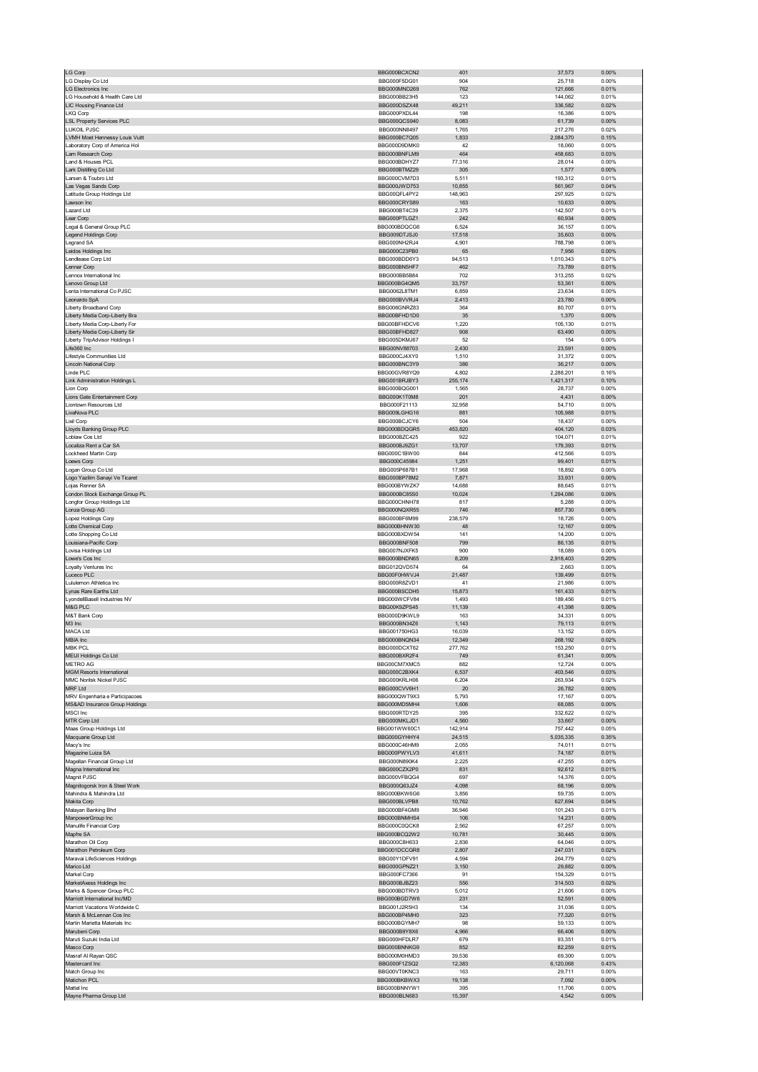| | | | | |
|---|---|---|---|---|
| LG Corp | BBG000BCXCN2 | 401 | 37,573 | 0.00% |
| LG Display Co Ltd | BBG000F5DG01 | 904 | 25,718 | 0.00% |
| LG Electronics Inc | BBG000MND269 | 762 | 121,666 | 0.01% |
| LG Household & Health Care Ltd | BBG000BB23H5 | 123 | 144,062 | 0.01% |
| LIC Housing Finance Ltd | BBG000DSZX48 | 49,211 | 336,582 | 0.02% |
| LKQ Corp | BBG000PXDL44 | 198 | 16,386 | 0.00% |
| LSL Property Services PLC | BBG000QCS940 | 8,083 | 61,739 | 0.00% |
| LUKOIL PJSC | BBG000NN8497 | 1,765 | 217,276 | 0.02% |
| LVMH Moet Hennessy Louis Vuitt | BBG000BC7Q05 | 1,833 | 2,084,370 | 0.15% |
| Laboratory Corp of America Hol | BBG000D9DMK0 | 42 | 18,060 | 0.00% |
| Lam Research Corp | BBG000BNFLM9 | 464 | 458,683 | 0.03% |
| Land & Houses PCL | BBG000BDHYZ7 | 77,316 | 28,014 | 0.00% |
| Lark Distilling Co Ltd | BBG000BTMZ29 | 305 | 1,577 | 0.00% |
| Larsen & Toubro Ltd | BBG000CVM7D3 | 5,511 | 193,312 | 0.01% |
| Las Vegas Sands Corp | BBG000JWD753 | 10,855 | 561,967 | 0.04% |
| Latitude Group Holdings Ltd | BBG00QFL4PY2 | 148,963 | 297,925 | 0.02% |
| Lawson Inc | BBG000CRYS89 | 163 | 10,633 | 0.00% |
| Lazard Ltd | BBG000BT4C39 | 2,375 | 142,507 | 0.01% |
| Lear Corp | BBG000PTLGZ1 | 242 | 60,934 | 0.00% |
| Legal & General Group PLC | BBG000BDQCG6 | 6,524 | 36,157 | 0.00% |
| Legend Holdings Corp | BBG009DTJSJ0 | 17,518 | 35,603 | 0.00% |
| Legrand SA | BBG000NH2RJ4 | 4,901 | 788,798 | 0.06% |
| Leidos Holdings Inc | BBG000C23PB0 | 65 | 7,956 | 0.00% |
| Lendlease Corp Ltd | BBG000BDD6Y3 | 94,513 | 1,010,343 | 0.07% |
| Lennar Corp | BBG000BN5HF7 | 462 | 73,789 | 0.01% |
| Lennox International Inc | BBG000BB5B84 | 702 | 313,255 | 0.02% |
| Lenovo Group Ltd | BBG000BG4QM5 | 33,757 | 53,361 | 0.00% |
| Lenta International Co PJSC | BBG0062L8TM1 | 6,859 | 23,634 | 0.00% |
| Leonardo SpA | BBG000BVVRJ4 | 2,413 | 23,780 | 0.00% |
| Liberty Broadband Corp | BBG006GNRZ83 | 364 | 80,707 | 0.01% |
| Liberty Media Corp-Liberty Bra | BBG00BFHD1D0 | 35 | 1,370 | 0.00% |
| Liberty Media Corp-Liberty For | BBG00BFHDCV6 | 1,220 | 105,130 | 0.01% |
| Liberty Media Corp-Liberty Sir | BBG00BFHD827 | 908 | 63,490 | 0.00% |
| Liberty TripAdvisor Holdings I | BBG005DKMJ67 | 52 | 154 | 0.00% |
| Life360 Inc | BBG00NV88703 | 2,430 | 23,591 | 0.00% |
| Lifestyle Communities Ltd | BBG000CJ4XY0 | 1,510 | 31,372 | 0.00% |
| Lincoln National Corp | BBG000BNC3Y9 | 386 | 36,217 | 0.00% |
| Linde PLC | BBG00GVR8YQ9 | 4,802 | 2,288,201 | 0.16% |
| Link Administration Holdings L | BBG001BRJBY3 | 255,174 | 1,421,317 | 0.10% |
| Lion Corp | BBG000BQG001 | 1,565 | 28,737 | 0.00% |
| Lions Gate Entertainment Corp | BBG000K1T0M8 | 201 | 4,431 | 0.00% |
| Liontown Resources Ltd | BBG000F21113 | 32,958 | 54,710 | 0.00% |
| LivaNova PLC | BBG009LGHG16 | 881 | 105,988 | 0.01% |
| Lixil Corp | BBG000BCJCY6 | 504 | 18,437 | 0.00% |
| Lloyds Banking Group PLC | BBG000BDQGR5 | 453,820 | 404,120 | 0.03% |
| Loblaw Cos Ltd | BBG000BZC425 | 922 | 104,071 | 0.01% |
| Localiza Rent a Car SA | BBG000BJ9ZG1 | 13,707 | 179,393 | 0.01% |
| Lockheed Martin Corp | BBG000C1BW00 | 844 | 412,566 | 0.03% |
| Loews Corp | BBG000C45984 | 1,251 | 99,401 | 0.01% |
| Logan Group Co Ltd | BBG005P687B1 | 17,968 | 18,892 | 0.00% |
| Logo Yazilim Sanayi Ve Ticaret | BBG000BP78M2 | 7,871 | 33,931 | 0.00% |
| Lojas Renner SA | BBG000BYWZK7 | 14,688 | 88,645 | 0.01% |
| London Stock Exchange Group PL | BBG000BC85S0 | 10,024 | 1,294,086 | 0.09% |
| Longfor Group Holdings Ltd | BBG000CHNH78 | 817 | 5,288 | 0.00% |
| Lonza Group AG | BBG000NQXR55 | 746 | 857,730 | 0.06% |
| Lopez Holdings Corp | BBG000BF6M99 | 238,579 | 18,726 | 0.00% |
| Lotte Chemical Corp | BBG000BHNW30 | 48 | 12,167 | 0.00% |
| Lotte Shopping Co Ltd | BBG000BXDW54 | 141 | 14,200 | 0.00% |
| Louisiana-Pacific Corp | BBG000BNF508 | 799 | 86,135 | 0.01% |
| Lovisa Holdings Ltd | BBG007NJXFK5 | 900 | 18,089 | 0.00% |
| Lowe's Cos Inc | BBG000BNDN65 | 8,209 | 2,918,403 | 0.20% |
| Loyalty Ventures Inc | BBG012QVD574 | 64 | 2,663 | 0.00% |
| Luceco PLC | BBG00F0HWVJ4 | 21,487 | 139,499 | 0.01% |
| Lululemon Athletica Inc | BBG000R8ZVD1 | 41 | 21,986 | 0.00% |
| Lynas Rare Earths Ltd | BBG000BSCDH5 | 15,873 | 161,433 | 0.01% |
| LyondellBasell Industries NV | BBG000WCFV84 | 1,493 | 189,456 | 0.01% |
| M&G PLC | BBG00K9ZPS45 | 11,139 | 41,398 | 0.00% |
| M&T Bank Corp | BBG000D9KWL9 | 163 | 34,331 | 0.00% |
| M3 Inc | BBG000BN34Z6 | 1,143 | 79,113 | 0.01% |
| MACA Ltd | BBG001750HG3 | 16,039 | 13,152 | 0.00% |
| MBIA Inc | BBG000BNQN34 | 12,349 | 268,192 | 0.02% |
| MBK PCL | BBG000DCXT62 | 277,762 | 153,250 | 0.01% |
| MEIJI Holdings Co Ltd | BBG000BXR2F4 | 749 | 61,341 | 0.00% |
| METRO AG | BBG00CM7XMC5 | 882 | 12,724 | 0.00% |
| MGM Resorts International | BBG000C2BXK4 | 6,537 | 403,546 | 0.03% |
| MMC Norilsk Nickel PJSC | BBG000KRLH06 | 6,204 | 263,934 | 0.02% |
| MRF Ltd | BBG000CVV6H1 | 20 | 26,782 | 0.00% |
| MRV Engenharia e Participacoes | BBG000QWT9X3 | 5,793 | 17,167 | 0.00% |
| MS&AD Insurance Group Holdings | BBG000MD5MH4 | 1,606 | 68,085 | 0.00% |
| MSCI Inc | BBG000RTDY25 | 395 | 332,622 | 0.02% |
| MTR Corp Ltd | BBG000MKLJD1 | 4,560 | 33,667 | 0.00% |
| Maas Group Holdings Ltd | BBG01WW60C1 | 142,914 | 757,442 | 0.05% |
| Macquarie Group Ltd | BBG000GYHHY4 | 24,515 | 5,035,335 | 0.35% |
| Macy's Inc | BBG000C46HM9 | 2,055 | 74,011 | 0.01% |
| Magazine Luiza SA | BBG000PWYLV3 | 41,611 | 74,187 | 0.01% |
| Magellan Financial Group Ltd | BBG000N890K4 | 2,225 | 47,255 | 0.00% |
| Magna International Inc | BBG000CZX2P0 | 831 | 92,612 | 0.01% |
| Magnit PJSC | BBG000VFBQG4 | 697 | 14,376 | 0.00% |
| Magnitogorsk Iron & Steel Work | BBG000Q63JZ4 | 4,098 | 68,196 | 0.00% |
| Mahindra & Mahindra Ltd | BBG000BKW6G6 | 3,856 | 59,735 | 0.00% |
| Makita Corp | BBG000BLVPB8 | 10,762 | 627,694 | 0.04% |
| Malayan Banking Bhd | BBG000BF4GM9 | 36,946 | 101,243 | 0.01% |
| ManpowerGroup Inc | BBG000BNMHS4 | 106 | 14,231 | 0.00% |
| Manulife Financial Corp | BBG000C0QCK8 | 2,562 | 67,257 | 0.00% |
| Mapfre SA | BBG000BCQ2W2 | 10,781 | 30,445 | 0.00% |
| Marathon Oil Corp | BBG000C8H633 | 2,836 | 64,046 | 0.00% |
| Marathon Petroleum Corp | BBG001DCCGR8 | 2,807 | 247,031 | 0.02% |
| Maravai LifeSciences Holdings | BBG00Y1DFV91 | 4,594 | 264,779 | 0.02% |
| Marico Ltd | BBG000GPNZ21 | 3,150 | 29,882 | 0.00% |
| Markel Corp | BBG000FC7366 | 91 | 154,329 | 0.01% |
| MarketAxess Holdings Inc | BBG000BJBZ23 | 556 | 314,503 | 0.02% |
| Marks & Spencer Group PLC | BBG000BDTRV3 | 5,012 | 21,606 | 0.00% |
| Marriott International Inc/MD | BBG000BGD7W6 | 231 | 52,591 | 0.00% |
| Marriott Vacations Worldwide C | BBG001J2R5H3 | 134 | 31,036 | 0.00% |
| Marsh & McLennan Cos Inc | BBG000BP4MH0 | 323 | 77,320 | 0.01% |
| Martin Marietta Materials Inc | BBG000BGYMH7 | 98 | 59,133 | 0.00% |
| Marubeni Corp | BBG000B9Y8X6 | 4,966 | 66,406 | 0.00% |
| Maruti Suzuki India Ltd | BBG000HFDLR7 | 679 | 93,351 | 0.01% |
| Masco Corp | BBG000BNNKG9 | 852 | 82,259 | 0.01% |
| Masraf Al Rayan QSC | BBG000M0HMD3 | 39,536 | 69,300 | 0.00% |
| Mastercard Inc | BBG000F1ZSQ2 | 12,383 | 6,120,068 | 0.43% |
| Match Group Inc | BBG00VT0KNC3 | 163 | 29,711 | 0.00% |
| Matichon PCL | BBG000BKBWX3 | 19,138 | 7,092 | 0.00% |
| Mattel Inc | BBG000BNNYW1 | 395 | 11,706 | 0.00% |
| Mayne Pharma Group Ltd | BBG000BLN683 | 15,397 | 4,542 | 0.00% |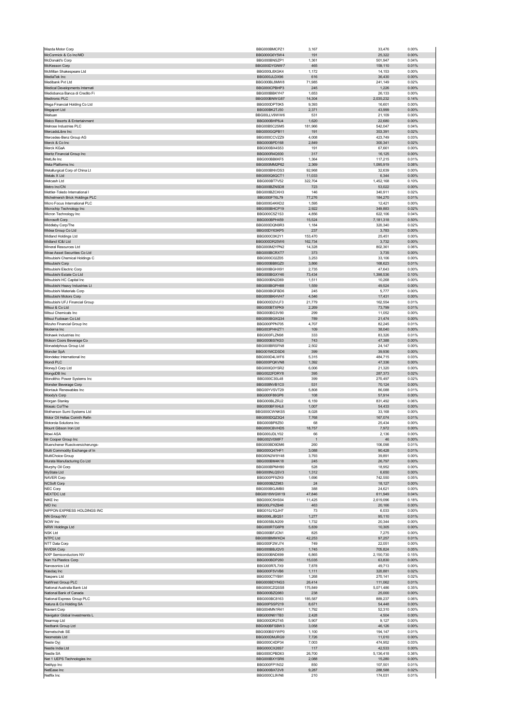| | | | | |
|---|---|---|---|---|
| Mazda Motor Corp | BBG000BMCPZ1 | 3,167 | 33,476 | 0.00% |
| McCormick & Co Inc/MD | BBG000G6Y5W4 | 191 | 25,322 | 0.00% |
| McDonald's Corp | BBG000BNSZP1 | 1,361 | 501,947 | 0.04% |
| McKesson Corp | BBG000DYGNW7 | 465 | 159,110 | 0.01% |
| McMillan Shakespeare Ltd | BBG000L8XGK4 | 1,172 | 14,153 | 0.00% |
| MediaTek Inc | BBG000JLDX96 | 616 | 36,430 | 0.00% |
| Medibank Pvt Ltd | BBG000BL8MW8 | 71,985 | 241,149 | 0.02% |
| Medical Developments Internati | BBG000CPBHP3 | 245 | 1,226 | 0.00% |
| Mediobanca Banca di Credito Fi | BBG000BBKYH7 | 1,653 | 26,133 | 0.00% |
| Medtronic PLC | BBG000BNWG87 | 14,304 | 2,035,232 | 0.14% |
| Mega Financial Holding Co Ltd | BBG000DPT0K5 | 9,393 | 16,601 | 0.00% |
| Megaport Ltd | BBG00BK2TJ50 | 2,371 | 43,999 | 0.00% |
| Meituan | BBG00LLV9WW6 | 531 | 21,109 | 0.00% |
| Melco Resorts & Entertainment | BBG000BHP8J4 | 1,620 | 22,680 | 0.00% |
| Melrose Industries PLC | BBG00B5C2SM5 | 181,966 | 542,047 | 0.04% |
| MercadoLibre Inc | BBG000GQPB11 | 191 | 353,391 | 0.02% |
| Mercedes-Benz Group AG | BBG000CCVZZ9 | 4,008 | 423,749 | 0.03% |
| Merck & Co Inc | BBG000BPD168 | 2,849 | 300,341 | 0.02% |
| Merck KGaA | BBG000BX4S53 | 191 | 67,661 | 0.00% |
| Meritz Financial Group Inc | BBG000R4Q930 | 317 | 16,125 | 0.00% |
| MetLife Inc | BBG000BB6KF5 | 1,364 | 117,215 | 0.01% |
| Meta Platforms Inc | BBG000MM2P62 | 2,369 | 1,095,919 | 0.08% |
| Metallurgical Corp of China Lt | BBG000BNVDS3 | 92,968 | 32,639 | 0.00% |
| Metals X Ltd | BBG000Q6QCT1 | 11,033 | 6,344 | 0.00% |
| Metcash Ltd | BBG000BT7V52 | 322,704 | 1,452,168 | 0.10% |
| Metro Inc/CN | BBG000BZNSD8 | 723 | 53,022 | 0.00% |
| Mettler-Toledo International I | BBG000BZCKH3 | 146 | 340,911 | 0.02% |
| Michelmersh Brick Holdings PLC | BBG000FT6L79 | 77,276 | 184,270 | 0.01% |
| Micro Focus International PLC | BBG000G4KKD2 | 1,595 | 12,421 | 0.00% |
| Microchip Technology Inc | BBG000BHCP19 | 2,922 | 349,883 | 0.02% |
| Micron Technology Inc | BBG000C5Z1S3 | 4,856 | 622,106 | 0.04% |
| Microsoft Corp | BBG000BPH459 | 15,524 | 7,181,318 | 0.50% |
| Middleby Corp/The | BBG000DQN9R3 | 1,184 | 320,340 | 0.02% |
| Midea Group Co Ltd | BBG00DY63KP5 | 237 | 3,783 | 0.00% |
| Midland Holdings Ltd | BBG000C0KZY1 | 153,470 | 25,451 | 0.00% |
| Midland IC&I Ltd | BBG000DR25W6 | 162,734 | 3,732 | 0.00% |
| Mineral Resources Ltd | BBG000M2YPN2 | 14,328 | 802,361 | 0.06% |
| Mirae Asset Securities Co Ltd | BBG000BCRXT7 | 373 | 3,735 | 0.00% |
| Mitsubishi Chemical Holdings C | BBG000C02Z05 | 3,253 | 33,106 | 0.00% |
| Mitsubishi Corp | BBG000BB8GZ0 | 3,866 | 168,623 | 0.01% |
| Mitsubishi Electric Corp | BBG000BGHX91 | 2,735 | 47,643 | 0.00% |
| Mitsubishi Estate Co Ltd | BBG000BGXY46 | 73,434 | 1,398,536 | 0.10% |
| Mitsubishi HC Capital Inc | BBG000BN2D69 | 1,511 | 10,268 | 0.00% |
| Mitsubishi Heavy Industries Lt | BBG000BGPH88 | 1,559 | 49,524 | 0.00% |
| Mitsubishi Materials Corp | BBG000BGFBD6 | 245 | 5,777 | 0.00% |
| Mitsubishi Motors Corp | BBG000BKHVH7 | 4,546 | 17,431 | 0.00% |
| Mitsubishi UFJ Financial Group | BBG000D2VLF3 | 21,779 | 162,554 | 0.01% |
| Mitsui & Co Ltd | BBG000BTXPK9 | 2,269 | 73,799 | 0.01% |
| Mitsui Chemicals Inc | BBG000BG3V90 | 299 | 11,052 | 0.00% |
| Mitsui Fudosan Co Ltd | BBG000BGXQ34 | 789 | 21,474 | 0.00% |
| Mizuho Financial Group Inc | BBG000PPN705 | 4,707 | 82,245 | 0.01% |
| Moderna Inc | BBG003PHHZT1 | 109 | 38,040 | 0.00% |
| Mohawk Industries Inc | BBG000FLZN98 | 333 | 83,326 | 0.01% |
| Molson Coors Beverage Co | BBG000BS7KS3 | 743 | 47,388 | 0.00% |
| Monadelphous Group Ltd | BBG000BRSFN8 | 2,502 | 24,147 | 0.00% |
| Moncler SpA | BBG001MCDSD6 | 399 | 39,936 | 0.00% |
| Mondelez International Inc | BBG000D4LWF6 | 5,315 | 484,715 | 0.03% |
| Mondi PLC | BBG000PQKVN8 | 1,392 | 47,336 | 0.00% |
| Money3 Corp Ltd | BBG000Q0YSR2 | 6,006 | 21,320 | 0.00% |
| MongoDB Inc | BBG0022FDRY8 | 395 | 287,373 | 0.02% |
| Monolithic Power Systems Inc | BBG000C30L48 | 399 | 270,497 | 0.02% |
| Monster Beverage Corp | BBG008NVB1C0 | 531 | 70,124 | 0.00% |
| Montauk Renewables Inc | BBG00YVSVT29 | 5,808 | 86,088 | 0.01% |
| Moody's Corp | BBG000F86GP6 | 108 | 57,914 | 0.00% |
| Morgan Stanley | BBG000BLZRJ2 | 6,159 | 831,492 | 0.06% |
| Mosaic Co/The | BBG000BFXHL6 | 1,007 | 54,433 | 0.00% |
| Motherson Sumi Systems Ltd | BBG000CWNKS5 | 8,028 | 33,168 | 0.00% |
| Motor Oil Hellas Corinth Refin | BBG000DQZ3Q4 | 7,768 | 167,074 | 0.01% |
| Motorola Solutions Inc | BBG000BP8Z50 | 68 | 25,434 | 0.00% |
| Mount Gibson Iron Ltd | BBG000CBVHD5 | 18,757 | 7,972 | 0.00% |
| Mowi ASA | BBG000JDLY02 | 66 | 2,136 | 0.00% |
| Mr Cooper Group Inc | BBG002V098F7 | 1 | 46 | 0.00% |
| Muenchener Rueckversicherungs- | BBG000BD9DM6 | 260 | 106,098 | 0.01% |
| Multi Commodity Exchange of In | BBG000Q47HF1 | 3,088 | 90,428 | 0.01% |
| MultiChoice Group | BBG00N2W9Y48 | 3,793 | 39,891 | 0.00% |
| Murata Manufacturing Co Ltd | BBG000BM4K18 | 245 | 26,797 | 0.00% |
| Murphy Oil Corp | BBG000BPMH90 | 528 | 18,952 | 0.00% |
| MyState Ltd | BBG000NLQSV3 | 1,312 | 6,650 | 0.00% |
| NAVER Corp | BBG000PF9ZK9 | 1,696 | 742,550 | 0.05% |
| NCSoft Corp | BBG000BZZ983 | 24 | 18,127 | 0.00% |
| NEC Corp | BBG000BGJMB0 | 388 | 24,621 | 0.00% |
| NEXTDC Ltd | BBG0018WGW19 | 47,846 | 611,949 | 0.04% |
| NIKE Inc | BBG000C5HS04 | 11,425 | 2,619,096 | 0.18% |
| NIO Inc | BBG00LPXZB46 | 463 | 20,166 | 0.00% |
| NIPPON EXPRESS HOLDINGS INC | BBG010J1QJH7 | 73 | 6,033 | 0.00% |
| NN Group NV | BBG006LJBQS1 | 1,277 | 95,110 | 0.01% |
| NOW Inc | BBG005BLN209 | 1,732 | 20,344 | 0.00% |
| NRW Holdings Ltd | BBG000RTG6P6 | 5,839 | 10,305 | 0.00% |
| NSK Ltd | BBG000BFJCN1 | 825 | 7,275 | 0.00% |
| NTPC Ltd | BBG000BMWKD4 | 42,253 | 97,257 | 0.01% |
| NTT Data Corp | BBG000F2WJ74 | 749 | 22,051 | 0.00% |
| NVIDIA Corp | BBG000BBJQV0 | 1,745 | 705,824 | 0.05% |
| NXP Semiconductors NV | BBG000BND699 | 6,865 | 2,150,730 | 0.15% |
| Nan Ya Plastics Corp | BBG000BDP260 | 15,035 | 63,830 | 0.00% |
| Nanosonics Ltd | BBG000R7L7X9 | 7,878 | 49,713 | 0.00% |
| Nasdaq Inc | BBG000F5VVB6 | 1,111 | 320,881 | 0.02% |
| Naspers Ltd | BBG000CTYB91 | 1,268 | 270,141 | 0.02% |
| NatWest Group PLC | BBG000BDYNG3 | 26,414 | 111,062 | 0.01% |
| National Australia Bank Ltd | BBG000CZQSS8 | 175,849 | 5,071,486 | 0.35% |
| National Bank of Canada | BBG000BZQ983 | 238 | 25,000 | 0.00% |
| National Express Group PLC | BBG000BC8163 | 185,587 | 889,237 | 0.06% |
| Natura & Co Holding SA | BBG00PSSP219 | 8,671 | 54,448 | 0.00% |
| Navient Corp | BBG004MN1R41 | 1,792 | 52,310 | 0.00% |
| Navigator Global Investments L | BBG000N61TB3 | 2,428 | 4,504 | 0.00% |
| Nearmap Ltd | BBG000DR2T45 | 5,907 | 9,127 | 0.00% |
| Nedbank Group Ltd | BBG000BFSBW3 | 3,058 | 46,126 | 0.00% |
| Nemetschek SE | BBG000BSYWP0 | 1,100 | 194,147 | 0.01% |
| Neometals Ltd | BBG000DMJRG9 | 7,726 | 11,010 | 0.00% |
| Neste Oyj | BBG000C4DP34 | 7,003 | 474,952 | 0.03% |
| Nestle India Ltd | BBG000CX26S7 | 117 | 42,533 | 0.00% |
| Nestle SA | BBG000CPBD63 | 26,700 | 5,136,418 | 0.36% |
| Net 1 UEPS Technologies Inc | BBG000BXYSR6 | 2,088 | 15,280 | 0.00% |
| NetApp Inc | BBG000FP1N32 | 850 | 107,501 | 0.01% |
| NetEase Inc | BBG000BX72V8 | 9,287 | 288,588 | 0.02% |
| Netflix Inc | BBG000CL9VN6 | 210 | 174,031 | 0.01% |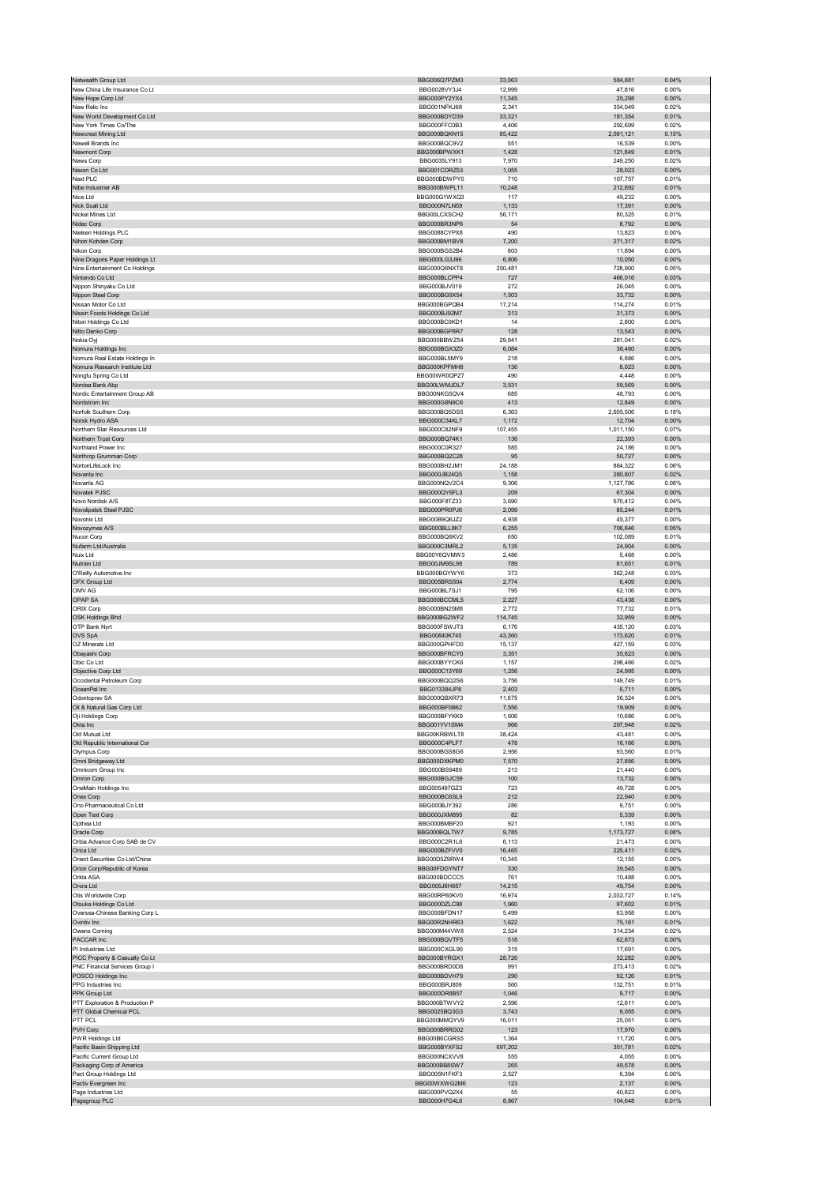| Netwealth Group Ltd | BBG006Q7PZM3 | 33,063 | 584,881 | 0.04% |
|---|---|---|---|---|
| New China Life Insurance Co Lt | BBG002BVY3J4 | 12,999 | 47,816 | 0.00% |
| New Hope Corp Ltd | BBG000PY2YX4 | 11,345 | 25,298 | 0.00% |
| New Relic Inc | BBG001NFKJ68 | 2,341 | 354,049 | 0.02% |
| New World Development Co Ltd | BBG000BDYD39 | 33,321 | 181,354 | 0.01% |
| New York Times Co/The | BBG000FFC0B3 | 4,406 | 292,699 | 0.02% |
| Newcrest Mining Ltd | BBG000BQKN15 | 85,422 | 2,091,121 | 0.15% |
| Newell Brands Inc | BBG000BQC9V2 | 551 | 16,539 | 0.00% |
| Newmont Corp | BBG000BPWXK1 | 1,428 | 121,849 | 0.01% |
| News Corp | BBG0035LY913 | 7,970 | 249,250 | 0.02% |
| Nexon Co Ltd | BBG001CDRZ53 | 1,055 | 28,023 | 0.00% |
| Next PLC | BBG000BDWPY0 | 710 | 107,757 | 0.01% |
| Nibe Industrier AB | BBG000BWPL11 | 10,248 | 212,892 | 0.01% |
| Nice Ltd | BBG000G1WXQ3 | 117 | 49,232 | 0.00% |
| Nick Scali Ltd | BBG000N7LN59 | 1,133 | 17,391 | 0.00% |
| Nickel Mines Ltd | BBG00LCXSCH2 | 56,171 | 80,325 | 0.01% |
| Nidec Corp | BBG000BR3NP6 | 54 | 8,792 | 0.00% |
| Nielsen Holdings PLC | BBG0088CYPX8 | 490 | 13,823 | 0.00% |
| Nihon Kohden Corp | BBG000BM1BV8 | 7,200 | 271,317 | 0.02% |
| Nikon Corp | BBG000BGS2B4 | 803 | 11,894 | 0.00% |
| Nine Dragons Paper Holdings Lt | BBG000LG3J96 | 6,806 | 10,050 | 0.00% |
| Nine Entertainment Co Holdings | BBG000Q6NXT8 | 250,481 | 728,900 | 0.05% |
| Nintendo Co Ltd | BBG000BLCPP4 | 727 | 466,016 | 0.03% |
| Nippon Shinyaku Co Ltd | BBG000BJV019 | 272 | 26,045 | 0.00% |
| Nippon Steel Corp | BBG000BG9X54 | 1,503 | 33,732 | 0.00% |
| Nissan Motor Co Ltd | BBG000BGPQB4 | 17,214 | 114,274 | 0.01% |
| Nissin Foods Holdings Co Ltd | BBG000BJ92M7 | 313 | 31,373 | 0.00% |
| Nitori Holdings Co Ltd | BBG000BC0KD1 | 14 | 2,800 | 0.00% |
| Nitto Denko Corp | BBG000BGP8R7 | 128 | 13,543 | 0.00% |
| Nokia Oyj | BBG000BBWZ54 | 29,941 | 261,041 | 0.02% |
| Nomura Holdings Inc | BBG000BGX3Z0 | 6,084 | 36,460 | 0.00% |
| Nomura Real Estate Holdings In | BBG000BL5MY9 | 218 | 6,886 | 0.00% |
| Nomura Research Institute Ltd | BBG000KPFMH8 | 136 | 8,023 | 0.00% |
| Nongfu Spring Co Ltd | BBG00WR0QPZ7 | 490 | 4,448 | 0.00% |
| Nordea Bank Abp | BBG00LWMJDL7 | 3,531 | 59,569 | 0.00% |
| Nordic Entertainment Group AB | BBG00NKG5QV4 | 685 | 48,793 | 0.00% |
| Nordstrom Inc | BBG000G8N9C6 | 413 | 12,849 | 0.00% |
| Norfolk Southern Corp | BBG000BQ5DS5 | 6,363 | 2,605,506 | 0.18% |
| Norsk Hydro ASA | BBG000C34KL7 | 1,172 | 12,704 | 0.00% |
| Northern Star Resources Ltd | BBG000C82NF9 | 107,455 | 1,011,150 | 0.07% |
| Northern Trust Corp | BBG000BQ74K1 | 136 | 22,393 | 0.00% |
| Northland Power Inc | BBG000C0R327 | 585 | 24,186 | 0.00% |
| Northrop Grumman Corp | BBG000BQ2C28 | 95 | 50,727 | 0.00% |
| NortonLifeLock Inc | BBG000BH2JM1 | 24,188 | 864,322 | 0.06% |
| Novanta Inc | BBG000JB24Q5 | 1,158 | 280,807 | 0.02% |
| Novartis AG | BBG000NQV2C4 | 9,306 | 1,127,786 | 0.08% |
| Novatek PJSC | BBG000QY6FL3 | 209 | 67,304 | 0.00% |
| Novo Nordisk A/S | BBG000F8TZ33 | 3,690 | 570,412 | 0.04% |
| Novolipetsk Steel PJSC | BBG000PR0PJ6 | 2,099 | 85,244 | 0.01% |
| Novonix Ltd | BBG00B9Q6JZ2 | 4,938 | 45,377 | 0.00% |
| Novozymes A/S | BBG000BLL8K7 | 6,255 | 706,646 | 0.05% |
| Nucor Corp | BBG000BQ8KV2 | 650 | 102,089 | 0.01% |
| Nufarm Ltd/Australia | BBG000C3MRL2 | 5,135 | 24,904 | 0.00% |
| Nuix Ltd | BBG00Y6QVMW3 | 2,486 | 5,468 | 0.00% |
| Nutrien Ltd | BBG00JM9SL98 | 789 | 81,651 | 0.01% |
| O'Reilly Automotive Inc | BBG000BGYWY6 | 373 | 362,248 | 0.03% |
| OFX Group Ltd | BBG005BRS504 | 2,774 | 6,409 | 0.00% |
| OMV AG | BBG000BL7SJ1 | 795 | 62,106 | 0.00% |
| OPAP SA | BBG000BCCML5 | 2,227 | 43,438 | 0.00% |
| ORIX Corp | BBG000BN25M8 | 2,772 | 77,732 | 0.01% |
| OSK Holdings Bhd | BBG000BG2WF2 | 114,745 | 32,959 | 0.00% |
| OTP Bank Nyrt | BBG000FSWJT3 | 6,176 | 435,120 | 0.03% |
| OVS SpA | BBG00840K745 | 43,360 | 173,620 | 0.01% |
| OZ Minerals Ltd | BBG000GPHFD0 | 15,137 | 427,159 | 0.03% |
| Obayashi Corp | BBG000BFRCY0 | 3,351 | 35,623 | 0.00% |
| Obic Co Ltd | BBG000BYYCK6 | 1,157 | 298,466 | 0.02% |
| Objective Corp Ltd | BBG000C13Y69 | 1,256 | 24,995 | 0.00% |
| Occidental Petroleum Corp | BBG000BQQ2S6 | 3,756 | 149,749 | 0.01% |
| OceanPal Inc | BBG013384JP8 | 2,403 | 6,711 | 0.00% |
| Odontoprev SA | BBG000QBXR73 | 11,675 | 36,324 | 0.00% |
| Oil & Natural Gas Corp Ltd | BBG000BF0B62 | 7,556 | 19,909 | 0.00% |
| Oji Holdings Corp | BBG000BFYKK9 | 1,606 | 10,686 | 0.00% |
| Okta Inc | BBG001YV1SM4 | 966 | 297,948 | 0.02% |
| Old Mutual Ltd | BBG00KRBWLT8 | 38,424 | 43,481 | 0.00% |
| Old Republic International Cor | BBG000C4PLF7 | 478 | 16,166 | 0.00% |
| Olympus Corp | BBG000BGS8G6 | 2,956 | 93,560 | 0.01% |
| Omni Bridgeway Ltd | BBG000DXKPM0 | 7,570 | 27,856 | 0.00% |
| Omnicom Group Inc | BBG000BS9489 | 213 | 21,440 | 0.00% |
| Omron Corp | BBG000BGJC59 | 100 | 13,732 | 0.00% |
| OneMain Holdings Inc | BBG005497GZ3 | 723 | 49,728 | 0.00% |
| Onex Corp | BBG000BC6SL9 | 212 | 22,940 | 0.00% |
| Ono Pharmaceutical Co Ltd | BBG000BJY392 | 286 | 9,751 | 0.00% |
| Open Text Corp | BBG000JXM895 | 82 | 5,339 | 0.00% |
| Opthea Ltd | BBG000BMBF20 | 921 | 1,193 | 0.00% |
| Oracle Corp | BBG000BQLTW7 | 9,785 | 1,173,727 | 0.08% |
| Orbia Advance Corp SAB de CV | BBG000C2R1L6 | 6,113 | 21,473 | 0.00% |
| Orica Ltd | BBG000BZFVV0 | 16,465 | 225,411 | 0.02% |
| Orient Securities Co Ltd/China | BBG00D5Z0RW4 | 10,345 | 12,155 | 0.00% |
| Orion Corp/Republic of Korea | BBG00FDGYNT7 | 330 | 39,545 | 0.00% |
| Orkla ASA | BBG000BDCCC5 | 761 | 10,488 | 0.00% |
| Orora Ltd | BBG005J6H857 | 14,215 | 49,754 | 0.00% |
| Otis Worldwide Corp | BBG00RP60KV0 | 16,974 | 2,032,727 | 0.14% |
| Otsuka Holdings Co Ltd | BBG000DZLC98 | 1,960 | 97,602 | 0.01% |
| Oversea-Chinese Banking Corp L | BBG000BFDN17 | 5,499 | 63,958 | 0.00% |
| Ovintiv Inc | BBG00R2NHR63 | 1,622 | 75,161 | 0.01% |
| Owens Corning | BBG000M44VW8 | 2,524 | 314,234 | 0.02% |
| PACCAR Inc | BBG000BQVTF5 | 518 | 62,873 | 0.00% |
| PI Industries Ltd | BBG000CXGL90 | 315 | 17,691 | 0.00% |
| PICC Property & Casualty Co Lt | BBG000BYRGX1 | 28,726 | 32,282 | 0.00% |
| PNC Financial Services Group I | BBG000BRD0D8 | 991 | 273,413 | 0.02% |
| POSCO Holdings Inc | BBG000BDVH79 | 290 | 92,126 | 0.01% |
| PPG Industries Inc | BBG000BRJ809 | 560 | 132,751 | 0.01% |
| PPK Group Ltd | BBG000DR8B57 | 1,046 | 9,717 | 0.00% |
| PTT Exploration & Production P | BBG000BTWVY2 | 2,596 | 12,611 | 0.00% |
| PTT Global Chemical PCL | BBG0025BQ3G3 | 3,743 | 9,055 | 0.00% |
| PTT PCL | BBG000MMQYV9 | 16,011 | 25,051 | 0.00% |
| PVH Corp | BBG000BRRG02 | 123 | 17,970 | 0.00% |
| PWR Holdings Ltd | BBG00B6CGRS5 | 1,364 | 11,720 | 0.00% |
| Pacific Basin Shipping Ltd | BBG000BYXFS2 | 697,202 | 351,781 | 0.02% |
| Pacific Current Group Ltd | BBG000NCXVV8 | 555 | 4,055 | 0.00% |
| Packaging Corp of America | BBG000BB8SW7 | 265 | 49,578 | 0.00% |
| Pact Group Holdings Ltd | BBG005N1FKF3 | 2,527 | 6,394 | 0.00% |
| Pactiv Evergreen Inc | BBG00WXWG2M6 | 123 | 2,137 | 0.00% |
| Page Industries Ltd | BBG000PVQ2X4 | 55 | 40,823 | 0.00% |
| Pagegroup PLC | BBG000H7G4L6 | 8,867 | 104,648 | 0.01% |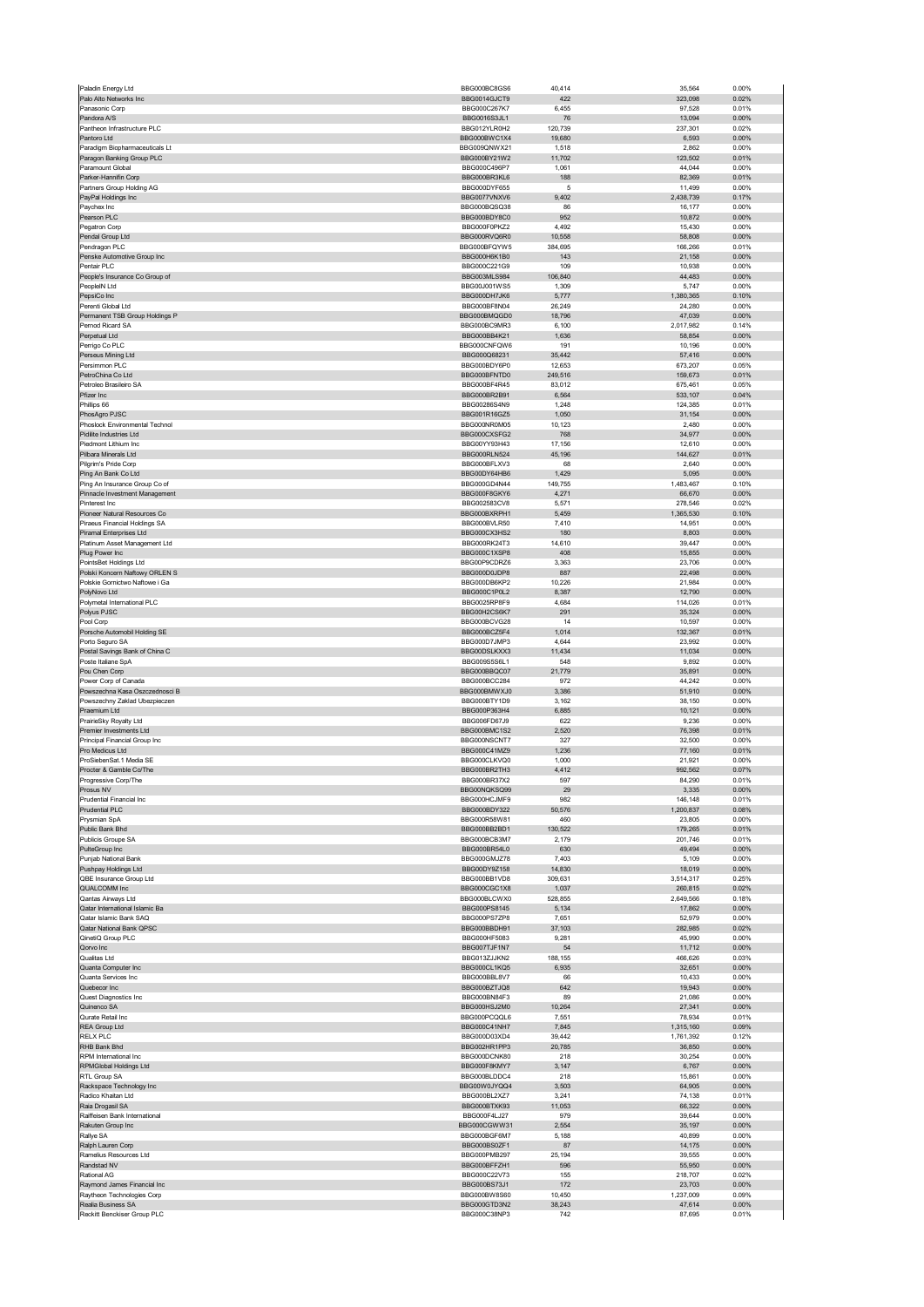| | | | | |
|---|---|---|---|---|
| Paladin Energy Ltd | BBG000BC8GS6 | 40,414 | 35,564 | 0.00% |
| Palo Alto Networks Inc | BBG0014GJCT9 | 422 | 323,098 | 0.02% |
| Panasonic Corp | BBG000C267K7 | 6,455 | 97,528 | 0.01% |
| Pandora A/S | BBG0016S3JL1 | 76 | 13,094 | 0.00% |
| Pantheon Infrastructure PLC | BBG012YLR0H2 | 120,739 | 237,301 | 0.02% |
| Pantoro Ltd | BBG000BWC1X4 | 19,680 | 6,593 | 0.00% |
| Paradigm Biopharmaceuticals Lt | BBG009QNWX21 | 1,518 | 2,862 | 0.00% |
| Paragon Banking Group PLC | BBG000BY21W2 | 11,702 | 123,502 | 0.01% |
| Paramount Global | BBG000C496P7 | 1,061 | 44,044 | 0.00% |
| Parker-Hannifin Corp | BBG000BR3KL6 | 188 | 82,369 | 0.01% |
| Partners Group Holding AG | BBG000DYF655 | 5 | 11,499 | 0.00% |
| PayPal Holdings Inc | BBG0077VNXV6 | 9,402 | 2,438,739 | 0.17% |
| Paychex Inc | BBG000BQSQ38 | 86 | 16,177 | 0.00% |
| Pearson PLC | BBG000BDY8C0 | 952 | 10,872 | 0.00% |
| Pegatron Corp | BBG000F0PKZ2 | 4,492 | 15,430 | 0.00% |
| Pendal Group Ltd | BBG000RVQ6R0 | 10,558 | 58,808 | 0.00% |
| Pendragon PLC | BBG000BFQYW5 | 384,695 | 166,266 | 0.01% |
| Penske Automotive Group Inc | BBG000H6K1B0 | 143 | 21,158 | 0.00% |
| Pentair PLC | BBG000C221G9 | 109 | 10,938 | 0.00% |
| People's Insurance Co Group of | BBG003MLS984 | 106,840 | 44,483 | 0.00% |
| PeopleIN Ltd | BBG00J001WS5 | 1,309 | 5,747 | 0.00% |
| PepsiCo Inc | BBG000DH7JK6 | 5,777 | 1,380,365 | 0.10% |
| Perenti Global Ltd | BBG000BF8N04 | 26,249 | 24,280 | 0.00% |
| Permanent TSB Group Holdings P | BBG000BMQGD0 | 18,796 | 47,039 | 0.00% |
| Pernod Ricard SA | BBG000BC9MR3 | 6,100 | 2,017,982 | 0.14% |
| Perpetual Ltd | BBG000BB4K21 | 1,636 | 58,854 | 0.00% |
| Perrigo Co PLC | BBG000CNFQW6 | 191 | 10,196 | 0.00% |
| Perseus Mining Ltd | BBG000Q68231 | 35,442 | 57,416 | 0.00% |
| Persimmon PLC | BBG000BDY6P0 | 12,653 | 673,207 | 0.05% |
| PetroChina Co Ltd | BBG000BFNTD0 | 249,516 | 159,673 | 0.01% |
| Petroleo Brasileiro SA | BBG000BF4R45 | 83,012 | 675,461 | 0.05% |
| Pfizer Inc | BBG000BR2B91 | 6,564 | 533,107 | 0.04% |
| Phillips 66 | BBG00286S4N9 | 1,248 | 124,385 | 0.01% |
| PhosAgro PJSC | BBG001R16GZ5 | 1,050 | 31,154 | 0.00% |
| Phoslock Environmental Technol | BBG000NR0M05 | 10,123 | 2,480 | 0.00% |
| Pidilite Industries Ltd | BBG000CXSFG2 | 768 | 34,977 | 0.00% |
| Piedmont Lithium Inc | BBG00YY93H43 | 17,156 | 12,610 | 0.00% |
| Pilbara Minerals Ltd | BBG000RLN524 | 45,196 | 144,627 | 0.01% |
| Pilgrim's Pride Corp | BBG000BFLXV3 | 68 | 2,640 | 0.00% |
| Ping An Bank Co Ltd | BBG00DY64HB6 | 1,429 | 5,095 | 0.00% |
| Ping An Insurance Group Co of | BBG000GD4N44 | 149,755 | 1,483,467 | 0.10% |
| Pinnacle Investment Management | BBG000F8GKY6 | 4,271 | 66,670 | 0.00% |
| Pinterest Inc | BBG002583CV8 | 5,571 | 278,546 | 0.02% |
| Pioneer Natural Resources Co | BBG000BXRPH1 | 5,459 | 1,365,530 | 0.10% |
| Piraeus Financial Holdings SA | BBG000BVLR50 | 7,410 | 14,951 | 0.00% |
| Piramal Enterprises Ltd | BBG000CX3HS2 | 180 | 8,803 | 0.00% |
| Platinum Asset Management Ltd | BBG000RK24T3 | 14,610 | 39,447 | 0.00% |
| Plug Power Inc | BBG000C1XSP8 | 408 | 15,855 | 0.00% |
| PointsBet Holdings Ltd | BBG00P9CDRZ6 | 3,363 | 23,706 | 0.00% |
| Polski Koncern Naftowy ORLEN S | BBG000D0JDP8 | 887 | 22,498 | 0.00% |
| Polskie Gornictwo Naftowe i Ga | BBG000DB6KP2 | 10,226 | 21,984 | 0.00% |
| PolyNovo Ltd | BBG000C1P0L2 | 8,387 | 12,790 | 0.00% |
| Polymetal International PLC | BBG0025RP8F9 | 4,684 | 114,026 | 0.01% |
| Polyus PJSC | BBG00H2CS6K7 | 291 | 35,324 | 0.00% |
| Pool Corp | BBG000BCVG28 | 14 | 10,597 | 0.00% |
| Porsche Automobil Holding SE | BBG000BCZ5F4 | 1,014 | 132,367 | 0.01% |
| Porto Seguro SA | BBG000D7JMP3 | 4,644 | 23,992 | 0.00% |
| Postal Savings Bank of China C | BBG00DSLKXX3 | 11,434 | 11,034 | 0.00% |
| Poste Italiane SpA | BBG009S5S6L1 | 548 | 9,892 | 0.00% |
| Pou Chen Corp | BBG000BBQC07 | 21,779 | 35,891 | 0.00% |
| Power Corp of Canada | BBG000BCC284 | 972 | 44,242 | 0.00% |
| Powszechna Kasa Oszczednosci B | BBG000BMWXJ0 | 3,386 | 51,910 | 0.00% |
| Powszechny Zaklad Ubezpieczen | BBG000BTY1D9 | 3,162 | 38,150 | 0.00% |
| Praemium Ltd | BBG000P363H4 | 6,885 | 10,121 | 0.00% |
| PrairieSky Royalty Ltd | BBG006FD67J9 | 622 | 9,236 | 0.00% |
| Premier Investments Ltd | BBG000BMC1S2 | 2,520 | 76,398 | 0.01% |
| Principal Financial Group Inc | BBG000NSCNT7 | 327 | 32,500 | 0.00% |
| Pro Medicus Ltd | BBG000C41MZ9 | 1,236 | 77,160 | 0.01% |
| ProSiebenSat.1 Media SE | BBG000CLKVQ0 | 1,000 | 21,921 | 0.00% |
| Procter & Gamble Co/The | BBG000BR2TH3 | 4,412 | 992,562 | 0.07% |
| Progressive Corp/The | BBG000BR37X2 | 597 | 84,290 | 0.01% |
| Prosus NV | BBG00NQKSQ99 | 29 | 3,335 | 0.00% |
| Prudential Financial Inc | BBG000HCJMF9 | 982 | 146,148 | 0.01% |
| Prudential PLC | BBG000BDY322 | 50,576 | 1,200,837 | 0.08% |
| Prysmian SpA | BBG000R58W81 | 460 | 23,805 | 0.00% |
| Public Bank Bhd | BBG000BB2BD1 | 130,522 | 179,265 | 0.01% |
| Publicis Groupe SA | BBG000BCB3M7 | 2,179 | 201,746 | 0.01% |
| PulteGroup Inc | BBG000BR54L0 | 630 | 49,494 | 0.00% |
| Punjab National Bank | BBG000GMJZ78 | 7,403 | 5,109 | 0.00% |
| Pushpay Holdings Ltd | BBG00DY9Z158 | 14,830 | 18,019 | 0.00% |
| QBE Insurance Group Ltd | BBG000BB1VD8 | 309,631 | 3,514,317 | 0.25% |
| QUALCOMM Inc | BBG000CGC1X8 | 1,037 | 260,815 | 0.02% |
| Qantas Airways Ltd | BBG000BLCWX0 | 528,855 | 2,649,566 | 0.18% |
| Qatar International Islamic Ba | BBG000PS8145 | 5,134 | 17,862 | 0.00% |
| Qatar Islamic Bank SAQ | BBG000PS7ZP8 | 7,651 | 52,979 | 0.00% |
| Qatar National Bank QPSC | BBG000BBDH91 | 37,103 | 282,985 | 0.02% |
| QinetiQ Group PLC | BBG000HF5083 | 9,281 | 45,990 | 0.00% |
| Qorvo Inc | BBG007TJF1N7 | 54 | 11,712 | 0.00% |
| Qualitas Ltd | BBG013ZJJKN2 | 188,155 | 466,626 | 0.03% |
| Quanta Computer Inc | BBG000CL1KQ5 | 6,935 | 32,651 | 0.00% |
| Quanta Services Inc | BBG000BBL8V7 | 66 | 10,433 | 0.00% |
| Quebecor Inc | BBG000BZTJQ8 | 642 | 19,943 | 0.00% |
| Quest Diagnostics Inc | BBG000BN84F3 | 89 | 21,086 | 0.00% |
| Quinenco SA | BBG000HSJ2M0 | 10,264 | 27,341 | 0.00% |
| Qurate Retail Inc | BBG000PCQQL6 | 7,551 | 78,934 | 0.01% |
| REA Group Ltd | BBG000C41NH7 | 7,845 | 1,315,160 | 0.09% |
| RELX PLC | BBG000D03XD4 | 39,442 | 1,761,392 | 0.12% |
| RHB Bank Bhd | BBG002HR1PP3 | 20,785 | 36,850 | 0.00% |
| RPM International Inc | BBG000DCNK80 | 218 | 30,254 | 0.00% |
| RPMGlobal Holdings Ltd | BBG000F8KMY7 | 3,147 | 6,767 | 0.00% |
| RTL Group SA | BBG000BLDDC4 | 218 | 15,861 | 0.00% |
| Rackspace Technology Inc | BBG00W0JYQQ4 | 3,503 | 64,905 | 0.00% |
| Radico Khaitan Ltd | BBG000BL2XZ7 | 3,241 | 74,138 | 0.01% |
| Raia Drogasil SA | BBG000BTXK93 | 11,053 | 66,322 | 0.00% |
| Raiffeisen Bank International | BBG000F4LJ27 | 979 | 39,644 | 0.00% |
| Rakuten Group Inc | BBG000CGWW31 | 2,554 | 35,197 | 0.00% |
| Rallye SA | BBG000BGF6M7 | 5,188 | 40,899 | 0.00% |
| Ralph Lauren Corp | BBG000BS0ZF1 | 87 | 14,175 | 0.00% |
| Ramelius Resources Ltd | BBG000PMB297 | 25,194 | 39,555 | 0.00% |
| Randstad NV | BBG000BFFZH1 | 596 | 55,950 | 0.00% |
| Rational AG | BBG000C22V73 | 155 | 218,707 | 0.02% |
| Raymond James Financial Inc | BBG000BS73J1 | 172 | 23,703 | 0.00% |
| Raytheon Technologies Corp | BBG000BW8S60 | 10,450 | 1,237,009 | 0.09% |
| Realia Business SA | BBG000GTD3N2 | 38,243 | 47,614 | 0.00% |
| Reckitt Benckiser Group PLC | BBG000C38NP3 | 742 | 87,695 | 0.01% |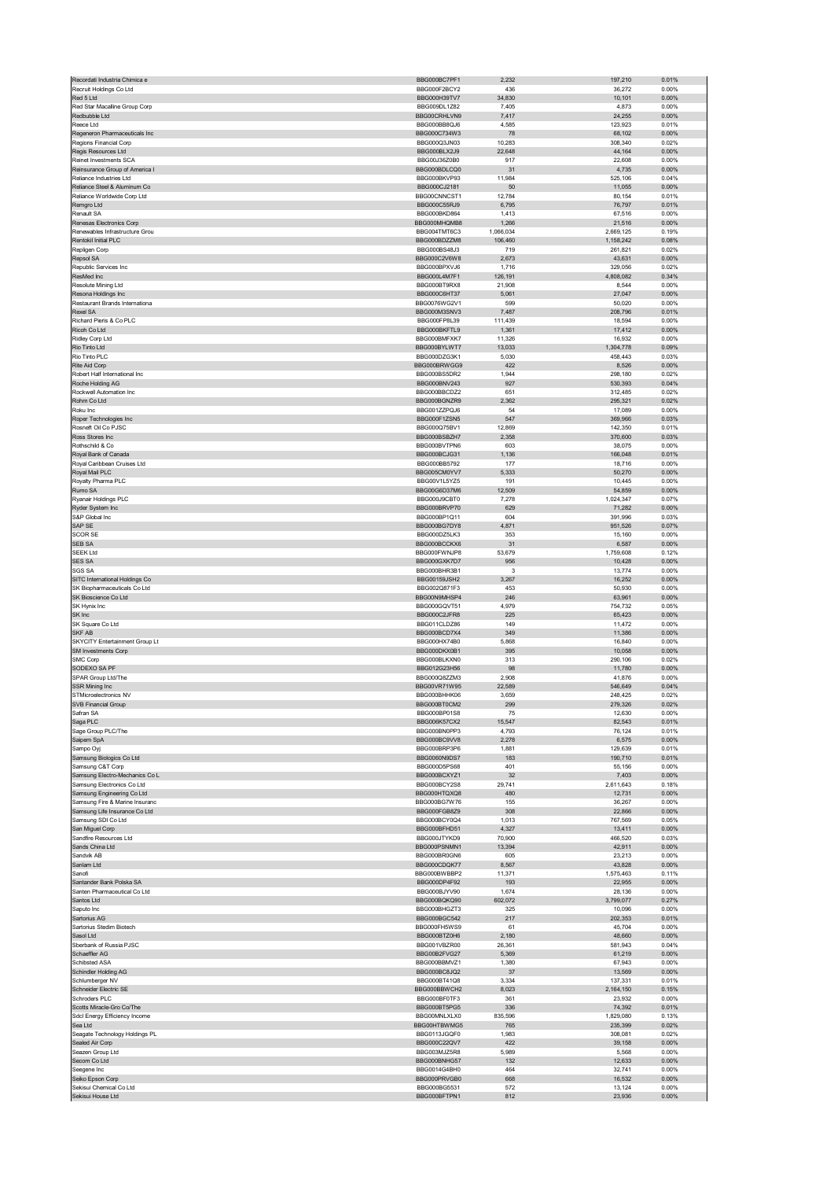| | | | | |
|---|---|---|---|---|
| Recordati Industria Chimica e | BBG000BC7PF1 | 2,232 | 197,210 | 0.01% |
| Recruit Holdings Co Ltd | BBG000F2BCY2 | 436 | 36,272 | 0.00% |
| Red 5 Ltd | BBG000H39TV7 | 34,830 | 10,101 | 0.00% |
| Red Star Macalline Group Corp | BBG009DL1Z82 | 7,405 | 4,873 | 0.00% |
| Redbubble Ltd | BBG00CRHLVN9 | 7,417 | 24,255 | 0.00% |
| Reece Ltd | BBG000BB8QJ6 | 4,585 | 123,923 | 0.01% |
| Regeneron Pharmaceuticals Inc | BBG000C734W3 | 78 | 68,102 | 0.00% |
| Regions Financial Corp | BBG000Q3JN03 | 10,283 | 308,340 | 0.02% |
| Regis Resources Ltd | BBG000BLX2J9 | 22,648 | 44,164 | 0.00% |
| Reinet Investments SCA | BBG00J36Z0B0 | 917 | 22,608 | 0.00% |
| Reinsurance Group of America I | BBG000BDLCQ0 | 31 | 4,735 | 0.00% |
| Reliance Industries Ltd | BBG000BKVP93 | 11,984 | 525,106 | 0.04% |
| Reliance Steel & Aluminum Co | BBG000CJ2181 | 50 | 11,055 | 0.00% |
| Reliance Worldwide Corp Ltd | BBG00CNNCST1 | 12,784 | 80,154 | 0.01% |
| Remgro Ltd | BBG000C55RJ9 | 6,795 | 76,797 | 0.01% |
| Renault SA | BBG000BKD864 | 1,413 | 67,516 | 0.00% |
| Renesas Electronics Corp | BBG000MHQMB8 | 1,266 | 21,516 | 0.00% |
| Renewables Infrastructure Grou | BBG004TMT6C3 | 1,066,034 | 2,669,125 | 0.19% |
| Rentokil Initial PLC | BBG000BDZZM8 | 106,460 | 1,158,242 | 0.08% |
| Repligen Corp | BBG000BS48J3 | 719 | 261,821 | 0.02% |
| Repsol SA | BBG000C2V6W8 | 2,673 | 43,631 | 0.00% |
| Republic Services Inc | BBG000BPXVJ6 | 1,716 | 329,056 | 0.02% |
| ResMed Inc | BBG000L4M7F1 | 126,191 | 4,808,082 | 0.34% |
| Resolute Mining Ltd | BBG000BT9RX8 | 21,908 | 8,544 | 0.00% |
| Resona Holdings Inc | BBG000C6HT37 | 5,061 | 27,047 | 0.00% |
| Restaurant Brands Internationa | BBG0076WG2V1 | 599 | 50,020 | 0.00% |
| Rexel SA | BBG000M3SNV3 | 7,487 | 208,796 | 0.01% |
| Richard Pieris & Co PLC | BBG000FP8L39 | 111,439 | 18,594 | 0.00% |
| Ricoh Co Ltd | BBG000BKFTL9 | 1,361 | 17,412 | 0.00% |
| Ridley Corp Ltd | BBG000BMFXK7 | 11,326 | 16,932 | 0.00% |
| Rio Tinto Ltd | BBG000BYLWT7 | 13,033 | 1,304,778 | 0.09% |
| Rio Tinto PLC | BBG000DZG3K1 | 5,030 | 458,443 | 0.03% |
| Rite Aid Corp | BBG000BRWGG9 | 422 | 8,526 | 0.00% |
| Robert Half International Inc | BBG000BS5DR2 | 1,944 | 298,180 | 0.02% |
| Roche Holding AG | BBG000BNV243 | 927 | 530,393 | 0.04% |
| Rockwell Automation Inc | BBG000BBCDZ2 | 651 | 312,485 | 0.02% |
| Rohm Co Ltd | BBG000BGNZR9 | 2,362 | 295,321 | 0.02% |
| Roku Inc | BBG001ZZPQJ6 | 54 | 17,089 | 0.00% |
| Roper Technologies Inc | BBG000F1ZSN5 | 547 | 369,966 | 0.03% |
| Rosneft Oil Co PJSC | BBG000Q75BV1 | 12,869 | 142,350 | 0.01% |
| Ross Stores Inc | BBG000BSBZH7 | 2,358 | 370,600 | 0.03% |
| Rothschild & Co | BBG000BVTPN6 | 603 | 38,075 | 0.00% |
| Royal Bank of Canada | BBG000BCJG31 | 1,136 | 166,048 | 0.01% |
| Royal Caribbean Cruises Ltd | BBG000BB5792 | 177 | 18,716 | 0.00% |
| Royal Mail PLC | BBG005CM0YV7 | 5,333 | 50,270 | 0.00% |
| Royalty Pharma PLC | BBG00V1L5YZ5 | 191 | 10,445 | 0.00% |
| Rumo SA | BBG00G6D37M6 | 12,509 | 54,859 | 0.00% |
| Ryanair Holdings PLC | BBG000J9CBT0 | 7,278 | 1,024,347 | 0.07% |
| Ryder System Inc | BBG000BRVP70 | 629 | 71,282 | 0.00% |
| S&P Global Inc | BBG000BP1Q11 | 604 | 391,996 | 0.03% |
| SAP SE | BBG000BG7DY8 | 4,871 | 951,526 | 0.07% |
| SCOR SE | BBG000DZ5LK3 | 353 | 15,160 | 0.00% |
| SEB SA | BBG000BCCKX6 | 31 | 6,587 | 0.00% |
| SEEK Ltd | BBG000FWNJP8 | 53,679 | 1,759,608 | 0.12% |
| SES SA | BBG000GXK7D7 | 956 | 10,428 | 0.00% |
| SGS SA | BBG000BHR3B1 | 3 | 13,774 | 0.00% |
| SITC International Holdings Co | BBG00159JSH2 | 3,267 | 16,252 | 0.00% |
| SK Biopharmaceuticals Co Ltd | BBG002Q871F3 | 453 | 50,930 | 0.00% |
| SK Bioscience Co Ltd | BBG00N9MHSP4 | 246 | 63,961 | 0.00% |
| SK Hynix Inc | BBG000GQVT51 | 4,979 | 754,732 | 0.05% |
| SK Inc | BBG000C2JFR8 | 225 | 65,423 | 0.00% |
| SK Square Co Ltd | BBG011CLDZ86 | 149 | 11,472 | 0.00% |
| SKF AB | BBG000BCD7X4 | 349 | 11,386 | 0.00% |
| SKYCITY Entertainment Group Lt | BBG000HX74B0 | 5,868 | 16,840 | 0.00% |
| SM Investments Corp | BBG000DKX0B1 | 395 | 10,058 | 0.00% |
| SMC Corp | BBG000BLKXN0 | 313 | 290,106 | 0.02% |
| SODEXO SA PF | BBG012G23H56 | 98 | 11,780 | 0.00% |
| SPAR Group Ltd/The | BBG000Q8ZZM3 | 2,908 | 41,876 | 0.00% |
| SSR Mining Inc | BBG00VR71W95 | 22,589 | 546,649 | 0.04% |
| STMicroelectronics NV | BBG000BHHK06 | 3,659 | 248,425 | 0.02% |
| SVB Financial Group | BBG000BT0CM2 | 299 | 279,326 | 0.02% |
| Safran SA | BBG000BP01S8 | 75 | 12,630 | 0.00% |
| Saga PLC | BBG006K57CX2 | 15,547 | 82,543 | 0.01% |
| Sage Group PLC/The | BBG000BN0PP3 | 4,793 | 76,124 | 0.01% |
| Saipem SpA | BBG000BC9VV8 | 2,278 | 6,575 | 0.00% |
| Sampo Oyj | BBG000BRP3P6 | 1,881 | 129,639 | 0.01% |
| Samsung Biologics Co Ltd | BBG0060N9DS7 | 183 | 190,710 | 0.01% |
| Samsung C&T Corp | BBG000D5PS68 | 401 | 55,156 | 0.00% |
| Samsung Electro-Mechanics Co L | BBG000BCXYZ1 | 32 | 7,403 | 0.00% |
| Samsung Electronics Co Ltd | BBG000BCY2S8 | 29,741 | 2,611,643 | 0.18% |
| Samsung Engineering Co Ltd | BBG000HTQXQ8 | 480 | 12,731 | 0.00% |
| Samsung Fire & Marine Insuranc | BBG000BG7W76 | 155 | 36,267 | 0.00% |
| Samsung Life Insurance Co Ltd | BBG000FGB8Z9 | 308 | 22,866 | 0.00% |
| Samsung SDI Co Ltd | BBG000BCY0Q4 | 1,013 | 767,569 | 0.05% |
| San Miguel Corp | BBG000BFHD51 | 4,327 | 13,411 | 0.00% |
| Sandfire Resources Ltd | BBG000JTYKD9 | 70,900 | 466,520 | 0.03% |
| Sands China Ltd | BBG000PSNMN1 | 13,394 | 42,911 | 0.00% |
| Sandvik AB | BBG000BR0GN6 | 605 | 23,213 | 0.00% |
| Sanlam Ltd | BBG000CDQK77 | 8,567 | 43,828 | 0.00% |
| Sanofi | BBG000BWBBP2 | 11,371 | 1,575,463 | 0.11% |
| Santander Bank Polska SA | BBG000DP4F92 | 193 | 22,955 | 0.00% |
| Santen Pharmaceutical Co Ltd | BBG000BJYV90 | 1,674 | 28,136 | 0.00% |
| Santos Ltd | BBG000BQKQ90 | 602,072 | 3,799,077 | 0.27% |
| Saputo Inc | BBG000BHGZT3 | 325 | 10,096 | 0.00% |
| Sartorius AG | BBG000BGC542 | 217 | 202,353 | 0.01% |
| Sartorius Stedim Biotech | BBG000FH5WS9 | 61 | 45,704 | 0.00% |
| Sasol Ltd | BBG000BTZ0H6 | 2,180 | 48,660 | 0.00% |
| Sberbank of Russia PJSC | BBG001VBZR00 | 26,361 | 581,943 | 0.04% |
| Schaeffler AG | BBG00B2FVG27 | 5,369 | 61,219 | 0.00% |
| Schibsted ASA | BBG000BBMVZ1 | 1,380 | 67,943 | 0.00% |
| Schindler Holding AG | BBG000BC8JQ2 | 37 | 13,569 | 0.00% |
| Schlumberger NV | BBG000BT41Q8 | 3,334 | 137,331 | 0.01% |
| Schneider Electric SE | BBG000BBWCH2 | 8,023 | 2,164,150 | 0.15% |
| Schroders PLC | BBG000BF0TF3 | 361 | 23,932 | 0.00% |
| Scotts Miracle-Gro Co/The | BBG000BT5PG5 | 336 | 74,392 | 0.01% |
| Sdcl Energy Efficiency Income | BBG00MNLXLX0 | 835,596 | 1,829,080 | 0.13% |
| Sea Ltd | BBG00HTBWMG5 | 765 | 235,399 | 0.02% |
| Seagate Technology Holdings PL | BBG0113JGQF0 | 1,983 | 308,081 | 0.02% |
| Sealed Air Corp | BBG000C22QV7 | 422 | 39,158 | 0.00% |
| Seazen Group Ltd | BBG003MJZ5R8 | 5,989 | 5,568 | 0.00% |
| Secom Co Ltd | BBG000BNHG57 | 132 | 12,633 | 0.00% |
| Seegene Inc | BBG0014G4BH0 | 464 | 32,741 | 0.00% |
| Seiko Epson Corp | BBG000PRVGB0 | 668 | 16,532 | 0.00% |
| Sekisui Chemical Co Ltd | BBG000BG5531 | 572 | 13,124 | 0.00% |
| Sekisui House Ltd | BBG000BFTPN1 | 812 | 23,936 | 0.00% |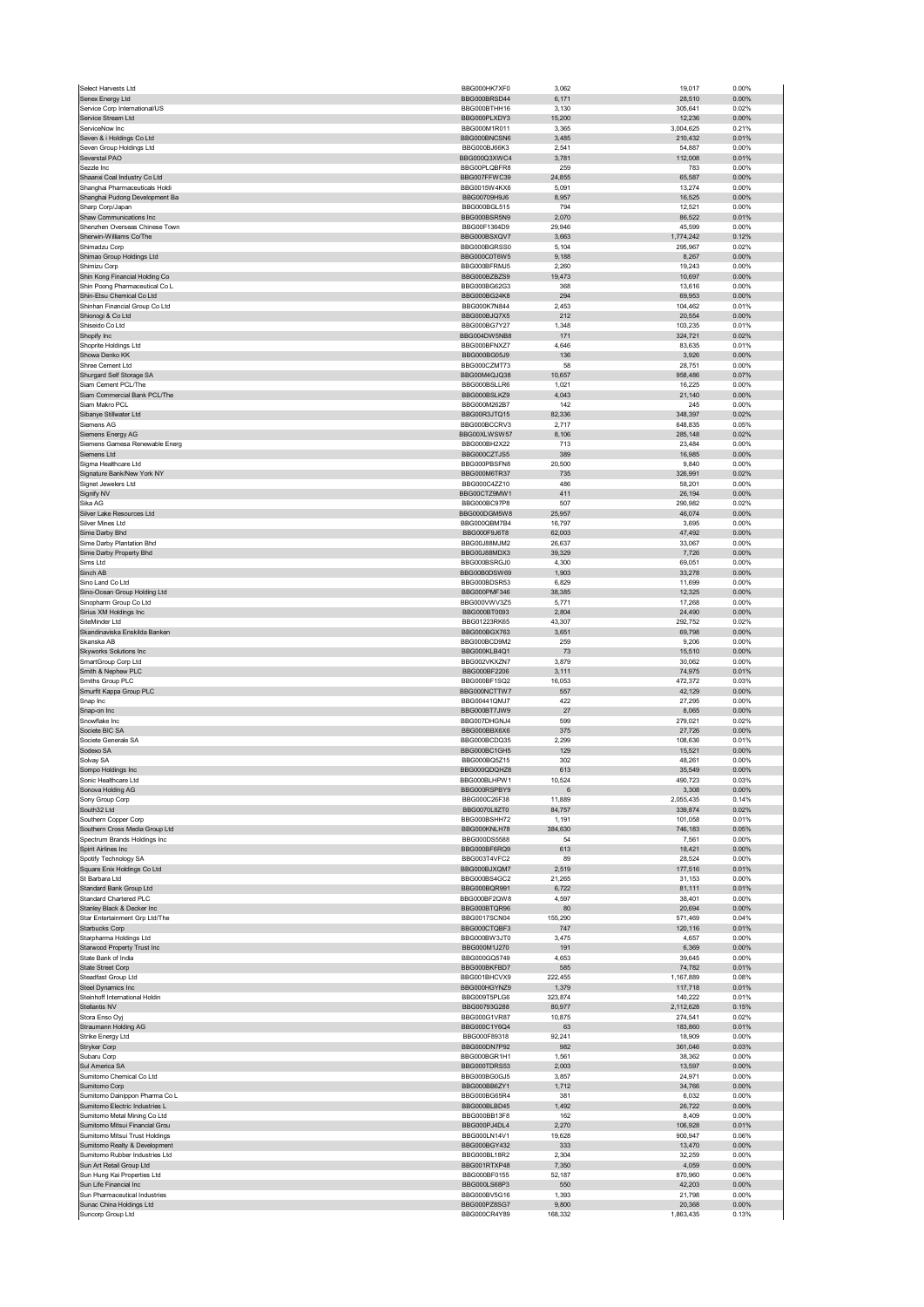| | | | | |
|---|---|---|---|---|
| Select Harvests Ltd | BBG000HK7XF0 | 3,062 | 19,017 | 0.00% |
| Senex Energy Ltd | BBG000BRSD44 | 6,171 | 28,510 | 0.00% |
| Service Corp International/US | BBG000BTHH16 | 3,130 | 305,641 | 0.02% |
| Service Stream Ltd | BBG000PLXDY3 | 15,200 | 12,236 | 0.00% |
| ServiceNow Inc | BBG000M1R011 | 3,365 | 3,004,625 | 0.21% |
| Seven & i Holdings Co Ltd | BBG000BNCSN6 | 3,485 | 210,432 | 0.01% |
| Seven Group Holdings Ltd | BBG000BJ66K3 | 2,541 | 54,887 | 0.00% |
| Severstal PAO | BBG000Q3XWC4 | 3,781 | 112,008 | 0.01% |
| Sezzle Inc | BBG00PLQBFR8 | 259 | 783 | 0.00% |
| Shaanxi Coal Industry Co Ltd | BBG007FFWC39 | 24,855 | 65,587 | 0.00% |
| Shanghai Pharmaceuticals Holdi | BBG0015W4KX6 | 5,091 | 13,274 | 0.00% |
| Shanghai Pudong Development Ba | BBG00709H9J6 | 8,957 | 16,525 | 0.00% |
| Sharp Corp/Japan | BBG000BGL515 | 794 | 12,521 | 0.00% |
| Shaw Communications Inc | BBG000BSR5N9 | 2,070 | 86,522 | 0.01% |
| Shenzhen Overseas Chinese Town | BBG00F1364D9 | 29,946 | 45,599 | 0.00% |
| Sherwin-Williams Co/The | BBG000BSXQV7 | 3,663 | 1,774,242 | 0.12% |
| Shimadzu Corp | BBG000BGRSS0 | 5,104 | 295,967 | 0.02% |
| Shimao Group Holdings Ltd | BBG000C0T6W5 | 9,188 | 8,267 | 0.00% |
| Shimizu Corp | BBG000BFRMJ5 | 2,260 | 19,243 | 0.00% |
| Shin Kong Financial Holding Co | BBG000BZBZS9 | 19,473 | 10,697 | 0.00% |
| Shin Poong Pharmaceutical Co L | BBG000BG62G3 | 368 | 13,616 | 0.00% |
| Shin-Etsu Chemical Co Ltd | BBG000BG24K8 | 294 | 69,953 | 0.00% |
| Shinhan Financial Group Co Ltd | BBG000K7N844 | 2,453 | 104,462 | 0.01% |
| Shionogi & Co Ltd | BBG000BJQ7X5 | 212 | 20,554 | 0.00% |
| Shiseido Co Ltd | BBG000BG7Y27 | 1,348 | 103,235 | 0.01% |
| Shopify Inc | BBG004DW5NB8 | 171 | 324,721 | 0.02% |
| Shoprite Holdings Ltd | BBG000BFNXZ7 | 4,646 | 83,635 | 0.01% |
| Showa Denko KK | BBG000BG05J9 | 136 | 3,926 | 0.00% |
| Shree Cement Ltd | BBG000CZMT73 | 58 | 28,751 | 0.00% |
| Shurgard Self Storage SA | BBG00M4QJQ38 | 10,657 | 958,486 | 0.07% |
| Siam Cement PCL/The | BBG000BSLLR6 | 1,021 | 16,225 | 0.00% |
| Siam Commercial Bank PCL/The | BBG000BSLKZ9 | 4,043 | 21,140 | 0.00% |
| Siam Makro PCL | BBG000M262B7 | 142 | 245 | 0.00% |
| Sibanye Stillwater Ltd | BBG00R5JTQ15 | 82,336 | 348,397 | 0.02% |
| Siemens AG | BBG000BCCRV3 | 2,717 | 648,835 | 0.05% |
| Siemens Energy AG | BBG00XLWSW57 | 8,106 | 285,148 | 0.02% |
| Siemens Gamesa Renewable Energ | BBG000BH2X22 | 713 | 23,484 | 0.00% |
| Siemens Ltd | BBG000CZTJS5 | 389 | 16,985 | 0.00% |
| Sigma Healthcare Ltd | BBG000PBSFN8 | 20,500 | 9,840 | 0.00% |
| Signature Bank/New York NY | BBG000M6TR37 | 735 | 326,991 | 0.02% |
| Signet Jewelers Ltd | BBG000C4ZZ10 | 486 | 58,201 | 0.00% |
| Signify NV | BBG00CTZ9MW1 | 411 | 26,194 | 0.00% |
| Sika AG | BBG000BC97P8 | 507 | 290,982 | 0.02% |
| Silver Lake Resources Ltd | BBG000DGM5W8 | 25,957 | 46,074 | 0.00% |
| Silver Mines Ltd | BBG000QBM7B4 | 16,797 | 3,695 | 0.00% |
| Sime Darby Bhd | BBG000F9J6T8 | 62,003 | 47,492 | 0.00% |
| Sime Darby Plantation Bhd | BBG00J88MJM2 | 26,637 | 33,067 | 0.00% |
| Sime Darby Property Bhd | BBG00J88MDX3 | 39,329 | 7,726 | 0.00% |
| Sims Ltd | BBG000BSRGJ0 | 4,300 | 69,051 | 0.00% |
| Sinch AB | BBG00B0DSW69 | 1,903 | 33,278 | 0.00% |
| Sino Land Co Ltd | BBG000BDSR53 | 6,829 | 11,699 | 0.00% |
| Sino-Ocean Group Holding Ltd | BBG000PMF346 | 38,385 | 12,325 | 0.00% |
| Sinopharm Group Co Ltd | BBG000VWV3Z5 | 5,771 | 17,268 | 0.00% |
| Sirius XM Holdings Inc | BBG000BT0093 | 2,804 | 24,490 | 0.00% |
| SiteMinder Ltd | BBG01223RK65 | 43,307 | 292,752 | 0.02% |
| Skandinaviska Enskilda Banken | BBG000BGX763 | 3,651 | 69,798 | 0.00% |
| Skanska AB | BBG000BCD9M2 | 259 | 9,206 | 0.00% |
| Skyworks Solutions Inc | BBG000KLB4Q1 | 73 | 15,510 | 0.00% |
| SmartGroup Corp Ltd | BBG002VKXZN7 | 3,879 | 30,062 | 0.00% |
| Smith & Nephew PLC | BBG000BF2206 | 3,111 | 74,975 | 0.01% |
| Smiths Group PLC | BBG000BF1SQ2 | 16,053 | 472,372 | 0.03% |
| Smurfit Kappa Group PLC | BBG000NCTTW7 | 557 | 42,129 | 0.00% |
| Snap Inc | BBG00441QMJ7 | 422 | 27,295 | 0.00% |
| Snap-on Inc | BBG000BT7JW9 | 27 | 8,065 | 0.00% |
| Snowflake Inc | BBG007DHGNJ4 | 599 | 279,021 | 0.02% |
| Societe BIC SA | BBG000BBX6X6 | 375 | 27,726 | 0.00% |
| Societe Generale SA | BBG000BCDQ35 | 2,299 | 108,636 | 0.01% |
| Sodexo SA | BBG000BC1GH5 | 129 | 15,521 | 0.00% |
| Solvay SA | BBG000BQ5Z15 | 302 | 48,261 | 0.00% |
| Sompo Holdings Inc | BBG000QDQHZ8 | 613 | 35,549 | 0.00% |
| Sonic Healthcare Ltd | BBG000BLHPW1 | 10,524 | 490,723 | 0.03% |
| Sonova Holding AG | BBG000RSPBY9 | 6 | 3,308 | 0.00% |
| Sony Group Corp | BBG000C26F38 | 11,889 | 2,055,435 | 0.14% |
| South32 Ltd | BBG0070L8ZT0 | 84,757 | 339,874 | 0.02% |
| Southern Copper Corp | BBG000BSHH72 | 1,191 | 101,058 | 0.01% |
| Southern Cross Media Group Ltd | BBG000KNLH78 | 384,630 | 746,183 | 0.05% |
| Spectrum Brands Holdings Inc | BBG000DS5588 | 54 | 7,561 | 0.00% |
| Spirit Airlines Inc | BBG000BF6RQ9 | 613 | 18,421 | 0.00% |
| Spotify Technology SA | BBG003T4VFC2 | 89 | 28,524 | 0.00% |
| Square Enix Holdings Co Ltd | BBG000BJXQM7 | 2,519 | 177,516 | 0.01% |
| St Barbara Ltd | BBG000BS4GC2 | 21,265 | 31,153 | 0.00% |
| Standard Bank Group Ltd | BBG000BQR991 | 6,722 | 81,111 | 0.01% |
| Standard Chartered PLC | BBG000BF2QW8 | 4,597 | 38,401 | 0.00% |
| Stanley Black & Decker Inc | BBG000BTQR96 | 80 | 20,694 | 0.00% |
| Star Entertainment Grp Ltd/The | BBG0017SCN04 | 155,290 | 571,469 | 0.04% |
| Starbucks Corp | BBG000CTQBF3 | 747 | 120,116 | 0.01% |
| Starpharma Holdings Ltd | BBG000BW3JT0 | 3,475 | 4,657 | 0.00% |
| Starwood Property Trust Inc | BBG000M1J270 | 191 | 6,369 | 0.00% |
| State Bank of India | BBG000GQ5749 | 4,653 | 39,645 | 0.00% |
| State Street Corp | BBG000BKFBD7 | 585 | 74,782 | 0.01% |
| Steadfast Group Ltd | BBG001BHCVX9 | 222,455 | 1,167,889 | 0.08% |
| Steel Dynamics Inc | BBG000HGYNZ9 | 1,379 | 117,718 | 0.01% |
| Steinhoff International Holdin | BBG009T5PLG6 | 323,874 | 140,222 | 0.01% |
| Stellantis NV | BBG00793G288 | 80,977 | 2,112,628 | 0.15% |
| Stora Enso Oyj | BBG000G1VR87 | 10,875 | 274,541 | 0.02% |
| Straumann Holding AG | BBG000C1Y6Q4 | 63 | 183,860 | 0.01% |
| Strike Energy Ltd | BBG000F89318 | 92,241 | 18,909 | 0.00% |
| Stryker Corp | BBG000DN7P92 | 982 | 361,046 | 0.03% |
| Subaru Corp | BBG000BGR1H1 | 1,561 | 38,362 | 0.00% |
| Sul America SA | BBG000TDRS53 | 2,003 | 13,597 | 0.00% |
| Sumitomo Chemical Co Ltd | BBG000BG0GJ5 | 3,857 | 24,971 | 0.00% |
| Sumitomo Corp | BBG000BB6ZY1 | 1,712 | 34,766 | 0.00% |
| Sumitomo Dainippon Pharma Co L | BBG000BG65R4 | 381 | 6,032 | 0.00% |
| Sumitomo Electric Industries L | BBG000BLBD45 | 1,492 | 26,722 | 0.00% |
| Sumitomo Metal Mining Co Ltd | BBG000BB13F8 | 162 | 8,409 | 0.00% |
| Sumitomo Mitsui Financial Grou | BBG000PJ4DL4 | 2,270 | 106,928 | 0.01% |
| Sumitomo Mitsui Trust Holdings | BBG000LN14V1 | 19,628 | 900,947 | 0.06% |
| Sumitomo Realty & Development | BBG000BGY432 | 333 | 13,470 | 0.00% |
| Sumitomo Rubber Industries Ltd | BBG000BL18R2 | 2,304 | 32,259 | 0.00% |
| Sun Art Retail Group Ltd | BBG001RTXP48 | 7,350 | 4,059 | 0.00% |
| Sun Hung Kai Properties Ltd | BBG000BF0155 | 52,187 | 870,960 | 0.06% |
| Sun Life Financial Inc | BBG000LS68P3 | 550 | 42,203 | 0.00% |
| Sun Pharmaceutical Industries | BBG000BV5G16 | 1,393 | 21,798 | 0.00% |
| Sunac China Holdings Ltd | BBG000PZ8SG7 | 9,800 | 20,368 | 0.00% |
| Suncorp Group Ltd | BBG000CR4Y89 | 168,332 | 1,863,435 | 0.13% |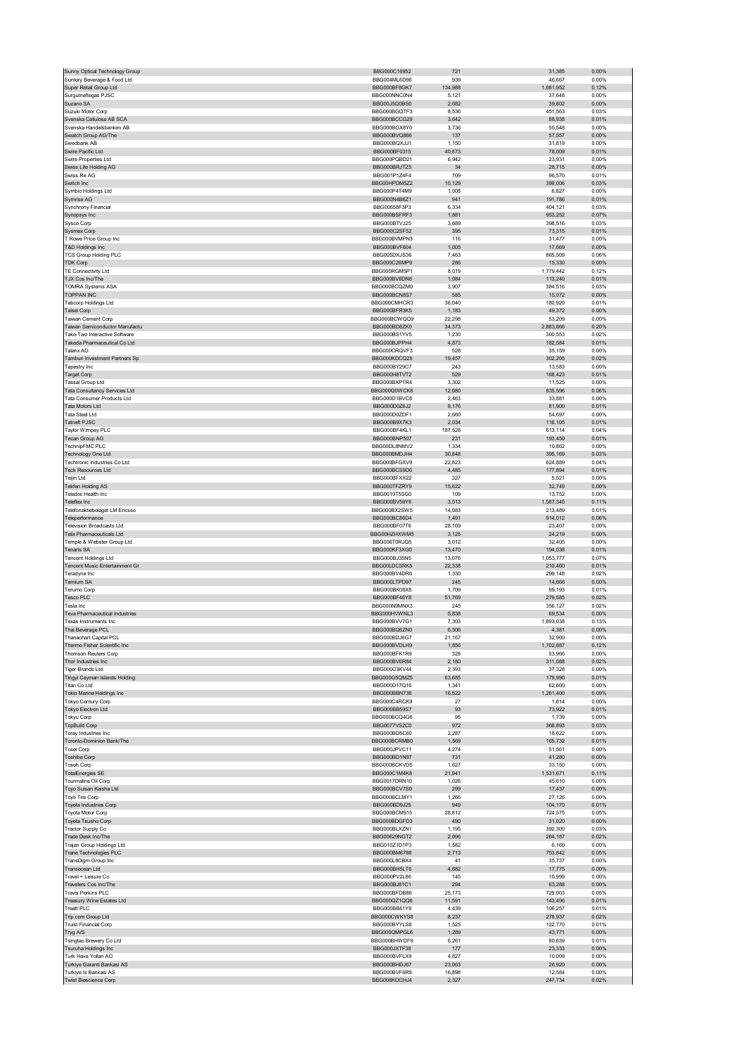| | | | | |
|---|---|---|---|---|
| Sunny Optical Technology Group | BBG000C16952 | 721 | 31,385 | 0.00% |
| Suntory Beverage & Food Ltd | BBG004ML6D96 | 939 | 46,667 | 0.00% |
| Super Retail Group Ltd | BBG000BF8GK7 | 134,988 | 1,681,952 | 0.12% |
| Surgutneftegas PJSC | BBG000NNC0N4 | 5,121 | 37,648 | 0.00% |
| Suzano SA | BBG00J5Q0BS0 | 2,682 | 39,802 | 0.00% |
| Suzuki Motor Corp | BBG000BGQTF3 | 8,536 | 451,563 | 0.03% |
| Svenska Cellulosa AB SCA | BBG000BCCG29 | 3,642 | 88,938 | 0.01% |
| Svenska Handelsbanken AB | BBG000BGX8Y0 | 3,736 | 55,548 | 0.00% |
| Swatch Group AG/The | BBG000BVQ866 | 137 | 57,557 | 0.00% |
| Swedbank AB | BBG000BQXJJ1 | 1,150 | 31,819 | 0.00% |
| Swire Pacific Ltd | BBG000BF0315 | 40,673 | 78,009 | 0.01% |
| Swire Properties Ltd | BBG000PQBD21 | 6,942 | 23,931 | 0.00% |
| Swiss Life Holding AG | BBG000BRJTZ5 | 34 | 28,715 | 0.00% |
| Swiss Re AG | BBG001P1Z4F4 | 709 | 96,570 | 0.01% |
| Switch Inc | BBG00HPDM5Z2 | 10,129 | 399,006 | 0.03% |
| Symbio Holdings Ltd | BBG000P4T4M9 | 1,008 | 6,827 | 0.00% |
| Symrise AG | BBG000N4B6Z1 | 941 | 191,786 | 0.01% |
| Synchrony Financial | BBG00658F3P3 | 6,334 | 404,121 | 0.03% |
| Synopsys Inc | BBG000BSFRF3 | 1,881 | 953,252 | 0.07% |
| Sysco Corp | BBG000BTVJ25 | 3,689 | 398,516 | 0.03% |
| Sysmex Corp | BBG000C2SF52 | 395 | 73,315 | 0.01% |
| T Rowe Price Group Inc | BBG000BVMPN3 | 116 | 31,477 | 0.00% |
| T&D Holdings Inc | BBG000BVF804 | 1,005 | 17,669 | 0.00% |
| TCS Group Holding PLC | BBG005DXJS36 | 7,463 | 865,509 | 0.06% |
| TDK Corp | BBG000C26MP9 | 286 | 15,330 | 0.00% |
| TE Connectivity Ltd | BBG000RGM5P1 | 8,019 | 1,779,442 | 0.12% |
| TJX Cos Inc/The | BBG000BV8DN6 | 1,084 | 113,240 | 0.01% |
| TOMRA Systems ASA | BBG000BCQZM0 | 3,907 | 384,516 | 0.03% |
| TOPPAN INC | BBG000BCN8S7 | 585 | 15,072 | 0.00% |
| Tabcorp Holdings Ltd | BBG000CMHCR3 | 36,040 | 180,920 | 0.01% |
| Taisei Corp | BBG000BFR3K5 | 1,183 | 49,372 | 0.00% |
| Taiwan Cement Corp | BBG000BCWQQ9 | 22,298 | 53,209 | 0.00% |
| Taiwan Semiconductor Manufactu | BBG000BD8ZK0 | 34,373 | 2,883,866 | 0.20% |
| Take-Two Interactive Software | BBG000BS1YV5 | 1,230 | 300,553 | 0.02% |
| Takeda Pharmaceutical Co Ltd | BBG000BJPPH4 | 4,873 | 182,584 | 0.01% |
| Talanx AG | BBG000CRQVF3 | 528 | 35,159 | 0.00% |
| Tamburi Investment Partners Sp | BBG000KDCQ25 | 19,457 | 302,205 | 0.02% |
| Tapestry Inc | BBG000BY29C7 | 243 | 13,583 | 0.00% |
| Target Corp | BBG000H8TVT2 | 529 | 168,423 | 0.01% |
| Tassal Group Ltd | BBG000BXPTR4 | 3,302 | 11,525 | 0.00% |
| Tata Consultancy Services Ltd | BBG000Q0WCK6 | 12,080 | 835,596 | 0.06% |
| Tata Consumer Products Ltd | BBG000D1BVC8 | 2,463 | 33,881 | 0.00% |
| Tata Motors Ltd | BBG000D0Z6J2 | 9,176 | 81,900 | 0.01% |
| Tata Steel Ltd | BBG000D0ZDF1 | 2,660 | 54,697 | 0.00% |
| Tatneft PJSC | BBG000B9X7K3 | 2,034 | 116,105 | 0.01% |
| Taylor Wimpey PLC | BBG000BF4KL1 | 187,528 | 613,114 | 0.04% |
| Tecan Group AG | BBG000BNP507 | 231 | 193,450 | 0.01% |
| TechnipFMC PLC | BBG00DL8NMV2 | 1,334 | 10,862 | 0.00% |
| Technology One Ltd | BBG000BMDJH4 | 30,848 | 395,169 | 0.03% |
| Techtronic Industries Co Ltd | BBG000BFGXV9 | 22,823 | 624,889 | 0.04% |
| Teck Resources Ltd | BBG000BCS9D6 | 4,485 | 177,894 | 0.01% |
| Teijin Ltd | BBG000BFXX22 | 327 | 5,521 | 0.00% |
| Tekfen Holding AS | BBG000TFZRY9 | 15,622 | 32,749 | 0.00% |
| Teladoc Health Inc | BBG0019T5SG0 | 109 | 13,752 | 0.00% |
| Teleflex Inc | BBG000BV59Y6 | 3,513 | 1,587,345 | 0.11% |
| Telefonaktiebolaget LM Ericsso | BBG000BX2NW5 | 14,083 | 213,489 | 0.01% |
| Teleperformance | BBG000BC86D4 | 1,491 | 914,012 | 0.06% |
| Television Broadcasts Ltd | BBG000BF07T6 | 28,169 | 23,407 | 0.00% |
| Telix Pharmaceuticals Ltd | BBG00HZHXWM5 | 3,125 | 24,219 | 0.00% |
| Temple & Webster Group Ltd | BBG006T0RJQ5 | 3,012 | 32,405 | 0.00% |
| Tenaris SA | BBG000KF3XG0 | 13,470 | 194,038 | 0.01% |
| Tencent Holdings Ltd | BBG000BJ35N5 | 13,076 | 1,053,777 | 0.07% |
| Tencent Music Entertainment Gr | BBG00LDC5RK5 | 22,338 | 210,460 | 0.01% |
| Teradyne Inc | BBG000BV4DR6 | 1,330 | 299,148 | 0.02% |
| Ternium SA | BBG000LTPD97 | 245 | 14,666 | 0.00% |
| Terumo Corp | BBG000BK08X8 | 1,709 | 99,193 | 0.01% |
| Tesco PLC | BBG000BF46Y8 | 51,769 | 279,585 | 0.02% |
| Tesla Inc | BBG000N9MNX3 | 245 | 356,127 | 0.02% |
| Teva Pharmaceutical Industries | BBG000HVWNL3 | 5,838 | 69,534 | 0.00% |
| Texas Instruments Inc | BBG000BVV7G1 | 7,303 | 1,893,038 | 0.13% |
| Thai Beverage PCL | BBG000BQ6ZN0 | 6,506 | 4,381 | 0.00% |
| Thanachart Capital PCL | BBG000BDJ6G7 | 21,167 | 32,900 | 0.00% |
| Thermo Fisher Scientific Inc | BBG000BVDLH9 | 1,856 | 1,702,887 | 0.12% |
| Thomson Reuters Corp | BBG000BFK1R9 | 328 | 53,966 | 0.00% |
| Thor Industries Inc | BBG000BV6R84 | 2,180 | 311,088 | 0.02% |
| Tiger Brands Ltd | BBG000C3KV44 | 2,393 | 37,328 | 0.00% |
| Tingyi Cayman Islands Holding | BBG000G5QMZ5 | 63,685 | 179,990 | 0.01% |
| Titan Co Ltd | BBG000D17Q16 | 1,341 | 62,600 | 0.00% |
| Tokio Marine Holdings Inc | BBG000BBN738 | 16,522 | 1,261,400 | 0.09% |
| Tokyo Century Corp | BBG000C4RCK9 | 27 | 1,814 | 0.00% |
| Tokyo Electron Ltd | BBG000BB59S7 | 93 | 73,922 | 0.01% |
| Tokyu Corp | BBG000BCQ4G6 | 95 | 1,739 | 0.00% |
| TopBuild Corp | BBG0077VS2C0 | 972 | 368,893 | 0.03% |
| Toray Industries Inc | BBG000BD5C60 | 2,287 | 18,622 | 0.00% |
| Toronto-Dominion Bank/The | BBG000BCRMB0 | 1,569 | 165,732 | 0.01% |
| Tosei Corp | BBG000JPVC11 | 4,274 | 51,561 | 0.00% |
| Toshiba Corp | BBG000BD1N97 | 731 | 41,280 | 0.00% |
| Tosoh Corp | BBG000BCKVD5 | 1,627 | 33,150 | 0.00% |
| TotalEnergies SE | BBG000C1M4K8 | 21,941 | 1,531,671 | 0.11% |
| Tourmaline Oil Corp | BBG0017DRN10 | 1,026 | 45,610 | 0.00% |
| Toyo Suisan Kaisha Ltd | BBG000BCV7S0 | 299 | 17,437 | 0.00% |
| Toyo Tire Corp | BBG000BCLMY1 | 1,266 | 27,126 | 0.00% |
| Toyota Industries Corp | BBG000BD9J25 | 949 | 104,170 | 0.01% |
| Toyota Motor Corp | BBG000BCM915 | 28,812 | 724,575 | 0.05% |
| Toyota Tsusho Corp | BBG000BDGFD3 | 490 | 31,020 | 0.00% |
| Tractor Supply Co | BBG000BLXZN1 | 1,195 | 392,300 | 0.03% |
| Trade Desk Inc/The | BBG00629NGT2 | 2,096 | 264,187 | 0.02% |
| Trajan Group Holdings Ltd | BBG010Z1D1P3 | 1,582 | 6,169 | 0.00% |
| Trane Technologies PLC | BBG000BM6788 | 2,713 | 753,842 | 0.05% |
| TransDigm Group Inc | BBG000L8CBX4 | 41 | 35,737 | 0.00% |
| Transocean Ltd | BBG000BH5LT6 | 4,682 | 17,775 | 0.00% |
| Travel + Leisure Co | BBG000PV2L86 | 145 | 10,999 | 0.00% |
| Travelers Cos Inc/The | BBG000BJ81C1 | 294 | 63,288 | 0.00% |
| Travis Perkins PLC | BBG000BFDB86 | 25,173 | 729,003 | 0.05% |
| Treasury Wine Estates Ltd | BBG000QZ1QQ6 | 11,591 | 143,496 | 0.01% |
| Treatt PLC | BBG000BB41Y8 | 4,439 | 106,257 | 0.01% |
| Trip.com Group Ltd | BBG000CWKYS8 | 8,237 | 278,937 | 0.02% |
| Truist Financial Corp | BBG000BYYLS8 | 1,525 | 122,770 | 0.01% |
| Tryg A/S | BBG000QMPGL6 | 1,289 | 43,771 | 0.00% |
| Tsingtao Brewery Co Ltd | BBG000BHWDF9 | 6,261 | 80,639 | 0.01% |
| Tsuruha Holdings Inc | BBG000JXTF38 | 177 | 23,333 | 0.00% |
| Turk Hava Yollari AO | BBG000BVFLX9 | 4,827 | 10,009 | 0.00% |
| Turkiye Garanti Bankasi AS | BBG000BHDJ67 | 23,063 | 26,920 | 0.00% |
| Turkiye Is Bankasi AS | BBG000BVF6R9 | 16,898 | 12,584 | 0.00% |
| Twist Bioscience Corp | BBG006KDCHJ4 | 2,327 | 247,734 | 0.02% |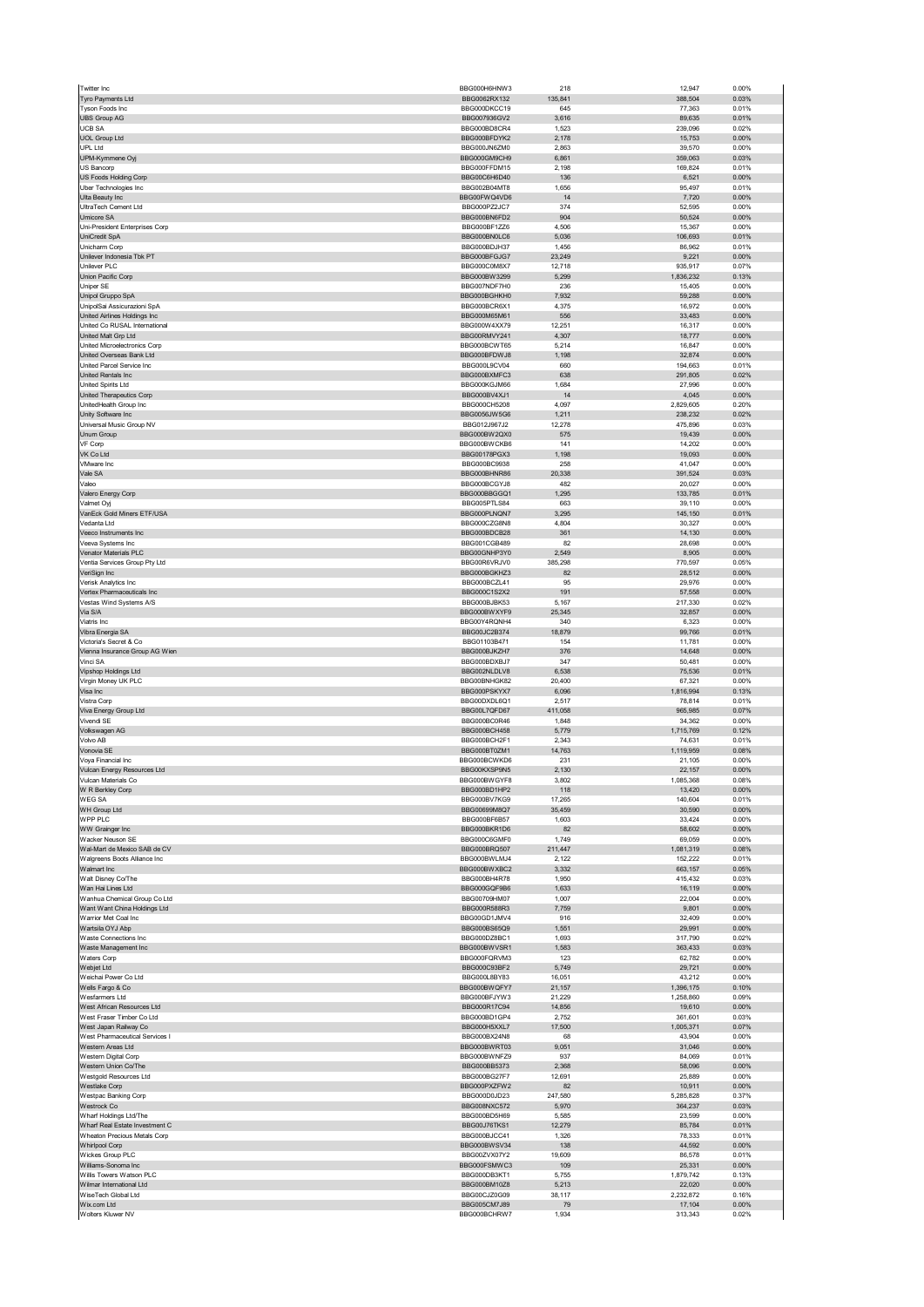| | | | | |
|---|---|---|---|---|
| Twitter Inc | BBG000H6HNW3 | 218 | 12,947 | 0.00% |
| Tyro Payments Ltd | BBG0062RX132 | 135,841 | 388,504 | 0.03% |
| Tyson Foods Inc | BBG000DKCC19 | 645 | 77,363 | 0.01% |
| UBS Group AG | BBG007936GV2 | 3,616 | 89,635 | 0.01% |
| UCB SA | BBG000BD8CR4 | 1,523 | 239,096 | 0.02% |
| UOL Group Ltd | BBG000BFDYK2 | 2,178 | 15,753 | 0.00% |
| UPL Ltd | BBG000JN6ZM0 | 2,863 | 39,570 | 0.00% |
| UPM-Kymmene Oyj | BBG000GM9CH9 | 6,861 | 359,063 | 0.03% |
| US Bancorp | BBG000FFDM15 | 2,198 | 169,824 | 0.01% |
| US Foods Holding Corp | BBG00C6H6D40 | 136 | 6,521 | 0.00% |
| Uber Technologies Inc | BBG002B04MT8 | 1,656 | 95,497 | 0.01% |
| Ulta Beauty Inc | BBG00FWQ4VD6 | 14 | 7,720 | 0.00% |
| UltraTech Cement Ltd | BBG000PZ2JC7 | 374 | 52,595 | 0.00% |
| Umicore SA | BBG000BN6FD2 | 904 | 50,524 | 0.00% |
| Uni-President Enterprises Corp | BBG000BF1ZZ6 | 4,506 | 15,367 | 0.00% |
| UniCredit SpA | BBG000BN0LC6 | 5,036 | 106,693 | 0.01% |
| Unicharm Corp | BBG000BDJH37 | 1,456 | 86,962 | 0.01% |
| Unilever Indonesia Tbk PT | BBG000BFGJG7 | 23,249 | 9,221 | 0.00% |
| Unilever PLC | BBG000C0M8X7 | 12,718 | 935,917 | 0.07% |
| Union Pacific Corp | BBG000BW3299 | 5,299 | 1,836,232 | 0.13% |
| Uniper SE | BBG007NDF7H0 | 236 | 15,405 | 0.00% |
| Unipol Gruppo SpA | BBG000BGHKH0 | 7,932 | 59,288 | 0.00% |
| UnipolSai Assicurazioni SpA | BBG000BCR6X1 | 4,375 | 16,972 | 0.00% |
| United Airlines Holdings Inc | BBG000M65M61 | 556 | 33,483 | 0.00% |
| United Co RUSAL International | BBG000W4XX79 | 12,251 | 16,317 | 0.00% |
| United Malt Grp Ltd | BBG00RMVY241 | 4,307 | 18,777 | 0.00% |
| United Microelectronics Corp | BBG000BCWT65 | 5,214 | 16,847 | 0.00% |
| United Overseas Bank Ltd | BBG000BFDWJ8 | 1,198 | 32,874 | 0.00% |
| United Parcel Service Inc | BBG000L9CV04 | 660 | 194,663 | 0.01% |
| United Rentals Inc | BBG000BXMFC3 | 638 | 291,805 | 0.02% |
| United Spirits Ltd | BBG000KGJM66 | 1,684 | 27,996 | 0.00% |
| United Therapeutics Corp | BBG000BV4XJ1 | 14 | 4,045 | 0.00% |
| UnitedHealth Group Inc | BBG000CH5208 | 4,097 | 2,829,605 | 0.20% |
| Unity Software Inc | BBG0056JW5G6 | 1,211 | 238,232 | 0.02% |
| Universal Music Group NV | BBG012J967J2 | 12,278 | 475,896 | 0.03% |
| Unum Group | BBG000BW2QX0 | 575 | 19,439 | 0.00% |
| VF Corp | BBG000BWCKB6 | 141 | 14,202 | 0.00% |
| VK Co Ltd | BBG00178PGX3 | 1,198 | 19,093 | 0.00% |
| VMware Inc | BBG000BC9938 | 258 | 41,047 | 0.00% |
| Vale SA | BBG000BHNR86 | 20,338 | 391,524 | 0.03% |
| Valeo | BBG000BCGYJ8 | 482 | 20,027 | 0.00% |
| Valero Energy Corp | BBG000BBGGQ1 | 1,295 | 133,785 | 0.01% |
| Valmet Oyj | BBG005PTLS84 | 663 | 39,110 | 0.00% |
| VanEck Gold Miners ETF/USA | BBG000PLNQN7 | 3,295 | 145,150 | 0.01% |
| Vedanta Ltd | BBG000CZG8N8 | 4,804 | 30,327 | 0.00% |
| Veeco Instruments Inc | BBG000BDCB28 | 361 | 14,130 | 0.00% |
| Veeva Systems Inc | BBG001CGB489 | 82 | 28,698 | 0.00% |
| Venator Materials PLC | BBG00GNHP3Y0 | 2,549 | 8,905 | 0.00% |
| Ventia Services Group Pty Ltd | BBG00R6VRJV0 | 385,298 | 770,597 | 0.05% |
| VeriSign Inc | BBG000BGKHZ3 | 82 | 28,512 | 0.00% |
| Verisk Analytics Inc | BBG000BCZL41 | 95 | 29,976 | 0.00% |
| Vertex Pharmaceuticals Inc | BBG000C1S2X2 | 191 | 57,558 | 0.00% |
| Vestas Wind Systems A/S | BBG000BJBK53 | 5,167 | 217,330 | 0.02% |
| Via S/A | BBG000BWXYF9 | 25,345 | 32,857 | 0.00% |
| Viatris Inc | BBG00Y4RQNH4 | 340 | 6,323 | 0.00% |
| Vibra Energia SA | BBG00JC2B374 | 18,879 | 99,766 | 0.01% |
| Victoria's Secret & Co | BBG01103B471 | 154 | 11,781 | 0.00% |
| Vienna Insurance Group AG Wien | BBG000BJKZH7 | 376 | 14,648 | 0.00% |
| Vinci SA | BBG000BDXBJ7 | 347 | 50,481 | 0.00% |
| Vipshop Holdings Ltd | BBG002NLDLV8 | 6,538 | 75,536 | 0.01% |
| Virgin Money UK PLC | BBG00BNHGK82 | 20,400 | 67,321 | 0.00% |
| Visa Inc | BBG000PSKYX7 | 6,096 | 1,816,994 | 0.13% |
| Vistra Corp | BBG00DXDL6Q1 | 2,517 | 78,814 | 0.01% |
| Viva Energy Group Ltd | BBG00L7QFD67 | 411,058 | 965,985 | 0.07% |
| Vivendi SE | BBG000BC0R46 | 1,848 | 34,362 | 0.00% |
| Volkswagen AG | BBG000BCH458 | 5,779 | 1,715,769 | 0.12% |
| Volvo AB | BBG000BCH2F1 | 2,343 | 74,631 | 0.01% |
| Vonovia SE | BBG000BT0ZM1 | 14,763 | 1,119,959 | 0.08% |
| Voya Financial Inc | BBG000BCWKD6 | 231 | 21,105 | 0.00% |
| Vulcan Energy Resources Ltd | BBG00KXSP9N5 | 2,130 | 22,157 | 0.00% |
| Vulcan Materials Co | BBG000BWGYF8 | 3,802 | 1,085,368 | 0.08% |
| W R Berkley Corp | BBG000BD1HP2 | 118 | 13,420 | 0.00% |
| WEG SA | BBG000BV7KG9 | 17,265 | 140,604 | 0.01% |
| WH Group Ltd | BBG00699M8Q7 | 35,459 | 30,590 | 0.00% |
| WPP PLC | BBG000BF6B57 | 1,603 | 33,424 | 0.00% |
| WW Grainger Inc | BBG000BKR1D6 | 82 | 58,602 | 0.00% |
| Wacker Neuson SE | BBG000C6GMF0 | 1,749 | 69,059 | 0.00% |
| Wal-Mart de Mexico SAB de CV | BBG000BRQ507 | 211,447 | 1,081,319 | 0.08% |
| Walgreens Boots Alliance Inc | BBG000BWLMJ4 | 2,122 | 152,222 | 0.01% |
| Walmart Inc | BBG000BWXBC2 | 3,332 | 663,157 | 0.05% |
| Walt Disney Co/The | BBG000BH4R78 | 1,950 | 415,432 | 0.03% |
| Wan Hai Lines Ltd | BBG000GQF9B6 | 1,633 | 16,119 | 0.00% |
| Wanhua Chemical Group Co Ltd | BBG00709HM07 | 1,007 | 22,004 | 0.00% |
| Want Want China Holdings Ltd | BBG000R588R3 | 7,759 | 9,801 | 0.00% |
| Warrior Met Coal Inc | BBG00GD1JMV4 | 916 | 32,409 | 0.00% |
| Wartsila OYJ Abp | BBG000BS65Q9 | 1,551 | 29,991 | 0.00% |
| Waste Connections Inc | BBG000DZ8BC1 | 1,693 | 317,790 | 0.02% |
| Waste Management Inc | BBG000BWVSR1 | 1,583 | 363,433 | 0.03% |
| Waters Corp | BBG000FQRVM3 | 123 | 62,782 | 0.00% |
| Webjet Ltd | BBG000C93BF2 | 5,749 | 29,721 | 0.00% |
| Weichai Power Co Ltd | BBG000L8BY83 | 16,051 | 43,212 | 0.00% |
| Wells Fargo & Co | BBG000BWQFY7 | 21,157 | 1,396,175 | 0.10% |
| Wesfarmers Ltd | BBG000BFJYW3 | 21,229 | 1,258,860 | 0.09% |
| West African Resources Ltd | BBG000R17C94 | 14,856 | 19,610 | 0.00% |
| West Fraser Timber Co Ltd | BBG000BD1GP4 | 2,752 | 361,601 | 0.03% |
| West Japan Railway Co | BBG000H5XXL7 | 17,500 | 1,005,371 | 0.07% |
| West Pharmaceutical Services I | BBG000BX24N8 | 68 | 43,904 | 0.00% |
| Western Areas Ltd | BBG000BWRT03 | 9,051 | 31,046 | 0.00% |
| Western Digital Corp | BBG000BWNFZ9 | 937 | 84,069 | 0.01% |
| Western Union Co/The | BBG000BB5373 | 2,368 | 58,096 | 0.00% |
| Westgold Resources Ltd | BBG000BG27F7 | 12,691 | 25,889 | 0.00% |
| Westlake Corp | BBG000PXZFW2 | 82 | 10,911 | 0.00% |
| Westpac Banking Corp | BBG000D0JD23 | 247,580 | 5,285,828 | 0.37% |
| Westrock Co | BBG008NXC572 | 5,970 | 364,237 | 0.03% |
| Wharf Holdings Ltd/The | BBG000BD5H69 | 5,585 | 23,599 | 0.00% |
| Wharf Real Estate Investment C | BBG00J76TKS1 | 12,279 | 85,784 | 0.01% |
| Wheaton Precious Metals Corp | BBG000BJCC41 | 1,326 | 78,333 | 0.01% |
| Whirlpool Corp | BBG000BWSV34 | 138 | 44,592 | 0.00% |
| Wickes Group PLC | BBG00ZVX07Y2 | 19,609 | 86,578 | 0.01% |
| Williams-Sonoma Inc | BBG000FSMWC3 | 109 | 25,331 | 0.00% |
| Willis Towers Watson PLC | BBG000DB3KT1 | 5,755 | 1,879,742 | 0.13% |
| Wilmar International Ltd | BBG000BM10Z8 | 5,213 | 22,020 | 0.00% |
| WiseTech Global Ltd | BBG00CJZ0G09 | 38,117 | 2,232,872 | 0.16% |
| Wix.com Ltd | BBG005CM7J89 | 79 | 17,104 | 0.00% |
| Wolters Kluwer NV | BBG000BCHRW7 | 1,934 | 313,343 | 0.02% |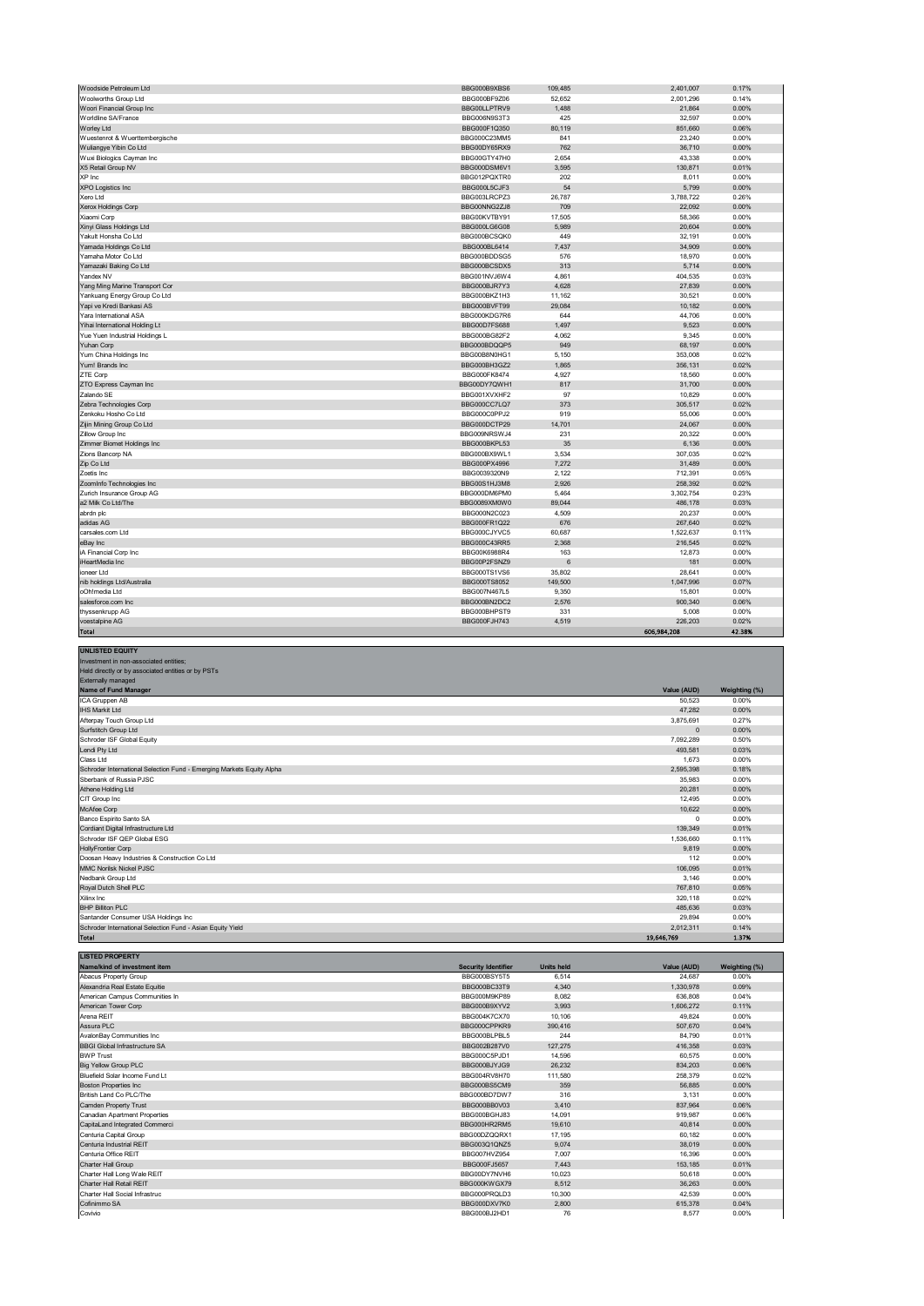| | | | | |
|---|---|---|---|---|
| Woodside Petroleum Ltd | BBG000B9XBS6 | 109,485 | 2,401,007 | 0.17% |
| Woolworths Group Ltd | BBG000BF9Z06 | 52,652 | 2,001,296 | 0.14% |
| Woori Financial Group Inc | BBG00LLPTRV9 | 1,488 | 21,864 | 0.00% |
| Worldline SA/France | BBG006N9S3T3 | 425 | 32,597 | 0.00% |
| Worley Ltd | BBG000F1Q350 | 80,119 | 851,660 | 0.06% |
| Wuestenrot & Wuerttembergische | BBG000C23MM5 | 841 | 23,240 | 0.00% |
| Wuliangye Yibin Co Ltd | BBG00DY65RX9 | 762 | 36,710 | 0.00% |
| Wuxi Biologics Cayman Inc | BBG00CTY47H0 | 2,654 | 43,338 | 0.00% |
| X5 Retail Group NV | BBG000DSM6V1 | 3,595 | 130,871 | 0.01% |
| XP Inc | BBG012PQXTR0 | 202 | 8,011 | 0.00% |
| XPO Logistics Inc | BBG000L5CJF3 | 54 | 5,799 | 0.00% |
| Xero Ltd | BBG003LRCPZ3 | 26,787 | 3,788,722 | 0.26% |
| Xerox Holdings Corp | BBG00NNG2ZJ8 | 709 | 22,092 | 0.00% |
| Xiaomi Corp | BBG00KVTBY91 | 17,505 | 58,366 | 0.00% |
| Xinyi Glass Holdings Ltd | BBG000LG6G08 | 5,989 | 20,604 | 0.00% |
| Yakult Honsha Co Ltd | BBG000BCSQK0 | 449 | 32,191 | 0.00% |
| Yamada Holdings Co Ltd | BBG000BL6414 | 7,437 | 34,909 | 0.00% |
| Yamaha Motor Co Ltd | BBG000BDDSG5 | 576 | 18,970 | 0.00% |
| Yamazaki Baking Co Ltd | BBG000BCSDX5 | 313 | 5,714 | 0.00% |
| Yandex NV | BBG001NVJ6W4 | 4,861 | 404,535 | 0.03% |
| Yang Ming Marine Transport Cor | BBG000BJR7Y3 | 4,628 | 27,839 | 0.00% |
| Yankuang Energy Group Co Ltd | BBG000BKZ1H3 | 11,162 | 30,521 | 0.00% |
| Yapi ve Kredi Bankasi AS | BBG000BVFT99 | 29,084 | 10,182 | 0.00% |
| Yara International ASA | BBG000KDG7R6 | 644 | 44,706 | 0.00% |
| Yihai International Holding Lt | BBG00D7FS688 | 1,497 | 9,523 | 0.00% |
| Yue Yuen Industrial Holdings L | BBG000BG82F2 | 4,062 | 9,345 | 0.00% |
| Yuhan Corp | BBG000BDQQP5 | 949 | 68,197 | 0.00% |
| Yum China Holdings Inc | BBG00B8N0HG1 | 5,150 | 353,008 | 0.02% |
| Yum! Brands Inc | BBG000BH3GZ2 | 1,865 | 356,131 | 0.02% |
| ZTE Corp | BBG000FK8474 | 4,927 | 18,560 | 0.00% |
| ZTO Express Cayman Inc | BBG00DY7QWH1 | 817 | 31,700 | 0.00% |
| Zalando SE | BBG001XVXHF2 | 97 | 10,829 | 0.00% |
| Zebra Technologies Corp | BBG000CC7LQ7 | 373 | 305,517 | 0.02% |
| Zenkoku Hosho Co Ltd | BBG000C0PPJ2 | 919 | 55,006 | 0.00% |
| Zijin Mining Group Co Ltd | BBG000DCTP29 | 14,701 | 24,067 | 0.00% |
| Zillow Group Inc | BBG009NRSWJ4 | 231 | 20,322 | 0.00% |
| Zimmer Biomet Holdings Inc | BBG000BKPL53 | 35 | 6,136 | 0.00% |
| Zions Bancorp NA | BBG000BX9WL1 | 3,534 | 307,035 | 0.02% |
| Zip Co Ltd | BBG000PX4996 | 7,272 | 31,489 | 0.00% |
| Zoetis Inc | BBG0039320N9 | 2,122 | 712,391 | 0.05% |
| ZoomInfo Technologies Inc | BBG00S1HJ3M8 | 2,926 | 258,392 | 0.02% |
| Zurich Insurance Group AG | BBG000DM6PM0 | 5,464 | 3,302,754 | 0.23% |
| a2 Milk Co Ltd/The | BBG0089XM0W0 | 89,044 | 486,178 | 0.03% |
| abrdn plc | BBG000N2C023 | 4,509 | 20,237 | 0.00% |
| adidas AG | BBG000FR1Q22 | 676 | 267,640 | 0.02% |
| carsales.com Ltd | BBG000CJYVC5 | 60,687 | 1,522,637 | 0.11% |
| eBay Inc | BBG000C43RR5 | 2,368 | 216,545 | 0.02% |
| iA Financial Corp Inc | BBG00K6988R4 | 163 | 12,873 | 0.00% |
| iHeartMedia Inc | BBG00P2FSNZ9 | 6 | 181 | 0.00% |
| ioneer Ltd | BBG000TS1VS6 | 35,802 | 28,641 | 0.00% |
| nib holdings Ltd/Australia | BBG000TS8052 | 149,500 | 1,047,996 | 0.07% |
| oOh!media Ltd | BBG007N467L5 | 9,350 | 15,801 | 0.00% |
| salesforce.com Inc | BBG000BN2DC2 | 2,576 | 900,340 | 0.06% |
| thyssenkrupp AG | BBG000BHPST9 | 331 | 5,008 | 0.00% |
| voestalpine AG | BBG000FJH743 | 4,519 | 226,203 | 0.02% |
| **Total** | | | **606,984,208** | **42.38%** |

**UNLISTED EQUITY**

Investment in non-associated entities;
Held directly or by associated entities or by PSTs
Externally managed

| Name of Fund Manager | Value (AUD) | Weighting (%) |
|---|---|---|
| ICA Gruppen AB | 50,523 | 0.00% |
| IHS Markit Ltd | 47,282 | 0.00% |
| Afterpay Touch Group Ltd | 3,875,691 | 0.27% |
| Surfstitch Group Ltd | 0 | 0.00% |
| Schroder ISF Global Equity | 7,092,289 | 0.50% |
| Lendi Pty Ltd | 493,581 | 0.03% |
| Class Ltd | 1,673 | 0.00% |
| Schroder International Selection Fund - Emerging Markets Equity Alpha | 2,595,398 | 0.18% |
| Sberbank of Russia PJSC | 35,983 | 0.00% |
| Athene Holding Ltd | 20,281 | 0.00% |
| CIT Group Inc | 12,495 | 0.00% |
| McAfee Corp | 10,622 | 0.00% |
| Banco Espirito Santo SA | 0 | 0.00% |
| Cordiant Digital Infrastructure Ltd | 139,349 | 0.01% |
| Schroder ISF QEP Global ESG | 1,536,660 | 0.11% |
| HollyFrontier Corp | 9,819 | 0.00% |
| Doosan Heavy Industries & Construction Co Ltd | 112 | 0.00% |
| MMC Norilsk Nickel PJSC | 106,095 | 0.01% |
| Nedbank Group Ltd | 3,146 | 0.00% |
| Royal Dutch Shell PLC | 767,810 | 0.05% |
| Xilinx Inc | 320,118 | 0.02% |
| BHP Billiton PLC | 485,636 | 0.03% |
| Santander Consumer USA Holdings Inc | 29,894 | 0.00% |
| Schroder International Selection Fund - Asian Equity Yield | 2,012,311 | 0.14% |
| **Total** | **19,646,769** | **1.37%** |

**LISTED PROPERTY**

| Name/kind of investment item | Security Identifier | Units held | Value (AUD) | Weighting (%) |
|---|---|---|---|---|
| Abacus Property Group | BBG000BSY5T5 | 6,514 | 24,687 | 0.00% |
| Alexandria Real Estate Equitie | BBG000BC33T9 | 4,340 | 1,330,978 | 0.09% |
| American Campus Communities In | BBG000M9KP89 | 8,082 | 636,808 | 0.04% |
| American Tower Corp | BBG000B9XYV2 | 3,993 | 1,606,272 | 0.11% |
| Arena REIT | BBG004K7CX70 | 10,106 | 49,824 | 0.00% |
| Assura PLC | BBG000CPPKR9 | 390,416 | 507,670 | 0.04% |
| AvalonBay Communities Inc | BBG000BLPBL5 | 244 | 84,790 | 0.01% |
| BBGI Global Infrastructure SA | BBG002B287V0 | 127,275 | 416,358 | 0.03% |
| BWP Trust | BBG000C5PJD1 | 14,596 | 60,575 | 0.00% |
| Big Yellow Group PLC | BBG000BJYJG9 | 26,232 | 834,203 | 0.06% |
| Bluefield Solar Income Fund Lt | BBG004RV8H70 | 111,580 | 258,379 | 0.02% |
| Boston Properties Inc | BBG000BS5CM9 | 359 | 56,885 | 0.00% |
| British Land Co PLC/The | BBG000BD7DW7 | 316 | 3,131 | 0.00% |
| Camden Property Trust | BBG000BB0V03 | 3,410 | 837,964 | 0.06% |
| Canadian Apartment Properties | BBG000BGHJ83 | 14,091 | 919,987 | 0.06% |
| CapitaLand Integrated Commerci | BBG000HR2RM5 | 19,610 | 40,814 | 0.00% |
| Centuria Capital Group | BBG00DZQQRX1 | 17,195 | 60,182 | 0.00% |
| Centuria Industrial REIT | BBG003Q1QNZ5 | 9,074 | 38,019 | 0.00% |
| Centuria Office REIT | BBG007HVZ954 | 7,007 | 16,396 | 0.00% |
| Charter Hall Group | BBG000FJ5657 | 7,443 | 153,185 | 0.01% |
| Charter Hall Long Wale REIT | BBG00DY7NVH6 | 10,023 | 50,618 | 0.00% |
| Charter Hall Retail REIT | BBG000KWGX79 | 8,512 | 36,263 | 0.00% |
| Charter Hall Social Infrastruc | BBG000PRQLD3 | 10,300 | 42,539 | 0.00% |
| Cofinimmo SA | BBG000DXV7K0 | 2,800 | 615,378 | 0.04% |
| Covivio | BBG000BJ2HD1 | 76 | 8,577 | 0.00% |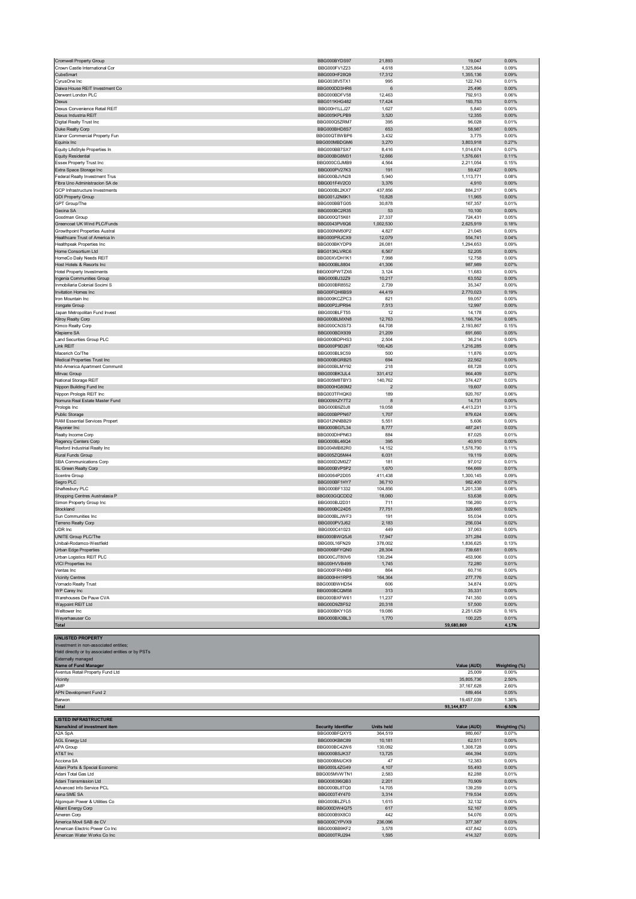| | | | | |
|---|---|---|---|---|
| Cromwell Property Group | BBG000BYDS97 | 21,893 | 19,047 | 0.00% |
| Crown Castle International Cor | BBG000FV1Z23 | 4,618 | 1,325,864 | 0.09% |
| CubeSmart | BBG000HF28Q9 | 17,312 | 1,355,136 | 0.09% |
| CyrusOne Inc | BBG0038V5TX1 | 995 | 122,743 | 0.01% |
| Daiwa House REIT Investment Co | BBG000DD3HR6 | 6 | 25,496 | 0.00% |
| Derwent London PLC | BBG000BDFV58 | 12,463 | 792,913 | 0.06% |
| Dexus | BBG011KHG482 | 17,424 | 193,753 | 0.01% |
| Dexus Convenience Retail REIT | BBG00H1LLJ27 | 1,627 | 5,840 | 0.00% |
| Dexus Industria REIT | BBG005KPLPB9 | 3,520 | 12,355 | 0.00% |
| Digital Realty Trust Inc | BBG000Q5ZRM7 | 395 | 96,028 | 0.01% |
| Duke Realty Corp | BBG000BHD8S7 | 653 | 58,987 | 0.00% |
| Elanor Commercial Property Fun | BBG00QT8WBP6 | 3,432 | 3,775 | 0.00% |
| Equinix Inc | BBG000MBDGM6 | 3,270 | 3,803,918 | 0.27% |
| Equity LifeStyle Properties In | BBG000BB7SX7 | 8,416 | 1,014,674 | 0.07% |
| Equity Residential | BBG000BG8M31 | 12,666 | 1,576,661 | 0.11% |
| Essex Property Trust Inc | BBG000CGJMB9 | 4,564 | 2,211,054 | 0.15% |
| Extra Space Storage Inc | BBG000PV27K3 | 191 | 59,427 | 0.00% |
| Federal Realty Investment Trus | BBG000BJVN28 | 5,940 | 1,113,771 | 0.08% |
| Fibra Uno Administracion SA de | BBG001F4V2C0 | 3,376 | 4,910 | 0.00% |
| GCP Infrastructure Investments | BBG000BL2KX7 | 437,856 | 884,217 | 0.06% |
| GDI Property Group | BBG001J2N6K1 | 10,828 | 11,965 | 0.00% |
| GPT Group/The | BBG000BBTG05 | 30,878 | 167,357 | 0.01% |
| Gecina SA | BBG000BC2R35 | 53 | 10,100 | 0.00% |
| Goodman Group | BBG000QT5K61 | 27,337 | 724,431 | 0.05% |
| Greencoat UK Wind PLC/Funds | BBG0043PV6Q6 | 1,002,530 | 2,625,919 | 0.18% |
| Growthpoint Properties Austral | BBG000NM50P2 | 4,827 | 21,045 | 0.00% |
| Healthcare Trust of America In | BBG000PRJCX9 | 12,079 | 554,741 | 0.04% |
| Healthpeak Properties Inc | BBG000BKYDP9 | 26,081 | 1,294,653 | 0.09% |
| Home Consortium Ltd | BBG013KLVRC6 | 6,567 | 52,205 | 0.00% |
| HomeCo Daily Needs REIT | BBG00XVDH1K1 | 7,998 | 12,758 | 0.00% |
| Host Hotels & Resorts Inc | BBG000BL8804 | 41,306 | 987,989 | 0.07% |
| Hotel Property Investments | BBG000PWTZX6 | 3,124 | 11,683 | 0.00% |
| Ingenia Communities Group | BBG000BJ32Z9 | 10,217 | 63,552 | 0.00% |
| Inmobiliaria Colonial Socimi S | BBG000BR8552 | 2,739 | 35,347 | 0.00% |
| Invitation Homes Inc | BBG00FQH6BS9 | 44,419 | 2,770,023 | 0.19% |
| Iron Mountain Inc | BBG000KCZPC3 | 821 | 59,057 | 0.00% |
| Irongate Group | BBG00P2JPR94 | 7,513 | 12,997 | 0.00% |
| Japan Metropolitan Fund Invest | BBG000BLFT55 | 12 | 14,178 | 0.00% |
| Kilroy Realty Corp | BBG000BLMXN8 | 12,763 | 1,166,704 | 0.08% |
| Kimco Realty Corp | BBG000CN3S73 | 64,708 | 2,193,867 | 0.15% |
| Klepierre SA | BBG000BDX939 | 21,209 | 691,660 | 0.05% |
| Land Securities Group PLC | BBG000BDPHS3 | 2,504 | 36,214 | 0.00% |
| Link REIT | BBG000P9D267 | 100,426 | 1,216,285 | 0.08% |
| Macerich Co/The | BBG000BL9C59 | 500 | 11,876 | 0.00% |
| Medical Properties Trust Inc | BBG000BGRB25 | 694 | 22,562 | 0.00% |
| Mid-America Apartment Communit | BBG000BLMY92 | 218 | 68,728 | 0.00% |
| Mirvac Group | BBG000BK3JL4 | 331,412 | 964,409 | 0.07% |
| National Storage REIT | BBG005M8TBY3 | 140,762 | 374,427 | 0.03% |
| Nippon Building Fund Inc | BBG000HG80M2 | 2 | 19,607 | 0.00% |
| Nippon Prologis REIT Inc | BBG003TFHQK0 | 189 | 920,767 | 0.06% |
| Nomura Real Estate Master Fund | BBG009XZY7T2 | 8 | 14,731 | 0.00% |
| Prologis Inc | BBG000B9Z0J8 | 19,058 | 4,413,231 | 0.31% |
| Public Storage | BBG000BPPN67 | 1,707 | 879,624 | 0.06% |
| RAM Essential Services Propert | BBG012NNBB29 | 5,551 | 5,606 | 0.00% |
| Rayonier Inc | BBG000BG7L34 | 8,777 | 487,241 | 0.03% |
| Realty Income Corp | BBG000DHPN63 | 884 | 87,025 | 0.01% |
| Regency Centers Corp | BBG000BL46Q4 | 395 | 40,910 | 0.00% |
| Rexford Industrial Realty Inc | BBG004MB82R0 | 14,152 | 1,578,790 | 0.11% |
| Rural Funds Group | BBG005ZQ5M44 | 6,031 | 19,119 | 0.00% |
| SBA Communications Corp | BBG000D2M0Z7 | 181 | 97,012 | 0.01% |
| SL Green Realty Corp | BBG000BVP5P2 | 1,670 | 164,669 | 0.01% |
| Scentre Group | BBG0064P2D05 | 411,438 | 1,300,145 | 0.09% |
| Segro PLC | BBG000BF1HY7 | 36,710 | 982,400 | 0.07% |
| Shaftesbury PLC | BBG000BF1332 | 104,856 | 1,201,338 | 0.08% |
| Shopping Centres Australasia P | BBG003GQCDD2 | 18,060 | 53,638 | 0.00% |
| Simon Property Group Inc | BBG000BJ2D31 | 711 | 156,260 | 0.01% |
| Stockland | BBG000BC24D5 | 77,751 | 329,665 | 0.02% |
| Sun Communities Inc | BBG000BLJWF3 | 191 | 55,034 | 0.00% |
| Terreno Realty Corp | BBG000PV3J62 | 2,183 | 256,034 | 0.02% |
| UDR Inc | BBG000C41023 | 449 | 37,063 | 0.00% |
| UNITE Group PLC/The | BBG000BWQ5J6 | 17,947 | 371,284 | 0.03% |
| Unibail-Rodamco-Westfield | BBG00L16FN29 | 378,002 | 1,836,625 | 0.13% |
| Urban Edge Properties | BBG006BFYQN0 | 28,304 | 739,681 | 0.05% |
| Urban Logistics REIT PLC | BBG00CJT80V6 | 130,294 | 453,906 | 0.03% |
| VICI Properties Inc | BBG00HVVB499 | 1,745 | 72,280 | 0.01% |
| Ventas Inc | BBG000FRVHB9 | 864 | 60,716 | 0.00% |
| Vicinity Centres | BBG000HH1RP5 | 164,364 | 277,776 | 0.02% |
| Vornado Realty Trust | BBG000BWHD54 | 606 | 34,874 | 0.00% |
| WP Carey Inc | BBG000BCQM58 | 313 | 35,331 | 0.00% |
| Warehouses De Pauw CVA | BBG000BXFW61 | 11,237 | 741,350 | 0.05% |
| Waypoint REIT Ltd | BBG00D9Z8FS2 | 20,318 | 57,500 | 0.00% |
| Welltower Inc | BBG000BKY1G5 | 19,086 | 2,251,629 | 0.16% |
| Weyerhaeuser Co | BBG000BX3BL3 | 1,770 | 100,225 | 0.01% |
| **Total** | | | **59,680,869** | **4.17%** |

**UNLISTED PROPERTY**

Investment in non-associated entities;
Held directly or by associated entities or by PSTs
Externally managed

| Name of Fund Manager | Value (AUD) | Weighting (%) |
|---|---|---|
| Aventus Retail Property Fund Ltd | 25,009 | 0.00% |
| Vicinity | 35,805,736 | 2.50% |
| AMP | 37,167,628 | 2.60% |
| APN Development Fund 2 | 689,464 | 0.05% |
| Barwon | 19,457,039 | 1.36% |
| **Total** | **93,144,877** | **6.50%** |

**LISTED INFRASTRUCTURE**

| Name/kind of investment item | Security Identifier | Units held | Value (AUD) | Weighting (%) |
|---|---|---|---|---|
| A2A SpA | BBG000BFQXY5 | 364,519 | 980,667 | 0.07% |
| AGL Energy Ltd | BBG000KB8C89 | 10,181 | 62,511 | 0.00% |
| APA Group | BBG000BC42W6 | 130,092 | 1,308,728 | 0.09% |
| AT&T Inc | BBG000BSJK37 | 13,725 | 464,394 | 0.03% |
| Acciona SA | BBG000BMJCK9 | 47 | 12,383 | 0.00% |
| Adani Ports & Special Economic | BBG000L4ZG49 | 4,107 | 55,493 | 0.00% |
| Adani Total Gas Ltd | BBG005MVWTN1 | 2,583 | 82,288 | 0.01% |
| Adani Transmission Ltd | BBG008396QB3 | 2,201 | 70,909 | 0.00% |
| Advanced Info Service PCL | BBG000BL8TQ0 | 14,705 | 139,259 | 0.01% |
| Aena SME SA | BBG003T4Y470 | 3,314 | 719,534 | 0.05% |
| Algonquin Power & Utilities Co | BBG000BLZFL5 | 1,615 | 32,132 | 0.00% |
| Alliant Energy Corp | BBG000DW4Q75 | 617 | 52,167 | 0.00% |
| Ameren Corp | BBG000B9X8C0 | 442 | 54,076 | 0.00% |
| America Movil SAB de CV | BBG000CYPVX9 | 236,096 | 377,387 | 0.03% |
| American Electric Power Co Inc | BBG000BB9KF2 | 3,578 | 437,842 | 0.03% |
| American Water Works Co Inc | BBG000TRJ294 | 1,595 | 414,327 | 0.03% |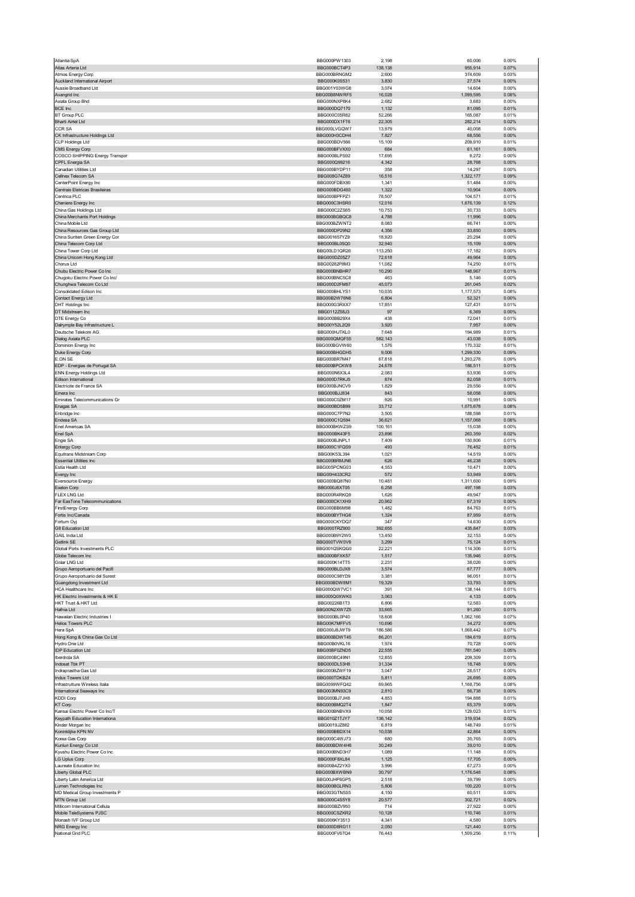| | | | | |
|---|---|---|---|---|
| Atlantia SpA | BBG000PW1303 | 2,198 | 60,006 | 0.00% |
| Atlas Arteria Ltd | BBG000BCT4P3 | 138,138 | 955,914 | 0.07% |
| Atmos Energy Corp | BBG000BRNGM2 | 2,600 | 374,609 | 0.03% |
| Auckland International Airport | BBG000K0S531 | 3,830 | 27,574 | 0.00% |
| Aussie Broadband Ltd | BBG001Y03WG8 | 3,074 | 14,604 | 0.00% |
| Avangrid Inc | BBG00B8NWRF5 | 16,028 | 1,099,595 | 0.08% |
| Axiata Group Bhd | BBG000NXP8K4 | 2,682 | 3,683 | 0.00% |
| BCE Inc | BBG000DQ7170 | 1,132 | 81,095 | 0.01% |
| BT Group PLC | BBG000C05R82 | 52,266 | 165,087 | 0.01% |
| Bharti Airtel Ltd | BBG000DX1FT6 | 22,305 | 282,214 | 0.02% |
| CCR SA | BBG000LVGQW7 | 13,979 | 40,008 | 0.00% |
| CK Infrastructure Holdings Ltd | BBG000H3CDH4 | 7,827 | 68,556 | 0.00% |
| CLP Holdings Ltd | BBG000BDV566 | 15,109 | 209,910 | 0.01% |
| CMS Energy Corp | BBG000BFVXX0 | 684 | 61,161 | 0.00% |
| COSCO SHIPPING Energy Transpor | BBG000BLPS92 | 17,695 | 9,272 | 0.00% |
| CPFL Energia SA | BBG000Q99216 | 4,342 | 28,768 | 0.00% |
| Canadian Utilities Ltd | BBG000BYDP11 | 358 | 14,297 | 0.00% |
| Cellnex Telecom SA | BBG008G74Z89 | 16,516 | 1,322,177 | 0.09% |
| CenterPoint Energy Inc | BBG000FDBX90 | 1,341 | 51,484 | 0.00% |
| Centrais Eletricas Brasileiras | BBG000BDG493 | 1,322 | 10,904 | 0.00% |
| Centrica PLC | BBG000BPFPZ1 | 78,507 | 104,571 | 0.01% |
| Cheniere Energy Inc | BBG000C3HSR0 | 12,016 | 1,676,139 | 0.12% |
| China Gas Holdings Ltd | BBG000C2ZS65 | 10,753 | 30,733 | 0.00% |
| China Merchants Port Holdings | BBG000BGBQC8 | 4,788 | 11,996 | 0.00% |
| China Mobile Ltd | BBG000BZWNT2 | 8,083 | 66,741 | 0.00% |
| China Resources Gas Group Ltd | BBG000DP29N2 | 4,356 | 33,850 | 0.00% |
| China Suntien Green Energy Cor | BBG001657YZ9 | 18,920 | 20,294 | 0.00% |
| China Telecom Corp Ltd | BBG000BL05Q0 | 32,940 | 15,109 | 0.00% |
| China Tower Corp Ltd | BBG00LD1QR26 | 113,250 | 17,182 | 0.00% |
| China Unicom Hong Kong Ltd | BBG000DZ05Z7 | 72,618 | 49,964 | 0.00% |
| Chorus Ltd | BBG00282P8M3 | 11,082 | 74,250 | 0.01% |
| Chubu Electric Power Co Inc | BBG000BNBHR7 | 10,290 | 148,967 | 0.01% |
| Chugoku Electric Power Co Inc/ | BBG000BNC5C8 | 463 | 5,146 | 0.00% |
| Chunghwa Telecom Co Ltd | BBG000D2FM87 | 45,073 | 261,045 | 0.02% |
| Consolidated Edison Inc | BBG000BHLYS1 | 10,035 | 1,177,573 | 0.08% |
| Contact Energy Ltd | BBG00B2W76N6 | 6,804 | 52,321 | 0.00% |
| DHT Holdings Inc | BBG000G3RXX7 | 17,851 | 127,431 | 0.01% |
| DT Midstream Inc | BBG0112Z58J3 | 97 | 6,369 | 0.00% |
| DTE Energy Co | BBG000BB29X4 | 438 | 72,041 | 0.01% |
| Dalrymple Bay Infrastructure L | BBG00Y52L2Q9 | 3,920 | 7,957 | 0.00% |
| Deutsche Telekom AG | BBG000HJTKL0 | 7,648 | 194,989 | 0.01% |
| Dialog Axiata PLC | BBG000QMQF55 | 582,143 | 43,038 | 0.00% |
| Dominion Energy Inc | BBG000BGVW60 | 1,576 | 170,332 | 0.01% |
| Duke Energy Corp | BBG000BHGDH5 | 9,006 | 1,299,330 | 0.09% |
| E.ON SE | BBG000BR7M47 | 67,818 | 1,293,278 | 0.09% |
| EDP - Energias de Portugal SA | BBG000BPCKW8 | 24,678 | 186,511 | 0.01% |
| ENN Energy Holdings Ltd | BBG000N6X3L4 | 2,083 | 53,936 | 0.00% |
| Edison International | BBG000D7RKJ5 | 874 | 82,058 | 0.01% |
| Electricite de France SA | BBG000BJNCV9 | 1,829 | 29,556 | 0.00% |
| Emera Inc | BBG000BJJ834 | 843 | 58,058 | 0.00% |
| Emirates Telecommunications Gr | BBG000C0ZM17 | 926 | 10,991 | 0.00% |
| Enagas SA | BBG000BD5B99 | 33,712 | 1,075,678 | 0.08% |
| Enbridge Inc | BBG000C7P7N2 | 3,505 | 188,598 | 0.01% |
| Endesa SA | BBG000C1Q594 | 36,621 | 1,157,068 | 0.08% |
| Enel Americas SA | BBG000BKWZS9 | 100,161 | 15,038 | 0.00% |
| Enel SpA | BBG000BK43F5 | 23,896 | 263,359 | 0.02% |
| Engie SA | BBG000BJNPL1 | 7,409 | 150,806 | 0.01% |
| Entergy Corp | BBG000C1FQS9 | 493 | 76,452 | 0.01% |
| Equitrans Midstream Corp | BBG00K53L394 | 1,021 | 14,519 | 0.00% |
| Essential Utilities Inc | BBG000BRMJN6 | 626 | 46,238 | 0.00% |
| Estia Health Ltd | BBG005PCNG03 | 4,553 | 10,471 | 0.00% |
| Evergy Inc | BBG00H433CR2 | 572 | 53,949 | 0.00% |
| Eversource Energy | BBG000BQ87N0 | 10,481 | 1,311,600 | 0.09% |
| Exelon Corp | BBG000J6XT05 | 6,258 | 497,198 | 0.03% |
| FLEX LNG Ltd | BBG000R4RKQ9 | 1,626 | 49,947 | 0.00% |
| Far EasTone Telecommunications | BBG000CK1XH9 | 20,962 | 67,319 | 0.00% |
| FirstEnergy Corp | BBG000BB6M98 | 1,482 | 84,763 | 0.01% |
| Fortis Inc/Canada | BBG000BYTHG6 | 1,324 | 87,959 | 0.01% |
| Fortum Oyj | BBG000CKYDQ7 | 347 | 14,630 | 0.00% |
| G8 Education Ltd | BBG000TRZ900 | 392,655 | 435,847 | 0.03% |
| GAIL India Ltd | BBG000BSY2W0 | 13,450 | 32,153 | 0.00% |
| Getlink SE | BBG000TVW0V9 | 3,299 | 75,124 | 0.01% |
| Global Ports Investments PLC | BBG001QSKQG0 | 22,221 | 114,306 | 0.01% |
| Globe Telecom Inc | BBG000BFXK57 | 1,517 | 135,946 | 0.01% |
| Golar LNG Ltd | BBG000K14TT5 | 2,231 | 38,026 | 0.00% |
| Grupo Aeroportuario del Pacifi | BBG000BLDJX8 | 3,574 | 67,777 | 0.00% |
| Grupo Aeroportuario del Surest | BBG000C98YD9 | 3,381 | 96,051 | 0.01% |
| Guangdong Investment Ltd | BBG000BDW8M1 | 19,329 | 33,793 | 0.00% |
| HCA Healthcare Inc | BBG000QW7VC1 | 391 | 138,144 | 0.01% |
| HK Electric Investments & HK E | BBG005Q0XWK0 | 3,063 | 4,133 | 0.00% |
| HKT Trust & HKT Ltd | BBG00226B1T3 | 6,806 | 12,583 | 0.00% |
| Hafnia Ltd | BBG00N2XW7Z5 | 33,665 | 91,260 | 0.01% |
| Hawaiian Electric Industries I | BBG000BL0P40 | 18,608 | 1,062,166 | 0.07% |
| Helios Towers PLC | BBG00K7MFFV5 | 10,696 | 34,272 | 0.00% |
| Hera SpA | BBG000J8JWT9 | 186,586 | 1,068,442 | 0.07% |
| Hong Kong & China Gas Co Ltd | BBG000BDWT45 | 86,201 | 184,619 | 0.01% |
| Hydro One Ltd | BBG00B0VKL16 | 1,974 | 70,728 | 0.00% |
| IDP Education Ltd | BBG00BF0ZND5 | 22,555 | 781,540 | 0.05% |
| Iberdrola SA | BBG000BC49N1 | 12,855 | 209,309 | 0.01% |
| Indosat Tbk PT | BBG000DL53H8 | 31,334 | 18,748 | 0.00% |
| Indraprastha Gas Ltd | BBG000BZWF19 | 3,047 | 26,517 | 0.00% |
| Indus Towers Ltd | BBG000TDKBZ4 | 5,811 | 26,695 | 0.00% |
| Infrastrutture Wireless Italia | BBG0099WFQ42 | 69,965 | 1,168,756 | 0.08% |
| International Seaways Inc | BBG003MN93C9 | 2,810 | 56,738 | 0.00% |
| KDDI Corp | BBG000BJ7JH8 | 4,853 | 194,888 | 0.01% |
| KT Corp | BBG000BMQ2T4 | 1,847 | 65,379 | 0.00% |
| Kansai Electric Power Co Inc/T | BBG000BNBVX9 | 10,058 | 129,023 | 0.01% |
| Keypath Education Internationa | BBG010Z1TJY7 | 136,142 | 319,934 | 0.02% |
| Kinder Morgan Inc | BBG0019JZ882 | 6,819 | 148,749 | 0.01% |
| Koninklijke KPN NV | BBG000BBDX14 | 10,038 | 42,864 | 0.00% |
| Korea Gas Corp | BBG000C4WJ73 | 680 | 30,765 | 0.00% |
| Kunlun Energy Co Ltd | BBG000BDW4H6 | 30,249 | 39,010 | 0.00% |
| Kyushu Electric Power Co Inc | BBG000BND3H7 | 1,089 | 11,148 | 0.00% |
| LG Uplus Corp | BBG000F8XL84 | 1,125 | 17,705 | 0.00% |
| Laureate Education Inc | BBG00B4Z2YX0 | 3,996 | 67,273 | 0.00% |
| Liberty Global PLC | BBG000BXWBN9 | 30,797 | 1,176,548 | 0.08% |
| Liberty Latin America Ltd | BBG00JHP6GP5 | 2,518 | 39,799 | 0.00% |
| Lumen Technologies Inc | BBG000BGLRN3 | 5,806 | 100,220 | 0.01% |
| MD Medical Group Investments P | BBG003GTN5S5 | 4,150 | 60,511 | 0.00% |
| MTN Group Ltd | BBG000C4S5Y8 | 20,577 | 302,721 | 0.02% |
| Millicom International Cellula | BBG000BZV950 | 714 | 27,922 | 0.00% |
| Mobile TeleSystems PJSC | BBG000CSZKR2 | 10,128 | 110,746 | 0.01% |
| Monash IVF Group Ltd | BBG006KY3513 | 4,341 | 4,580 | 0.00% |
| NRG Energy Inc | BBG000D8RG11 | 2,050 | 121,440 | 0.01% |
| National Grid PLC | BBG000FV67Q4 | 76,443 | 1,509,256 | 0.11% |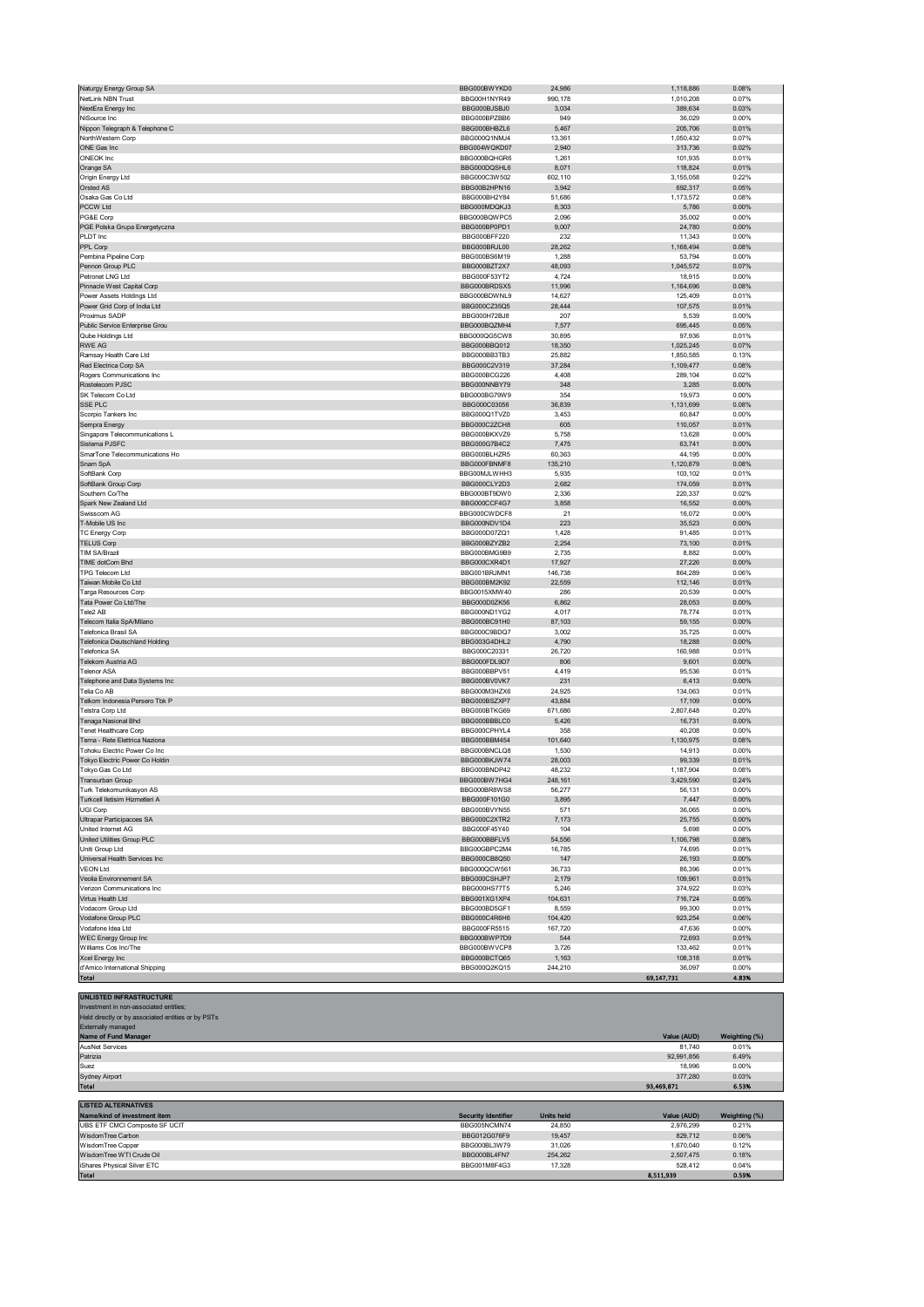| | | | | |
|---|---|---|---|---|
| Naturgy Energy Group SA | BBG000BWYKD0 | 24,986 | 1,118,886 | 0.08% |
| NetLink NBN Trust | BBG00H1NYR49 | 990,178 | 1,010,208 | 0.07% |
| NextEra Energy Inc | BBG000BJSBJ0 | 3,034 | 389,634 | 0.03% |
| NiSource Inc | BBG000BPZBB6 | 949 | 36,029 | 0.00% |
| Nippon Telegraph & Telephone C | BBG000BHBZL6 | 5,467 | 205,706 | 0.01% |
| NorthWestern Corp | BBG000Q1NMJ4 | 13,361 | 1,050,432 | 0.07% |
| ONE Gas Inc | BBG004WQKD07 | 2,940 | 313,736 | 0.02% |
| ONEOK Inc | BBG000BQHGR6 | 1,261 | 101,935 | 0.01% |
| Orange SA | BBG000DQSHL6 | 8,071 | 118,824 | 0.01% |
| Origin Energy Ltd | BBG000C3W502 | 602,110 | 3,155,058 | 0.22% |
| Orsted AS | BBG00B2HPN16 | 3,942 | 692,317 | 0.05% |
| Osaka Gas Co Ltd | BBG000BH2Y84 | 51,686 | 1,173,572 | 0.08% |
| PCCW Ltd | BBG000MDQKJ3 | 8,303 | 5,786 | 0.00% |
| PG&E Corp | BBG000BQWPC5 | 2,096 | 35,002 | 0.00% |
| PGE Polska Grupa Energetyczna | BBG000BP0PD1 | 9,007 | 24,780 | 0.00% |
| PLDT Inc | BBG000BFF220 | 232 | 11,343 | 0.00% |
| PPL Corp | BBG000BRJL00 | 28,262 | 1,168,494 | 0.08% |
| Pembina Pipeline Corp | BBG000BS6M19 | 1,288 | 53,794 | 0.00% |
| Pennon Group PLC | BBG000BZT2X7 | 48,093 | 1,045,572 | 0.07% |
| Petronet LNG Ltd | BBG000F53YT2 | 4,724 | 18,915 | 0.00% |
| Pinnacle West Capital Corp | BBG000BRDSX5 | 11,996 | 1,164,696 | 0.08% |
| Power Assets Holdings Ltd | BBG000BDWNL9 | 14,627 | 125,409 | 0.01% |
| Power Grid Corp of India Ltd | BBG000CZ35Q5 | 28,444 | 107,575 | 0.01% |
| Proximus SADP | BBG000H72BJ8 | 207 | 5,539 | 0.00% |
| Public Service Enterprise Grou | BBG000BQZMH4 | 7,577 | 695,445 | 0.05% |
| Qube Holdings Ltd | BBG000QG5CW8 | 30,895 | 97,936 | 0.01% |
| RWE AG | BBG000BBQ012 | 18,350 | 1,025,245 | 0.07% |
| Ramsay Health Care Ltd | BBG000BB3TB3 | 25,882 | 1,850,585 | 0.13% |
| Red Electrica Corp SA | BBG000C2V319 | 37,284 | 1,109,477 | 0.08% |
| Rogers Communications Inc | BBG000BCG226 | 4,408 | 289,104 | 0.02% |
| Rostelecom PJSC | BBG000NNBY79 | 348 | 3,285 | 0.00% |
| SK Telecom Co Ltd | BBG000BG79W9 | 354 | 19,973 | 0.00% |
| SSE PLC | BBG000C03056 | 36,839 | 1,131,699 | 0.08% |
| Scorpio Tankers Inc | BBG000Q1TVZ0 | 3,453 | 60,847 | 0.00% |
| Sempra Energy | BBG000C2ZCH8 | 605 | 110,057 | 0.01% |
| Singapore Telecommunications L | BBG000BKXVZ9 | 5,758 | 13,628 | 0.00% |
| Sistema PJSFC | BBG000G7B4C2 | 7,475 | 63,741 | 0.00% |
| SmarTone Telecommunications Ho | BBG000BLHZR5 | 60,363 | 44,195 | 0.00% |
| Snam SpA | BBG000FBNMF8 | 135,210 | 1,120,879 | 0.08% |
| SoftBank Corp | BBG00MJLWHH3 | 5,935 | 103,102 | 0.01% |
| SoftBank Group Corp | BBG000CLY2D3 | 2,682 | 174,059 | 0.01% |
| Southern Co/The | BBG000BT9DW0 | 2,336 | 220,337 | 0.02% |
| Spark New Zealand Ltd | BBG000CCF4G7 | 3,858 | 16,552 | 0.00% |
| Swisscom AG | BBG000CWDCF8 | 21 | 16,072 | 0.00% |
| T-Mobile US Inc | BBG000NDV1D4 | 223 | 35,523 | 0.00% |
| TC Energy Corp | BBG000D07ZQ1 | 1,428 | 91,485 | 0.01% |
| TELUS Corp | BBG000BZYZB2 | 2,254 | 73,100 | 0.01% |
| TIM SA/Brazil | BBG000BMG9B9 | 2,735 | 8,882 | 0.00% |
| TIME dotCom Bhd | BBG000CXR4D1 | 17,927 | 27,226 | 0.00% |
| TPG Telecom Ltd | BBG001BRJMN1 | 146,738 | 864,289 | 0.06% |
| Taiwan Mobile Co Ltd | BBG000BM2K92 | 22,559 | 112,146 | 0.01% |
| Targa Resources Corp | BBG0015XMW40 | 286 | 20,539 | 0.00% |
| Tata Power Co Ltd/The | BBG000D0ZK56 | 6,862 | 28,053 | 0.00% |
| Tele2 AB | BBG000ND1YG2 | 4,017 | 78,774 | 0.01% |
| Telecom Italia SpA/Milano | BBG000BC91H0 | 87,103 | 59,155 | 0.00% |
| Telefonica Brasil SA | BBG000C9BDQ7 | 3,002 | 35,725 | 0.00% |
| Telefonica Deutschland Holding | BBG003G4DHL2 | 4,790 | 18,288 | 0.00% |
| Telefonica SA | BBG000C20331 | 26,720 | 160,988 | 0.01% |
| Telekom Austria AG | BBG000FDL9D7 | 806 | 9,601 | 0.00% |
| Telenor ASA | BBG000BBPV51 | 4,419 | 95,536 | 0.01% |
| Telephone and Data Systems Inc | BBG000BV0VK7 | 231 | 6,413 | 0.00% |
| Telia Co AB | BBG000M3HZX6 | 24,925 | 134,063 | 0.01% |
| Telkom Indonesia Persero Tbk P | BBG000BSZXP7 | 43,884 | 17,109 | 0.00% |
| Telstra Corp Ltd | BBG000BTKG69 | 671,686 | 2,807,648 | 0.20% |
| Tenaga Nasional Bhd | BBG000BBBLC0 | 5,426 | 16,731 | 0.00% |
| Tenet Healthcare Corp | BBG000CPHYL4 | 358 | 40,208 | 0.00% |
| Terna - Rete Elettrica Naziona | BBG000BBM454 | 101,640 | 1,130,975 | 0.08% |
| Tohoku Electric Power Co Inc | BBG000BNCLQ8 | 1,530 | 14,913 | 0.00% |
| Tokyo Electric Power Co Holdin | BBG000BKJW74 | 28,003 | 99,339 | 0.01% |
| Tokyo Gas Co Ltd | BBG000BNDP42 | 48,232 | 1,187,904 | 0.08% |
| Transurban Group | BBG000BW7HG4 | 248,161 | 3,429,590 | 0.24% |
| Turk Telekomunikasyon AS | BBG000BR8WS8 | 56,277 | 56,131 | 0.00% |
| Turkcell Iletisim Hizmetleri A | BBG000F101G0 | 3,895 | 7,447 | 0.00% |
| UGI Corp | BBG000BVYN55 | 571 | 36,065 | 0.00% |
| Ultrapar Participacoes SA | BBG000C2XTR2 | 7,173 | 25,755 | 0.00% |
| United Internet AG | BBG000F45Y40 | 104 | 5,698 | 0.00% |
| United Utilities Group PLC | BBG000BBFLV5 | 54,556 | 1,106,798 | 0.08% |
| Uniti Group Ltd | BBG00GBPC2M4 | 16,785 | 74,695 | 0.01% |
| Universal Health Services Inc | BBG000CB8Q50 | 147 | 26,193 | 0.00% |
| VEON Ltd | BBG000QCW561 | 36,733 | 86,396 | 0.01% |
| Veolia Environnement SA | BBG000CSHJP7 | 2,179 | 108,961 | 0.01% |
| Verizon Communications Inc | BBG000HS77T5 | 5,246 | 374,922 | 0.03% |
| Virtus Health Ltd | BBG001XG1XP4 | 104,631 | 716,724 | 0.05% |
| Vodacom Group Ltd | BBG000BD5GF1 | 8,559 | 99,300 | 0.01% |
| Vodafone Group PLC | BBG000C4R6H6 | 104,420 | 923,254 | 0.06% |
| Vodafone Idea Ltd | BBG000FR5515 | 167,720 | 47,636 | 0.00% |
| WEC Energy Group Inc | BBG000BWP7D9 | 544 | 72,693 | 0.01% |
| Williams Cos Inc/The | BBG000BWVCP8 | 3,726 | 133,462 | 0.01% |
| Xcel Energy Inc | BBG000BCTQ65 | 1,163 | 108,318 | 0.01% |
| d'Amico International Shipping | BBG000Q2KQ15 | 244,210 | 36,097 | 0.00% |
| **Total** | | | **69,147,731** | **4.83%** |

**UNLISTED INFRASTRUCTURE**

Investment in non-associated entities;
Held directly or by associated entities or by PSTs
Externally managed

| Name of Fund Manager | Value (AUD) | Weighting (%) |
|---|---|---|
| AusNet Services | 81,740 | 0.01% |
| Patrizia | 92,991,856 | 6.49% |
| Suez | 18,996 | 0.00% |
| Sydney Airport | 377,280 | 0.03% |
| **Total** | **93,469,871** | **6.53%** |

**LISTED ALTERNATIVES**

| Name/kind of investment item | Security Identifier | Units held | Value (AUD) | Weighting (%) |
|---|---|---|---|---|
| UBS ETF CMCI Composite SF UCIT | BBG005NCMN74 | 24,850 | 2,976,299 | 0.21% |
| WisdomTree Carbon | BBG012G078F9 | 19,457 | 829,712 | 0.06% |
| WisdomTree Copper | BBG000BL3W79 | 31,026 | 1,670,040 | 0.12% |
| WisdomTree WTI Crude Oil | BBG000BL4FN7 | 254,262 | 2,507,475 | 0.18% |
| iShares Physical Silver ETC | BBG001M8F4G3 | 17,328 | 528,412 | 0.04% |
| **Total** | | | **8,511,939** | **0.59%** |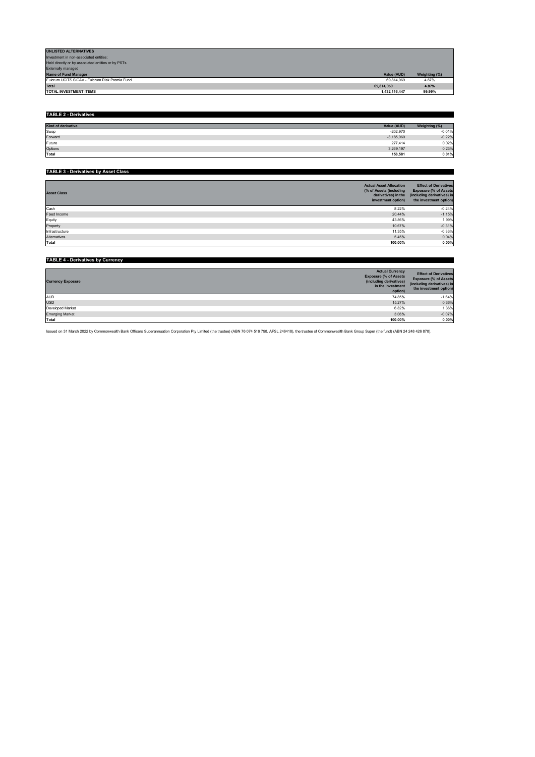| UNLISTED ALTERNATIVES | | |
|---|---|---|
| Investment in non-associated entities; | | |
| Held directly or by associated entities or by PSTs | | |
| Externally managed | | |
| **Name of Fund Manager** | **Value (AUD)** | **Weighting (%)** |
| Fulcrum UCITS SICAV - Fulcrum Risk Premia Fund | 69,814,069 | 4.87% |
| **Total** | **69,814,069** | **4.87%** |
| **TOTAL INVESTMENT ITEMS** | **1,432,116,447** | **99.99%** |

## TABLE 2 - Derivatives

| Kind of derivative | Value (AUD) | Weighting (%) |
|---|---|---|
| Swap | -202,970 | -0.01% |
| Forward | -3,185,060 | -0.22% |
| Future | 277,414 | 0.02% |
| Options | 3,269,197 | 0.23% |
| **Total** | **158,581** | **0.01%** |

## TABLE 3 - Derivatives by Asset Class

| Asset Class | Actual Asset Allocation (% of Assets (including derivatives) in the investment option) | Effect of Derivatives Exposure (% of Assets (including derivatives) in the investment option) |
|---|---|---|
| Cash | 8.22% | -0.24% |
| Fixed Income | 20.44% | -1.15% |
| Equity | 43.86% | 1.99% |
| Property | 10.67% | -0.31% |
| Infrastructure | 11.35% | -0.33% |
| Alternatives | 5.45% | 0.04% |
| **Total** | **100.00%** | **0.00%** |

## TABLE 4 - Derivatives by Currency

| Currency Exposure | Actual Currency Exposure (% of Assets (including derivatives) in the investment option) | Effect of Derivatives Exposure (% of Assets (including derivatives) in the investment option) |
|---|---|---|
| AUD | 74.85% | -1.64% |
| USD | 15.27% | 0.36% |
| Developed Market | 6.82% | 1.36% |
| Emerging Market | 3.06% | -0.07% |
| **Total** | **100.00%** | **0.00%** |

Issued on 31 March 2022 by Commonwealth Bank Officers Superannuation Corporation Pty Limited (the trustee) (ABN 76 074 519 798, AFSL 246418), the trustee of Commonwealth Bank Group Super (the fund) (ABN 24 248 426 878).